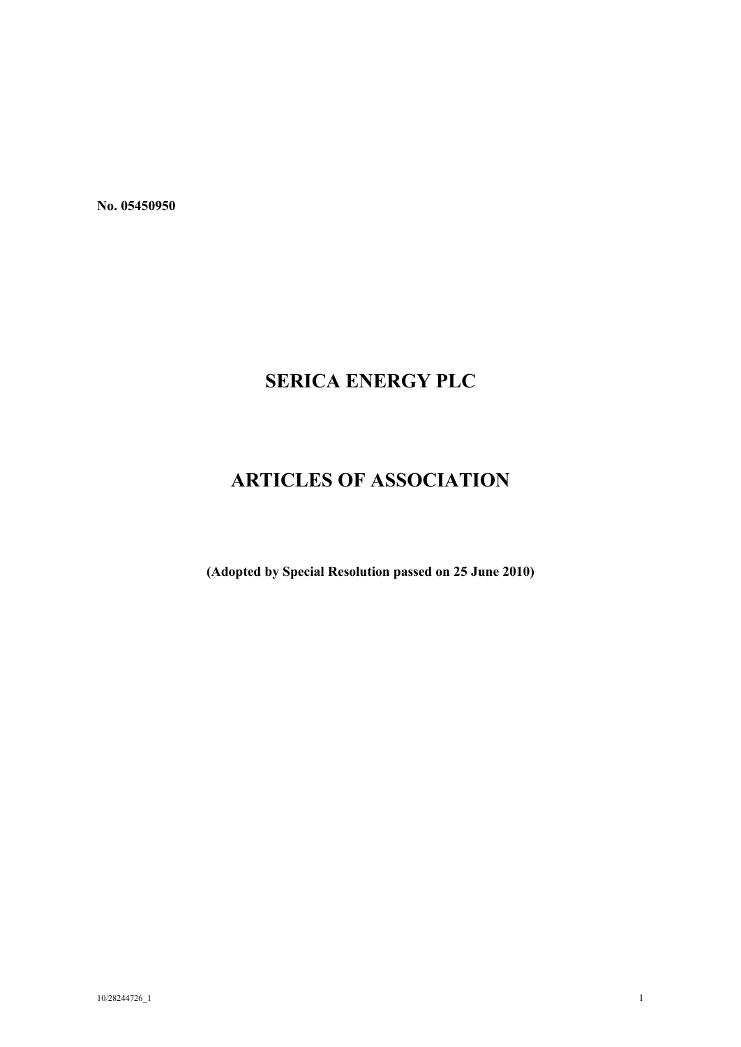**No. 05450950**

# SERICA ENERGY PLC

# ARTICLES OF ASSOCIATION

**(Adopted by Special Resolution passed on 25 June 2010)**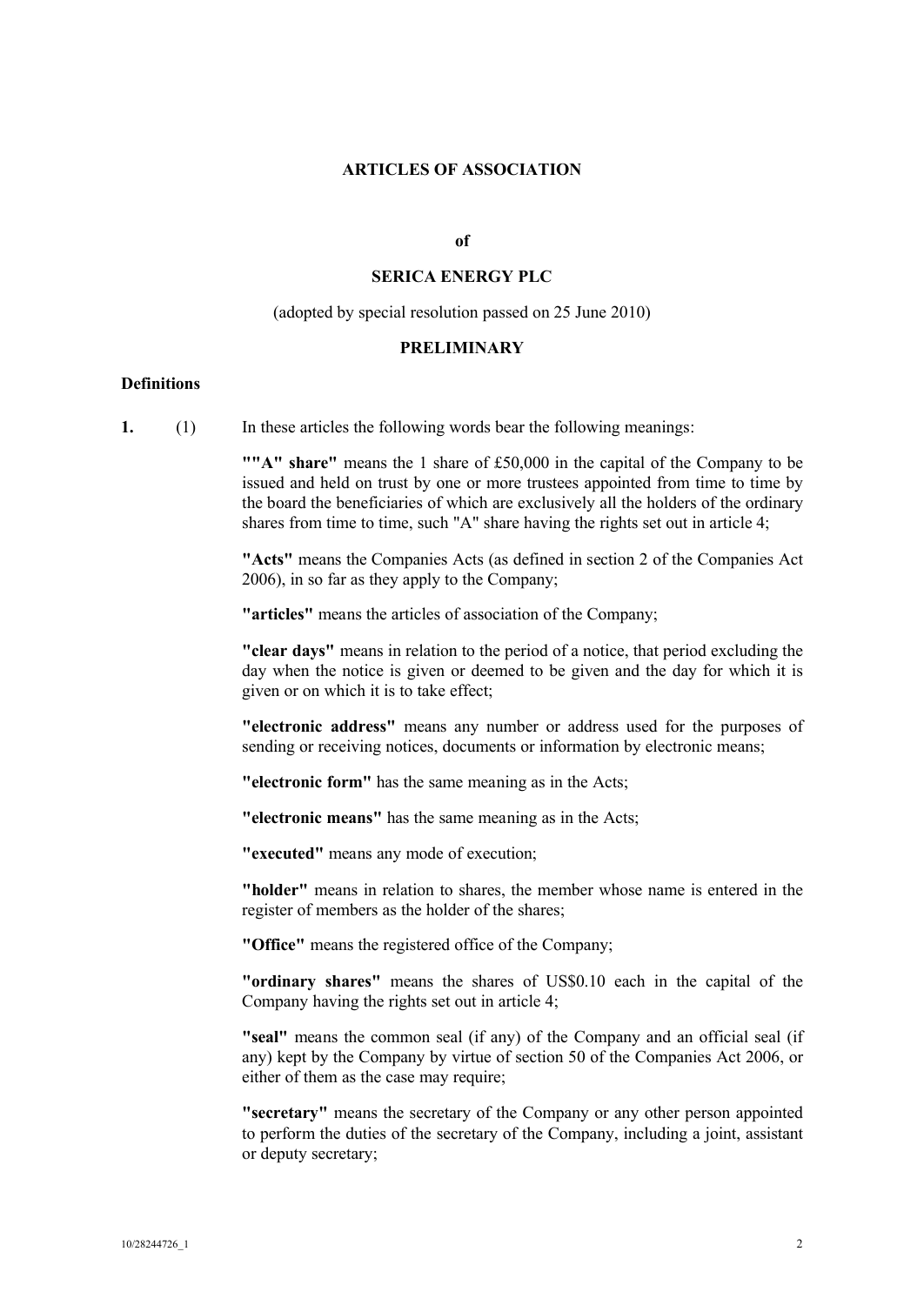**ARTICLES OF ASSOCIATION**

**of**

**SERICA ENERGY PLC**

(adopted by special resolution passed on 25 June 2010)

**PRELIMINARY**

**Definitions**

**1.** (1) In these articles the following words bear the following meanings:

**""A" share"** means the 1 share of £50,000 in the capital of the Company to be issued and held on trust by one or more trustees appointed from time to time by the board the beneficiaries of which are exclusively all the holders of the ordinary shares from time to time, such "A" share having the rights set out in article 4;

**"Acts"** means the Companies Acts (as defined in section 2 of the Companies Act 2006), in so far as they apply to the Company;

**"articles"** means the articles of association of the Company;

**"clear days"** means in relation to the period of a notice, that period excluding the day when the notice is given or deemed to be given and the day for which it is given or on which it is to take effect;

**"electronic address"** means any number or address used for the purposes of sending or receiving notices, documents or information by electronic means;

**"electronic form"** has the same meaning as in the Acts;

**"electronic means"** has the same meaning as in the Acts;

**"executed"** means any mode of execution;

**"holder"** means in relation to shares, the member whose name is entered in the register of members as the holder of the shares;

**"Office"** means the registered office of the Company;

**"ordinary shares"** means the shares of US$0.10 each in the capital of the Company having the rights set out in article 4;

**"seal"** means the common seal (if any) of the Company and an official seal (if any) kept by the Company by virtue of section 50 of the Companies Act 2006, or either of them as the case may require;

**"secretary"** means the secretary of the Company or any other person appointed to perform the duties of the secretary of the Company, including a joint, assistant or deputy secretary;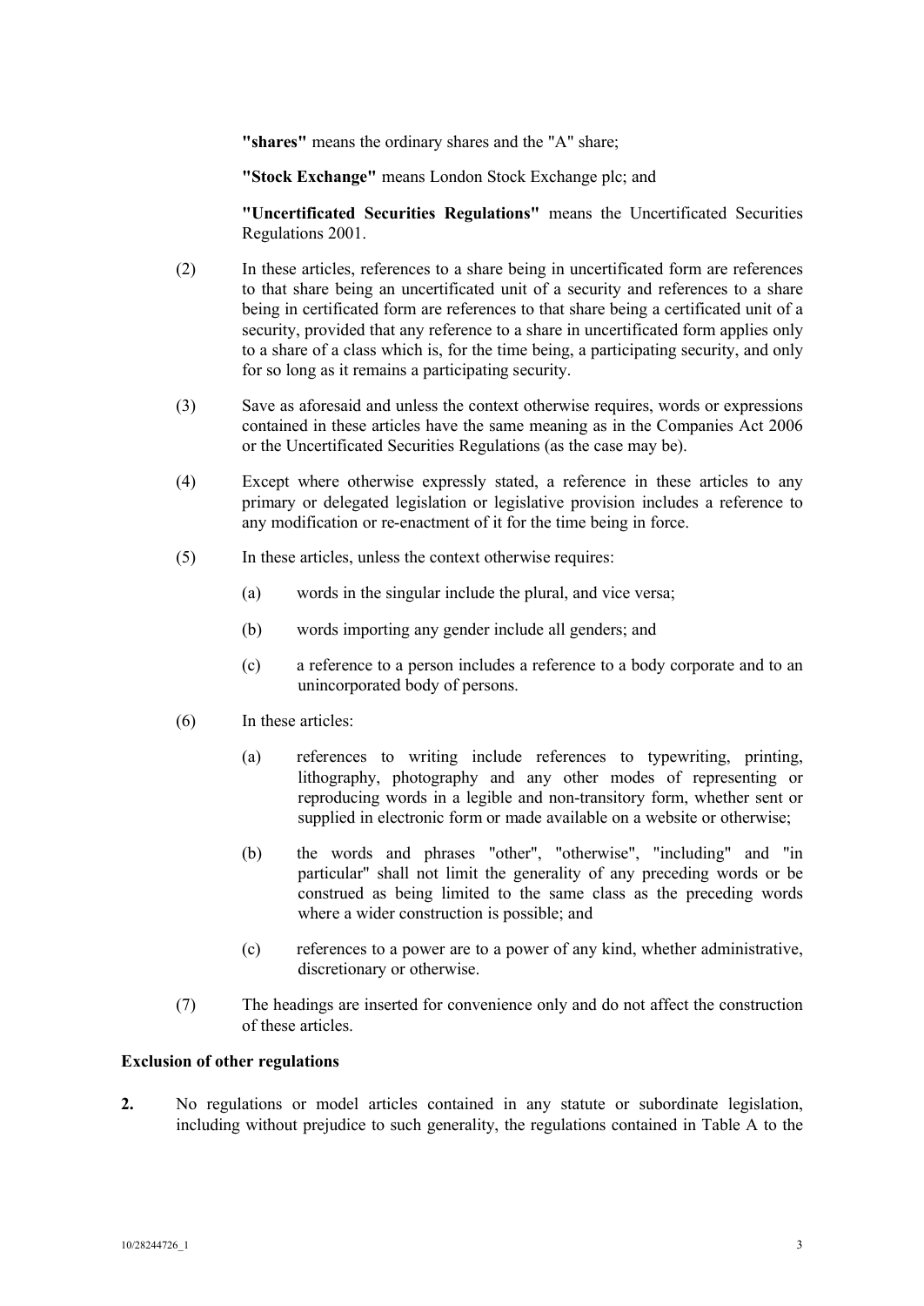**"shares"** means the ordinary shares and the "A" share;

**"Stock Exchange"** means London Stock Exchange plc; and

**"Uncertificated Securities Regulations"** means the Uncertificated Securities Regulations 2001.

(2) In these articles, references to a share being in uncertificated form are references to that share being an uncertificated unit of a security and references to a share being in certificated form are references to that share being a certificated unit of a security, provided that any reference to a share in uncertificated form applies only to a share of a class which is, for the time being, a participating security, and only for so long as it remains a participating security.

(3) Save as aforesaid and unless the context otherwise requires, words or expressions contained in these articles have the same meaning as in the Companies Act 2006 or the Uncertificated Securities Regulations (as the case may be).

(4) Except where otherwise expressly stated, a reference in these articles to any primary or delegated legislation or legislative provision includes a reference to any modification or re-enactment of it for the time being in force.

(5) In these articles, unless the context otherwise requires:

(a) words in the singular include the plural, and vice versa;

(b) words importing any gender include all genders; and

(c) a reference to a person includes a reference to a body corporate and to an unincorporated body of persons.

(6) In these articles:

(a) references to writing include references to typewriting, printing, lithography, photography and any other modes of representing or reproducing words in a legible and non-transitory form, whether sent or supplied in electronic form or made available on a website or otherwise;

(b) the words and phrases "other", "otherwise", "including" and "in particular" shall not limit the generality of any preceding words or be construed as being limited to the same class as the preceding words where a wider construction is possible; and

(c) references to a power are to a power of any kind, whether administrative, discretionary or otherwise.

(7) The headings are inserted for convenience only and do not affect the construction of these articles.

**Exclusion of other regulations**

**2.** No regulations or model articles contained in any statute or subordinate legislation, including without prejudice to such generality, the regulations contained in Table A to the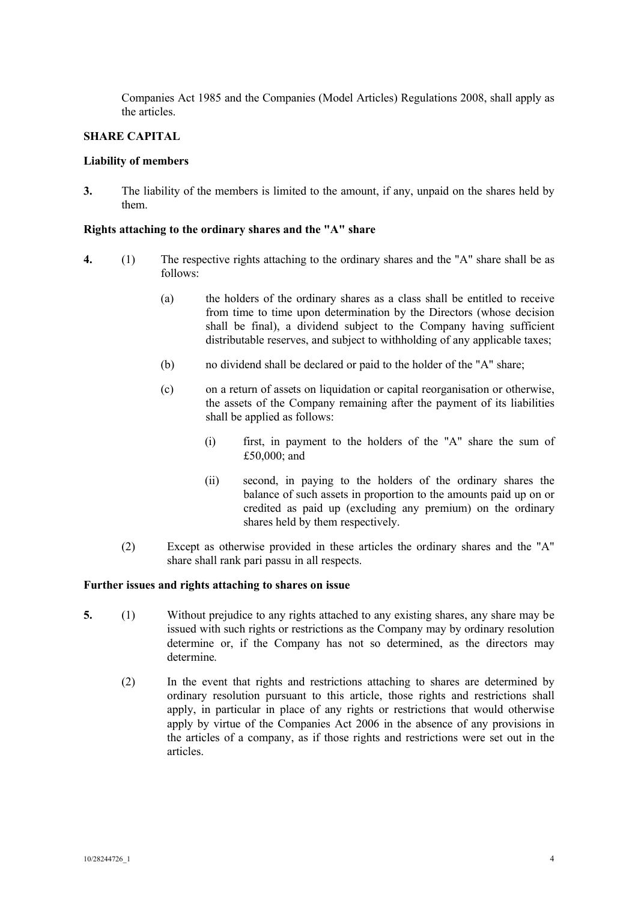Companies Act 1985 and the Companies (Model Articles) Regulations 2008, shall apply as the articles.

## SHARE CAPITAL

### Liability of members

**3.** The liability of the members is limited to the amount, if any, unpaid on the shares held by them.

### Rights attaching to the ordinary shares and the "A" share

**4.** (1) The respective rights attaching to the ordinary shares and the "A" share shall be as follows:

(a) the holders of the ordinary shares as a class shall be entitled to receive from time to time upon determination by the Directors (whose decision shall be final), a dividend subject to the Company having sufficient distributable reserves, and subject to withholding of any applicable taxes;

(b) no dividend shall be declared or paid to the holder of the "A" share;

(c) on a return of assets on liquidation or capital reorganisation or otherwise, the assets of the Company remaining after the payment of its liabilities shall be applied as follows:

(i) first, in payment to the holders of the "A" share the sum of £50,000; and

(ii) second, in paying to the holders of the ordinary shares the balance of such assets in proportion to the amounts paid up on or credited as paid up (excluding any premium) on the ordinary shares held by them respectively.

(2) Except as otherwise provided in these articles the ordinary shares and the "A" share shall rank pari passu in all respects.

### Further issues and rights attaching to shares on issue

**5.** (1) Without prejudice to any rights attached to any existing shares, any share may be issued with such rights or restrictions as the Company may by ordinary resolution determine or, if the Company has not so determined, as the directors may determine.

(2) In the event that rights and restrictions attaching to shares are determined by ordinary resolution pursuant to this article, those rights and restrictions shall apply, in particular in place of any rights or restrictions that would otherwise apply by virtue of the Companies Act 2006 in the absence of any provisions in the articles of a company, as if those rights and restrictions were set out in the articles.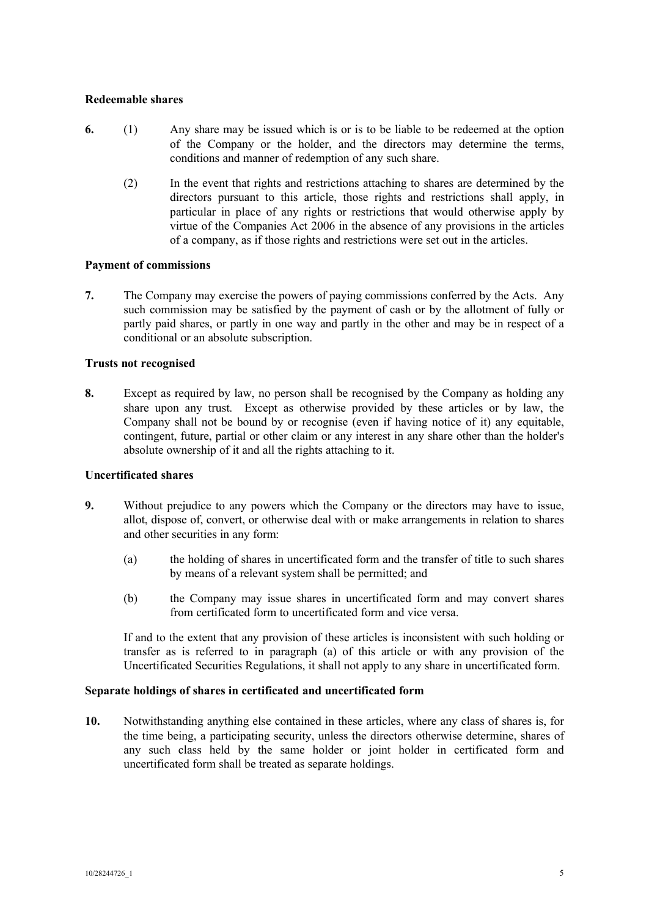**Redeemable shares**

**6.** (1) Any share may be issued which is or is to be liable to be redeemed at the option of the Company or the holder, and the directors may determine the terms, conditions and manner of redemption of any such share.

(2) In the event that rights and restrictions attaching to shares are determined by the directors pursuant to this article, those rights and restrictions shall apply, in particular in place of any rights or restrictions that would otherwise apply by virtue of the Companies Act 2006 in the absence of any provisions in the articles of a company, as if those rights and restrictions were set out in the articles.

**Payment of commissions**

**7.** The Company may exercise the powers of paying commissions conferred by the Acts. Any such commission may be satisfied by the payment of cash or by the allotment of fully or partly paid shares, or partly in one way and partly in the other and may be in respect of a conditional or an absolute subscription.

**Trusts not recognised**

**8.** Except as required by law, no person shall be recognised by the Company as holding any share upon any trust. Except as otherwise provided by these articles or by law, the Company shall not be bound by or recognise (even if having notice of it) any equitable, contingent, future, partial or other claim or any interest in any share other than the holder's absolute ownership of it and all the rights attaching to it.

**Uncertificated shares**

**9.** Without prejudice to any powers which the Company or the directors may have to issue, allot, dispose of, convert, or otherwise deal with or make arrangements in relation to shares and other securities in any form:

(a) the holding of shares in uncertificated form and the transfer of title to such shares by means of a relevant system shall be permitted; and

(b) the Company may issue shares in uncertificated form and may convert shares from certificated form to uncertificated form and vice versa.

If and to the extent that any provision of these articles is inconsistent with such holding or transfer as is referred to in paragraph (a) of this article or with any provision of the Uncertificated Securities Regulations, it shall not apply to any share in uncertificated form.

**Separate holdings of shares in certificated and uncertificated form**

**10.** Notwithstanding anything else contained in these articles, where any class of shares is, for the time being, a participating security, unless the directors otherwise determine, shares of any such class held by the same holder or joint holder in certificated form and uncertificated form shall be treated as separate holdings.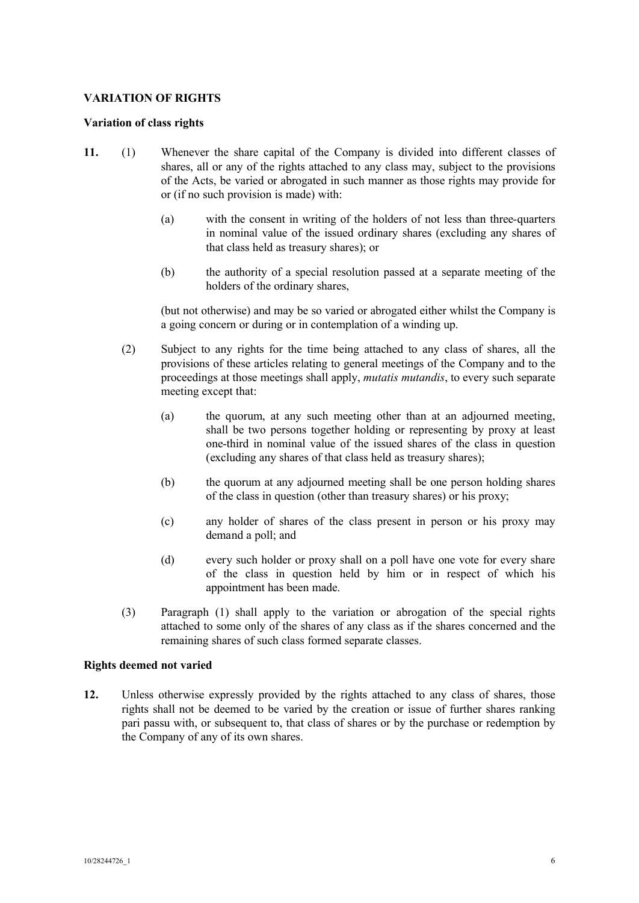## VARIATION OF RIGHTS

### Variation of class rights

**11.** (1) Whenever the share capital of the Company is divided into different classes of shares, all or any of the rights attached to any class may, subject to the provisions of the Acts, be varied or abrogated in such manner as those rights may provide for or (if no such provision is made) with:

(a) with the consent in writing of the holders of not less than three-quarters in nominal value of the issued ordinary shares (excluding any shares of that class held as treasury shares); or

(b) the authority of a special resolution passed at a separate meeting of the holders of the ordinary shares,

(but not otherwise) and may be so varied or abrogated either whilst the Company is a going concern or during or in contemplation of a winding up.

(2) Subject to any rights for the time being attached to any class of shares, all the provisions of these articles relating to general meetings of the Company and to the proceedings at those meetings shall apply, *mutatis mutandis*, to every such separate meeting except that:

(a) the quorum, at any such meeting other than at an adjourned meeting, shall be two persons together holding or representing by proxy at least one-third in nominal value of the issued shares of the class in question (excluding any shares of that class held as treasury shares);

(b) the quorum at any adjourned meeting shall be one person holding shares of the class in question (other than treasury shares) or his proxy;

(c) any holder of shares of the class present in person or his proxy may demand a poll; and

(d) every such holder or proxy shall on a poll have one vote for every share of the class in question held by him or in respect of which his appointment has been made.

(3) Paragraph (1) shall apply to the variation or abrogation of the special rights attached to some only of the shares of any class as if the shares concerned and the remaining shares of such class formed separate classes.

### Rights deemed not varied

**12.** Unless otherwise expressly provided by the rights attached to any class of shares, those rights shall not be deemed to be varied by the creation or issue of further shares ranking pari passu with, or subsequent to, that class of shares or by the purchase or redemption by the Company of any of its own shares.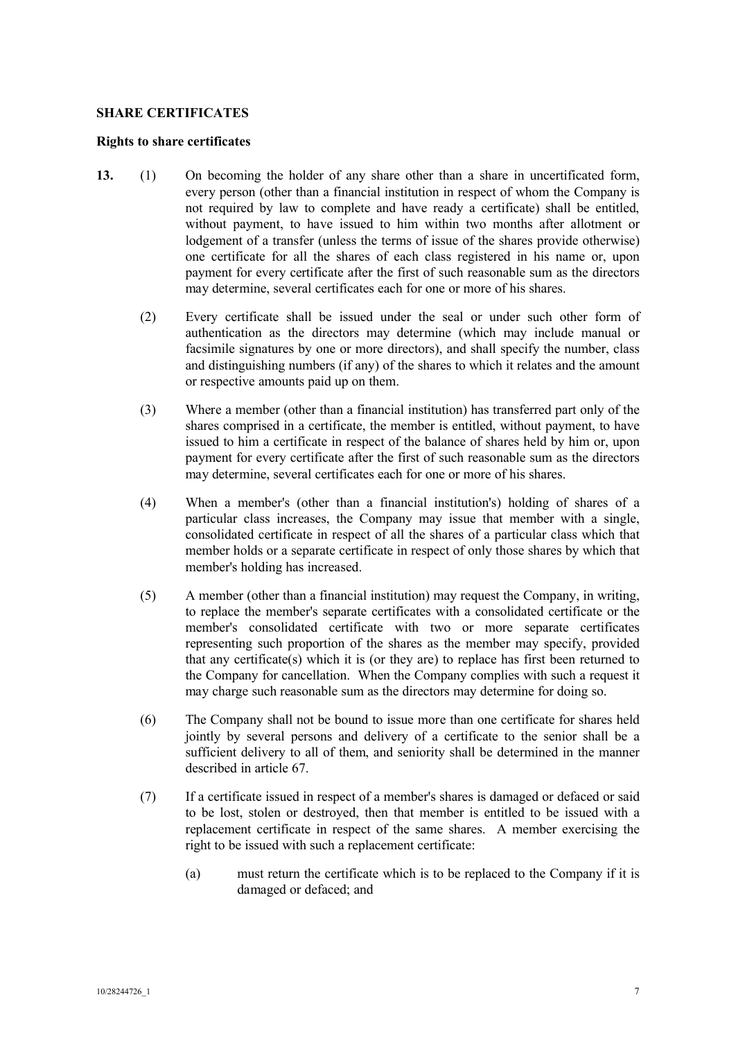## SHARE CERTIFICATES

### Rights to share certificates

**13.** (1) On becoming the holder of any share other than a share in uncertificated form, every person (other than a financial institution in respect of whom the Company is not required by law to complete and have ready a certificate) shall be entitled, without payment, to have issued to him within two months after allotment or lodgement of a transfer (unless the terms of issue of the shares provide otherwise) one certificate for all the shares of each class registered in his name or, upon payment for every certificate after the first of such reasonable sum as the directors may determine, several certificates each for one or more of his shares.

(2) Every certificate shall be issued under the seal or under such other form of authentication as the directors may determine (which may include manual or facsimile signatures by one or more directors), and shall specify the number, class and distinguishing numbers (if any) of the shares to which it relates and the amount or respective amounts paid up on them.

(3) Where a member (other than a financial institution) has transferred part only of the shares comprised in a certificate, the member is entitled, without payment, to have issued to him a certificate in respect of the balance of shares held by him or, upon payment for every certificate after the first of such reasonable sum as the directors may determine, several certificates each for one or more of his shares.

(4) When a member's (other than a financial institution's) holding of shares of a particular class increases, the Company may issue that member with a single, consolidated certificate in respect of all the shares of a particular class which that member holds or a separate certificate in respect of only those shares by which that member's holding has increased.

(5) A member (other than a financial institution) may request the Company, in writing, to replace the member's separate certificates with a consolidated certificate or the member's consolidated certificate with two or more separate certificates representing such proportion of the shares as the member may specify, provided that any certificate(s) which it is (or they are) to replace has first been returned to the Company for cancellation. When the Company complies with such a request it may charge such reasonable sum as the directors may determine for doing so.

(6) The Company shall not be bound to issue more than one certificate for shares held jointly by several persons and delivery of a certificate to the senior shall be a sufficient delivery to all of them, and seniority shall be determined in the manner described in article 67.

(7) If a certificate issued in respect of a member's shares is damaged or defaced or said to be lost, stolen or destroyed, then that member is entitled to be issued with a replacement certificate in respect of the same shares. A member exercising the right to be issued with such a replacement certificate:

(a) must return the certificate which is to be replaced to the Company if it is damaged or defaced; and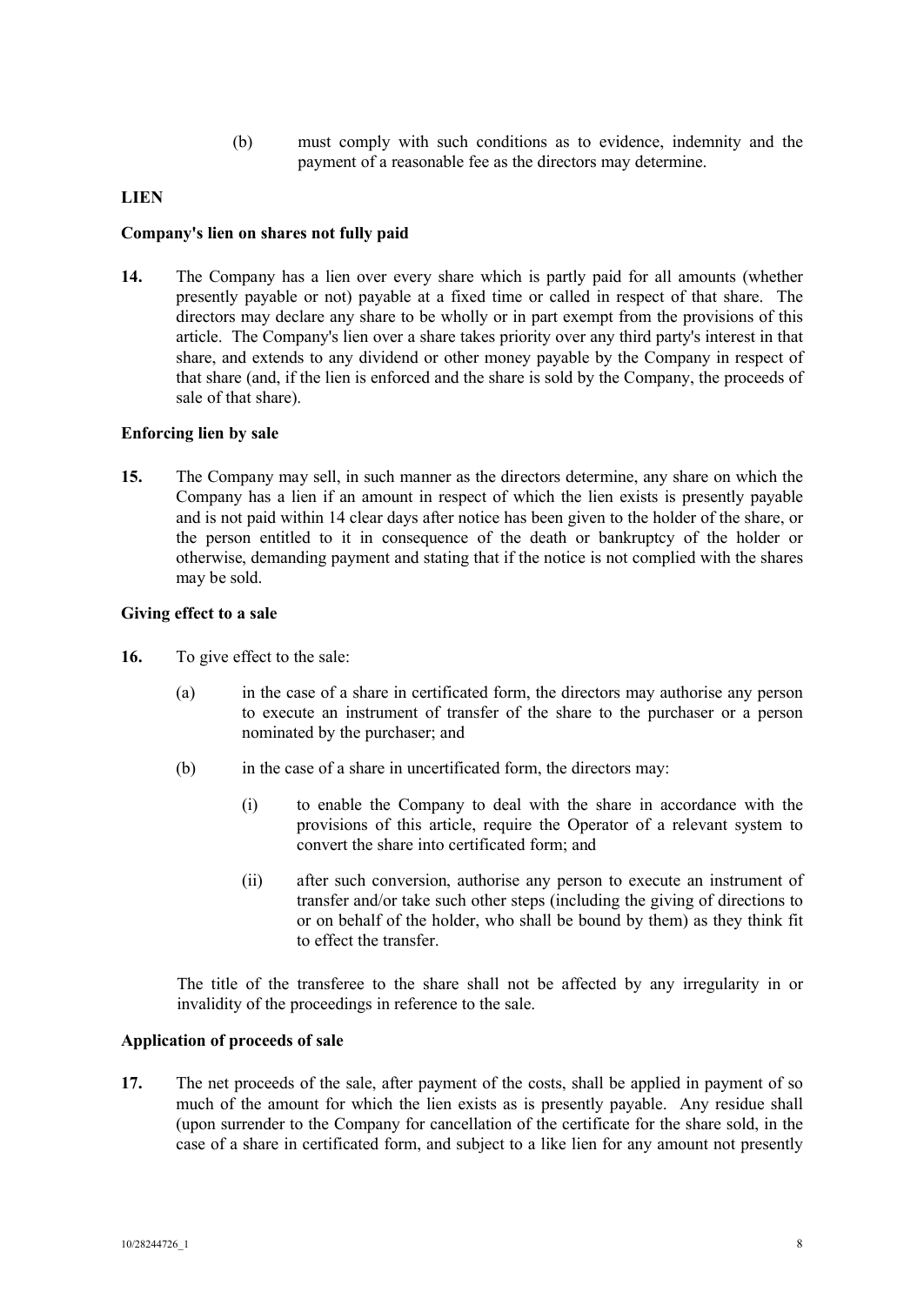(b) must comply with such conditions as to evidence, indemnity and the payment of a reasonable fee as the directors may determine.

**LIEN**

**Company's lien on shares not fully paid**

**14.** The Company has a lien over every share which is partly paid for all amounts (whether presently payable or not) payable at a fixed time or called in respect of that share. The directors may declare any share to be wholly or in part exempt from the provisions of this article. The Company's lien over a share takes priority over any third party's interest in that share, and extends to any dividend or other money payable by the Company in respect of that share (and, if the lien is enforced and the share is sold by the Company, the proceeds of sale of that share).

**Enforcing lien by sale**

**15.** The Company may sell, in such manner as the directors determine, any share on which the Company has a lien if an amount in respect of which the lien exists is presently payable and is not paid within 14 clear days after notice has been given to the holder of the share, or the person entitled to it in consequence of the death or bankruptcy of the holder or otherwise, demanding payment and stating that if the notice is not complied with the shares may be sold.

**Giving effect to a sale**

**16.** To give effect to the sale:

(a) in the case of a share in certificated form, the directors may authorise any person to execute an instrument of transfer of the share to the purchaser or a person nominated by the purchaser; and

(b) in the case of a share in uncertificated form, the directors may:

(i) to enable the Company to deal with the share in accordance with the provisions of this article, require the Operator of a relevant system to convert the share into certificated form; and

(ii) after such conversion, authorise any person to execute an instrument of transfer and/or take such other steps (including the giving of directions to or on behalf of the holder, who shall be bound by them) as they think fit to effect the transfer.

The title of the transferee to the share shall not be affected by any irregularity in or invalidity of the proceedings in reference to the sale.

**Application of proceeds of sale**

**17.** The net proceeds of the sale, after payment of the costs, shall be applied in payment of so much of the amount for which the lien exists as is presently payable. Any residue shall (upon surrender to the Company for cancellation of the certificate for the share sold, in the case of a share in certificated form, and subject to a like lien for any amount not presently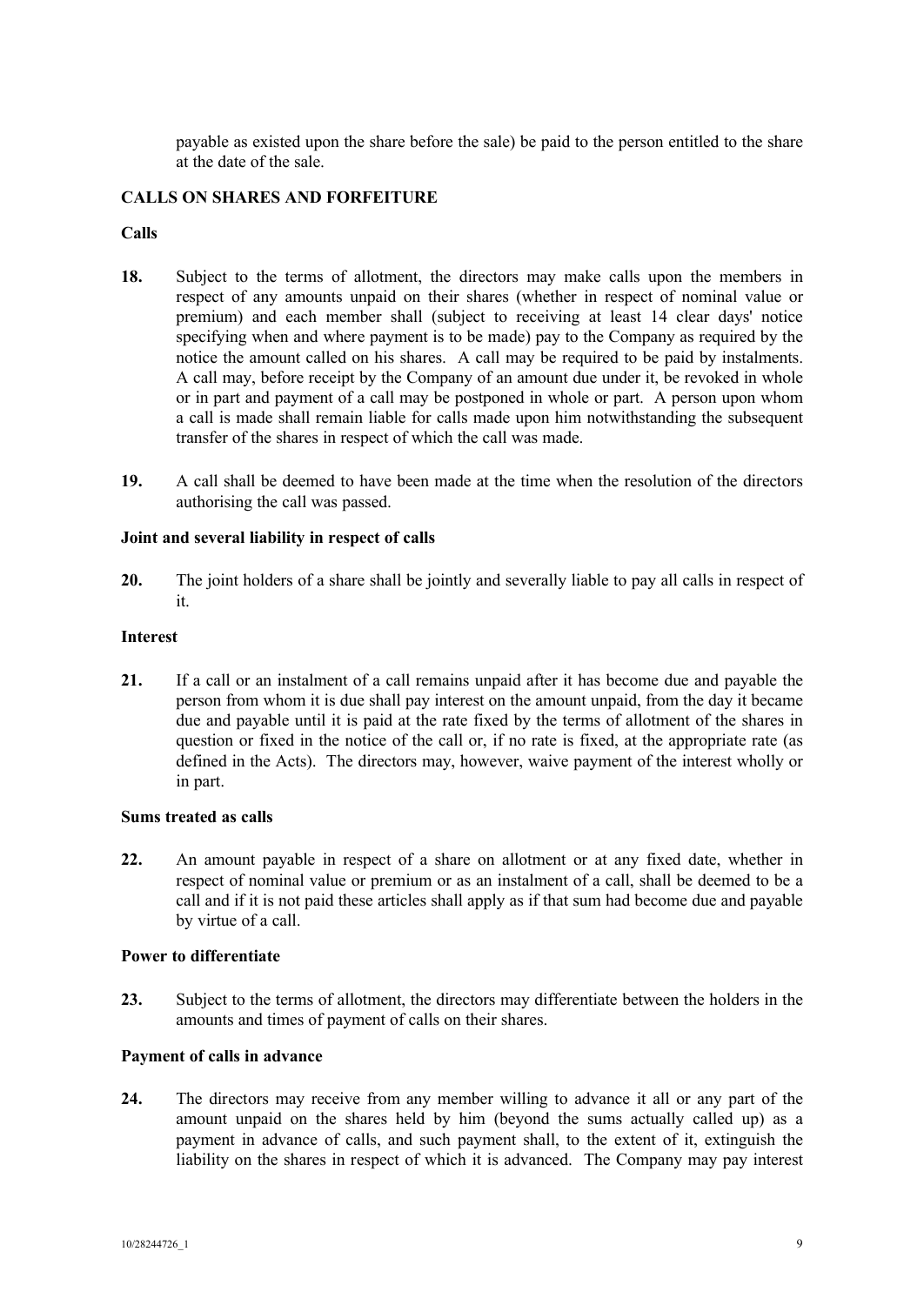payable as existed upon the share before the sale) be paid to the person entitled to the share at the date of the sale.

## CALLS ON SHARES AND FORFEITURE

### Calls

**18.** Subject to the terms of allotment, the directors may make calls upon the members in respect of any amounts unpaid on their shares (whether in respect of nominal value or premium) and each member shall (subject to receiving at least 14 clear days' notice specifying when and where payment is to be made) pay to the Company as required by the notice the amount called on his shares. A call may be required to be paid by instalments. A call may, before receipt by the Company of an amount due under it, be revoked in whole or in part and payment of a call may be postponed in whole or part. A person upon whom a call is made shall remain liable for calls made upon him notwithstanding the subsequent transfer of the shares in respect of which the call was made.

**19.** A call shall be deemed to have been made at the time when the resolution of the directors authorising the call was passed.

### Joint and several liability in respect of calls

**20.** The joint holders of a share shall be jointly and severally liable to pay all calls in respect of it.

### Interest

**21.** If a call or an instalment of a call remains unpaid after it has become due and payable the person from whom it is due shall pay interest on the amount unpaid, from the day it became due and payable until it is paid at the rate fixed by the terms of allotment of the shares in question or fixed in the notice of the call or, if no rate is fixed, at the appropriate rate (as defined in the Acts). The directors may, however, waive payment of the interest wholly or in part.

### Sums treated as calls

**22.** An amount payable in respect of a share on allotment or at any fixed date, whether in respect of nominal value or premium or as an instalment of a call, shall be deemed to be a call and if it is not paid these articles shall apply as if that sum had become due and payable by virtue of a call.

### Power to differentiate

**23.** Subject to the terms of allotment, the directors may differentiate between the holders in the amounts and times of payment of calls on their shares.

### Payment of calls in advance

**24.** The directors may receive from any member willing to advance it all or any part of the amount unpaid on the shares held by him (beyond the sums actually called up) as a payment in advance of calls, and such payment shall, to the extent of it, extinguish the liability on the shares in respect of which it is advanced. The Company may pay interest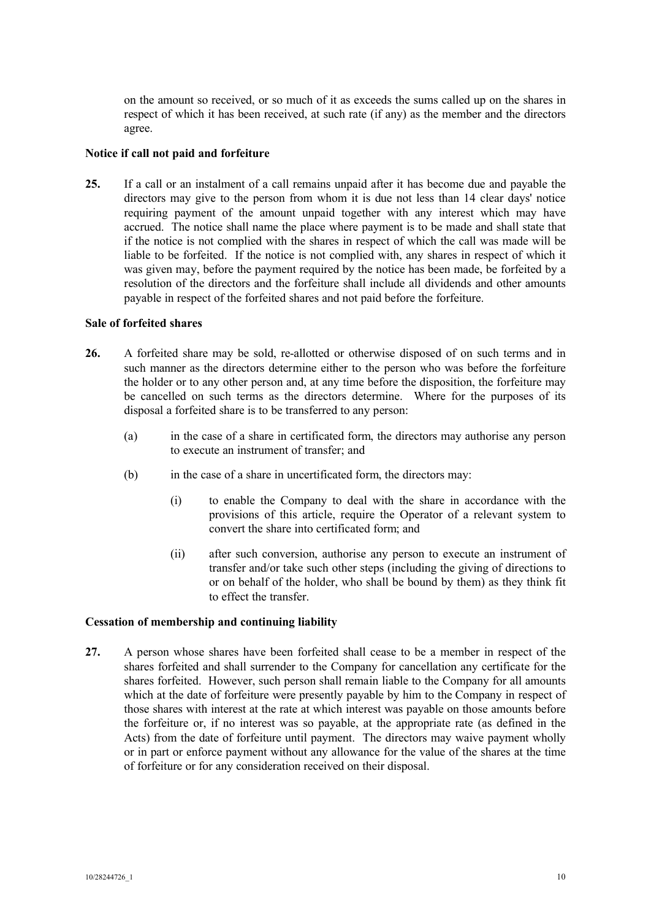on the amount so received, or so much of it as exceeds the sums called up on the shares in respect of which it has been received, at such rate (if any) as the member and the directors agree.

**Notice if call not paid and forfeiture**

**25.** If a call or an instalment of a call remains unpaid after it has become due and payable the directors may give to the person from whom it is due not less than 14 clear days' notice requiring payment of the amount unpaid together with any interest which may have accrued. The notice shall name the place where payment is to be made and shall state that if the notice is not complied with the shares in respect of which the call was made will be liable to be forfeited. If the notice is not complied with, any shares in respect of which it was given may, before the payment required by the notice has been made, be forfeited by a resolution of the directors and the forfeiture shall include all dividends and other amounts payable in respect of the forfeited shares and not paid before the forfeiture.

**Sale of forfeited shares**

**26.** A forfeited share may be sold, re-allotted or otherwise disposed of on such terms and in such manner as the directors determine either to the person who was before the forfeiture the holder or to any other person and, at any time before the disposition, the forfeiture may be cancelled on such terms as the directors determine. Where for the purposes of its disposal a forfeited share is to be transferred to any person:

(a) in the case of a share in certificated form, the directors may authorise any person to execute an instrument of transfer; and

(b) in the case of a share in uncertificated form, the directors may:

(i) to enable the Company to deal with the share in accordance with the provisions of this article, require the Operator of a relevant system to convert the share into certificated form; and

(ii) after such conversion, authorise any person to execute an instrument of transfer and/or take such other steps (including the giving of directions to or on behalf of the holder, who shall be bound by them) as they think fit to effect the transfer.

**Cessation of membership and continuing liability**

**27.** A person whose shares have been forfeited shall cease to be a member in respect of the shares forfeited and shall surrender to the Company for cancellation any certificate for the shares forfeited. However, such person shall remain liable to the Company for all amounts which at the date of forfeiture were presently payable by him to the Company in respect of those shares with interest at the rate at which interest was payable on those amounts before the forfeiture or, if no interest was so payable, at the appropriate rate (as defined in the Acts) from the date of forfeiture until payment. The directors may waive payment wholly or in part or enforce payment without any allowance for the value of the shares at the time of forfeiture or for any consideration received on their disposal.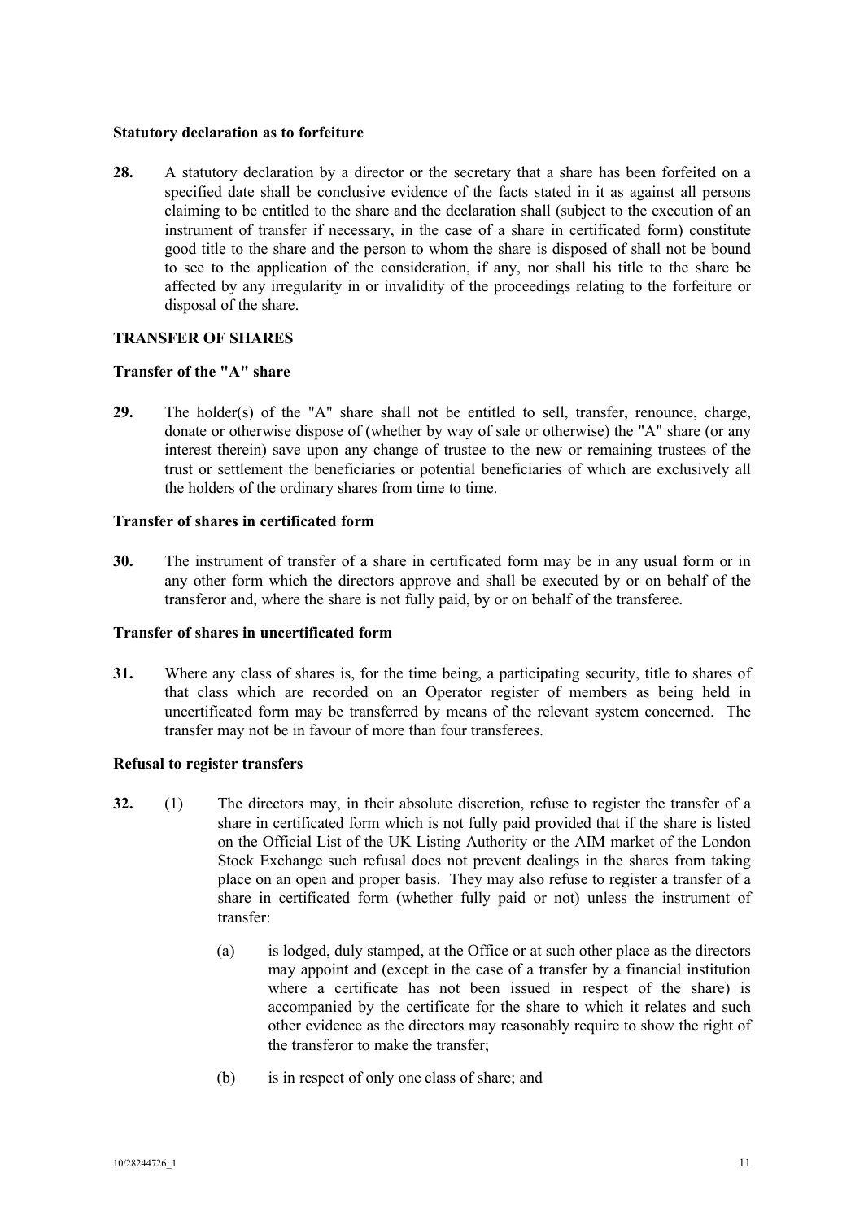**Statutory declaration as to forfeiture**

**28.** A statutory declaration by a director or the secretary that a share has been forfeited on a specified date shall be conclusive evidence of the facts stated in it as against all persons claiming to be entitled to the share and the declaration shall (subject to the execution of an instrument of transfer if necessary, in the case of a share in certificated form) constitute good title to the share and the person to whom the share is disposed of shall not be bound to see to the application of the consideration, if any, nor shall his title to the share be affected by any irregularity in or invalidity of the proceedings relating to the forfeiture or disposal of the share.

**TRANSFER OF SHARES**

**Transfer of the "A" share**

**29.** The holder(s) of the "A" share shall not be entitled to sell, transfer, renounce, charge, donate or otherwise dispose of (whether by way of sale or otherwise) the "A" share (or any interest therein) save upon any change of trustee to the new or remaining trustees of the trust or settlement the beneficiaries or potential beneficiaries of which are exclusively all the holders of the ordinary shares from time to time.

**Transfer of shares in certificated form**

**30.** The instrument of transfer of a share in certificated form may be in any usual form or in any other form which the directors approve and shall be executed by or on behalf of the transferor and, where the share is not fully paid, by or on behalf of the transferee.

**Transfer of shares in uncertificated form**

**31.** Where any class of shares is, for the time being, a participating security, title to shares of that class which are recorded on an Operator register of members as being held in uncertificated form may be transferred by means of the relevant system concerned. The transfer may not be in favour of more than four transferees.

**Refusal to register transfers**

**32.** (1) The directors may, in their absolute discretion, refuse to register the transfer of a share in certificated form which is not fully paid provided that if the share is listed on the Official List of the UK Listing Authority or the AIM market of the London Stock Exchange such refusal does not prevent dealings in the shares from taking place on an open and proper basis. They may also refuse to register a transfer of a share in certificated form (whether fully paid or not) unless the instrument of transfer:

(a) is lodged, duly stamped, at the Office or at such other place as the directors may appoint and (except in the case of a transfer by a financial institution where a certificate has not been issued in respect of the share) is accompanied by the certificate for the share to which it relates and such other evidence as the directors may reasonably require to show the right of the transferor to make the transfer;

(b) is in respect of only one class of share; and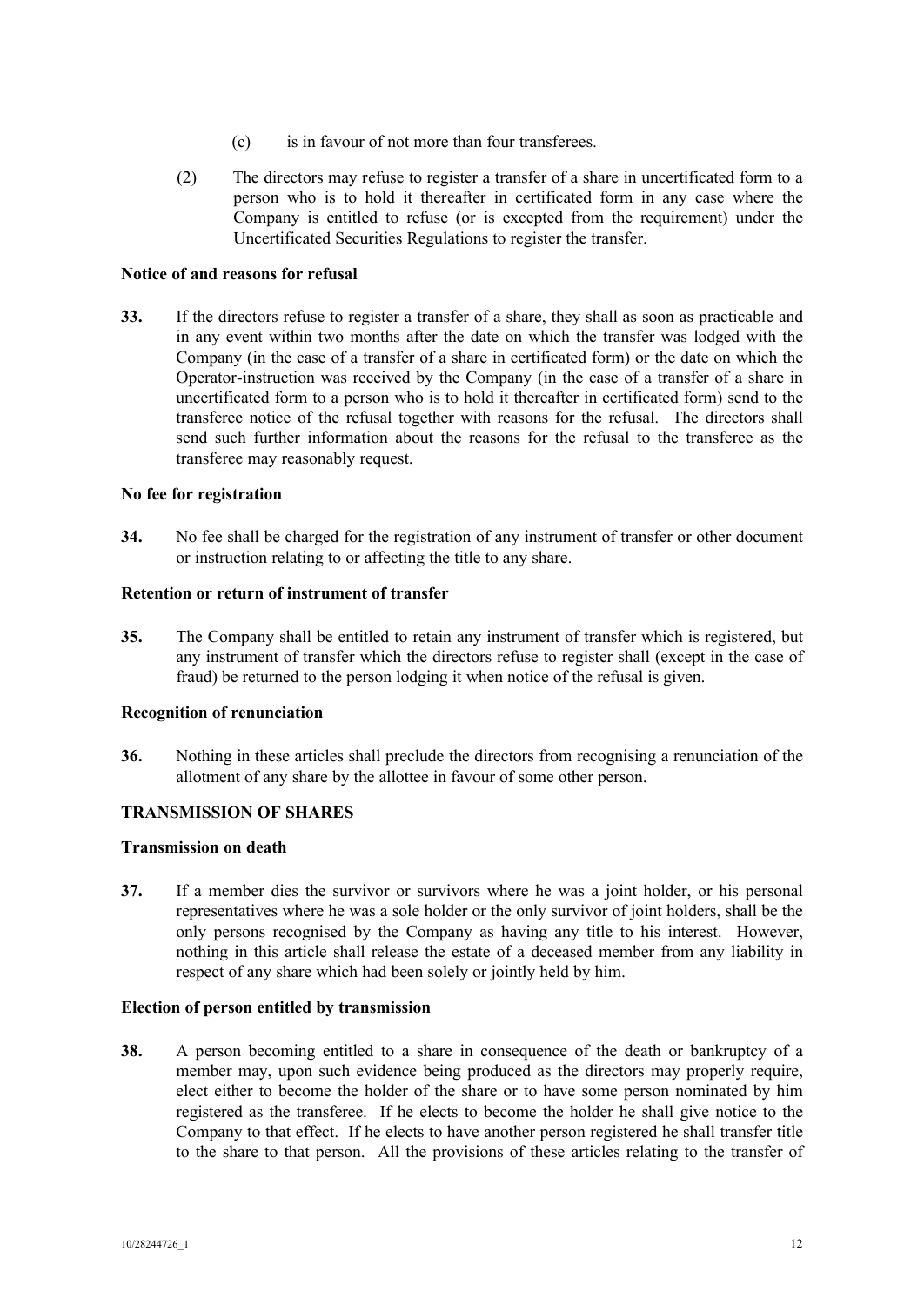(c) is in favour of not more than four transferees.

(2) The directors may refuse to register a transfer of a share in uncertificated form to a person who is to hold it thereafter in certificated form in any case where the Company is entitled to refuse (or is excepted from the requirement) under the Uncertificated Securities Regulations to register the transfer.

**Notice of and reasons for refusal**

**33.** If the directors refuse to register a transfer of a share, they shall as soon as practicable and in any event within two months after the date on which the transfer was lodged with the Company (in the case of a transfer of a share in certificated form) or the date on which the Operator-instruction was received by the Company (in the case of a transfer of a share in uncertificated form to a person who is to hold it thereafter in certificated form) send to the transferee notice of the refusal together with reasons for the refusal. The directors shall send such further information about the reasons for the refusal to the transferee as the transferee may reasonably request.

**No fee for registration**

**34.** No fee shall be charged for the registration of any instrument of transfer or other document or instruction relating to or affecting the title to any share.

**Retention or return of instrument of transfer**

**35.** The Company shall be entitled to retain any instrument of transfer which is registered, but any instrument of transfer which the directors refuse to register shall (except in the case of fraud) be returned to the person lodging it when notice of the refusal is given.

**Recognition of renunciation**

**36.** Nothing in these articles shall preclude the directors from recognising a renunciation of the allotment of any share by the allottee in favour of some other person.

**TRANSMISSION OF SHARES**

**Transmission on death**

**37.** If a member dies the survivor or survivors where he was a joint holder, or his personal representatives where he was a sole holder or the only survivor of joint holders, shall be the only persons recognised by the Company as having any title to his interest. However, nothing in this article shall release the estate of a deceased member from any liability in respect of any share which had been solely or jointly held by him.

**Election of person entitled by transmission**

**38.** A person becoming entitled to a share in consequence of the death or bankruptcy of a member may, upon such evidence being produced as the directors may properly require, elect either to become the holder of the share or to have some person nominated by him registered as the transferee. If he elects to become the holder he shall give notice to the Company to that effect. If he elects to have another person registered he shall transfer title to the share to that person. All the provisions of these articles relating to the transfer of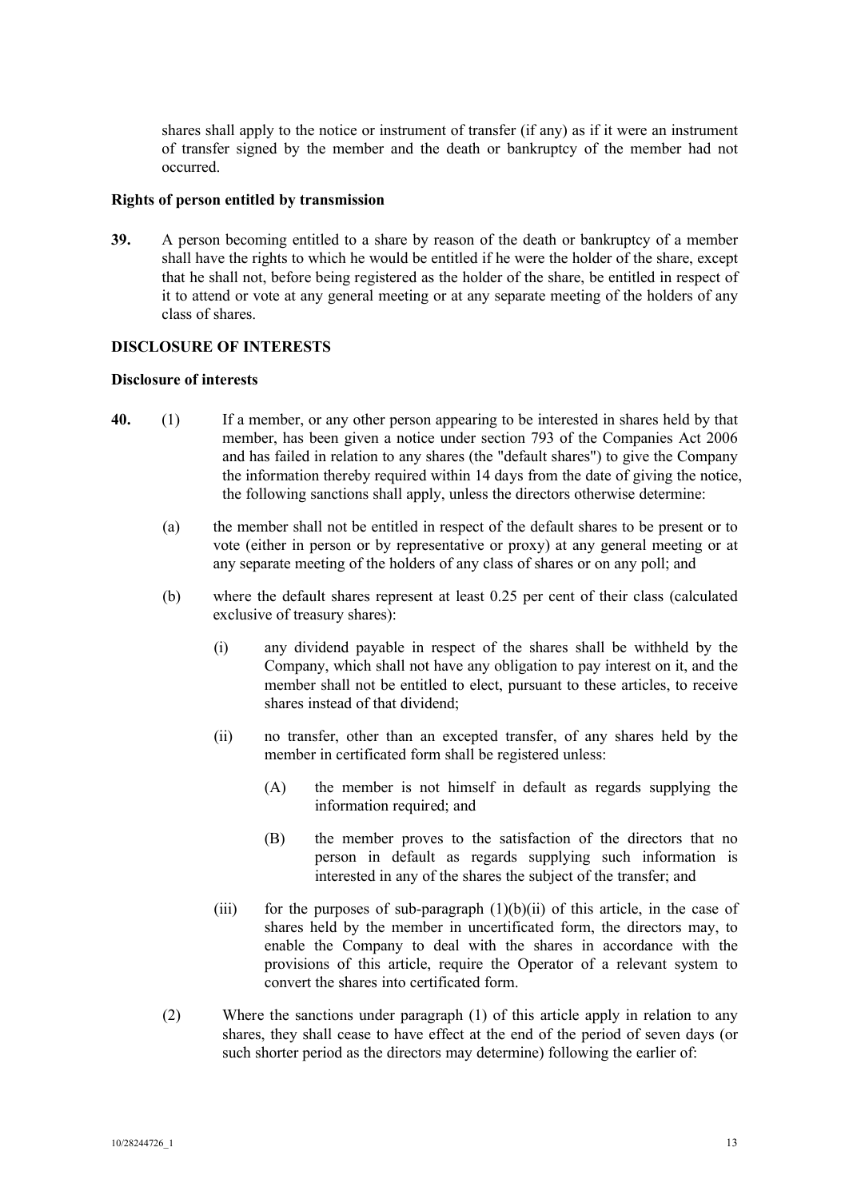shares shall apply to the notice or instrument of transfer (if any) as if it were an instrument of transfer signed by the member and the death or bankruptcy of the member had not occurred.

**Rights of person entitled by transmission**

**39.** A person becoming entitled to a share by reason of the death or bankruptcy of a member shall have the rights to which he would be entitled if he were the holder of the share, except that he shall not, before being registered as the holder of the share, be entitled in respect of it to attend or vote at any general meeting or at any separate meeting of the holders of any class of shares.

**DISCLOSURE OF INTERESTS**

**Disclosure of interests**

**40.** (1) If a member, or any other person appearing to be interested in shares held by that member, has been given a notice under section 793 of the Companies Act 2006 and has failed in relation to any shares (the "default shares") to give the Company the information thereby required within 14 days from the date of giving the notice, the following sanctions shall apply, unless the directors otherwise determine:

(a) the member shall not be entitled in respect of the default shares to be present or to vote (either in person or by representative or proxy) at any general meeting or at any separate meeting of the holders of any class of shares or on any poll; and

(b) where the default shares represent at least 0.25 per cent of their class (calculated exclusive of treasury shares):

(i) any dividend payable in respect of the shares shall be withheld by the Company, which shall not have any obligation to pay interest on it, and the member shall not be entitled to elect, pursuant to these articles, to receive shares instead of that dividend;

(ii) no transfer, other than an excepted transfer, of any shares held by the member in certificated form shall be registered unless:

(A) the member is not himself in default as regards supplying the information required; and

(B) the member proves to the satisfaction of the directors that no person in default as regards supplying such information is interested in any of the shares the subject of the transfer; and

(iii) for the purposes of sub-paragraph (1)(b)(ii) of this article, in the case of shares held by the member in uncertificated form, the directors may, to enable the Company to deal with the shares in accordance with the provisions of this article, require the Operator of a relevant system to convert the shares into certificated form.

(2) Where the sanctions under paragraph (1) of this article apply in relation to any shares, they shall cease to have effect at the end of the period of seven days (or such shorter period as the directors may determine) following the earlier of: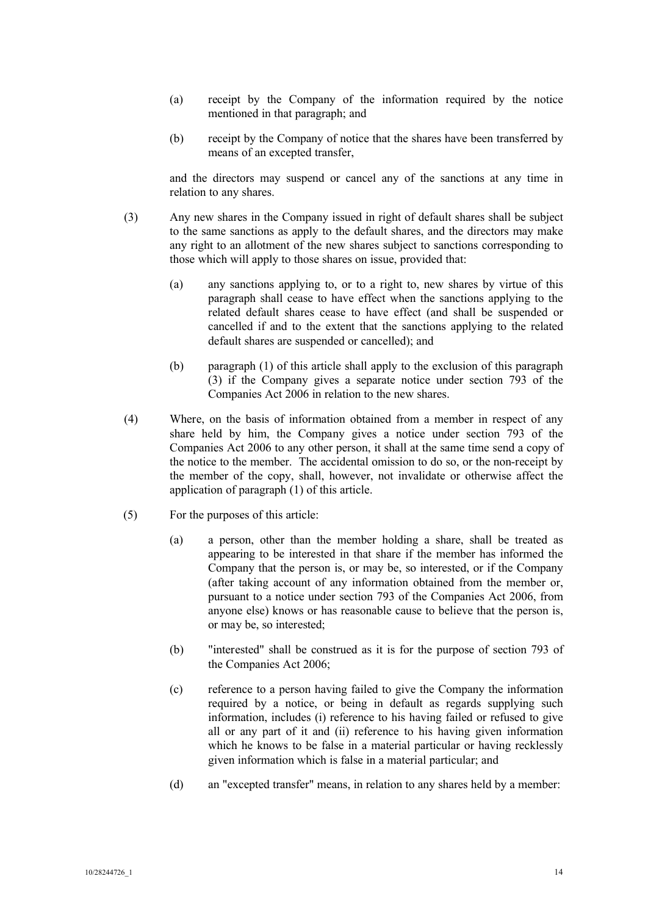(a) receipt by the Company of the information required by the notice mentioned in that paragraph; and

(b) receipt by the Company of notice that the shares have been transferred by means of an excepted transfer,

and the directors may suspend or cancel any of the sanctions at any time in relation to any shares.

(3) Any new shares in the Company issued in right of default shares shall be subject to the same sanctions as apply to the default shares, and the directors may make any right to an allotment of the new shares subject to sanctions corresponding to those which will apply to those shares on issue, provided that:

(a) any sanctions applying to, or to a right to, new shares by virtue of this paragraph shall cease to have effect when the sanctions applying to the related default shares cease to have effect (and shall be suspended or cancelled if and to the extent that the sanctions applying to the related default shares are suspended or cancelled); and

(b) paragraph (1) of this article shall apply to the exclusion of this paragraph (3) if the Company gives a separate notice under section 793 of the Companies Act 2006 in relation to the new shares.

(4) Where, on the basis of information obtained from a member in respect of any share held by him, the Company gives a notice under section 793 of the Companies Act 2006 to any other person, it shall at the same time send a copy of the notice to the member. The accidental omission to do so, or the non-receipt by the member of the copy, shall, however, not invalidate or otherwise affect the application of paragraph (1) of this article.

(5) For the purposes of this article:

(a) a person, other than the member holding a share, shall be treated as appearing to be interested in that share if the member has informed the Company that the person is, or may be, so interested, or if the Company (after taking account of any information obtained from the member or, pursuant to a notice under section 793 of the Companies Act 2006, from anyone else) knows or has reasonable cause to believe that the person is, or may be, so interested;

(b) "interested" shall be construed as it is for the purpose of section 793 of the Companies Act 2006;

(c) reference to a person having failed to give the Company the information required by a notice, or being in default as regards supplying such information, includes (i) reference to his having failed or refused to give all or any part of it and (ii) reference to his having given information which he knows to be false in a material particular or having recklessly given information which is false in a material particular; and

(d) an "excepted transfer" means, in relation to any shares held by a member: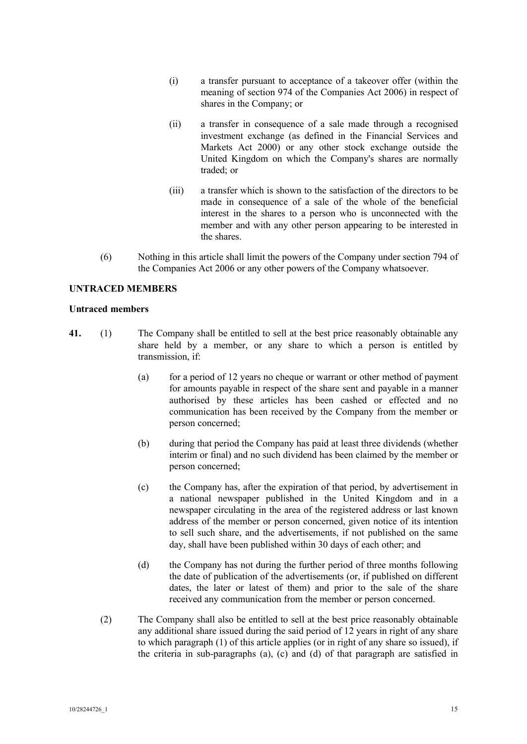(i) a transfer pursuant to acceptance of a takeover offer (within the meaning of section 974 of the Companies Act 2006) in respect of shares in the Company; or

(ii) a transfer in consequence of a sale made through a recognised investment exchange (as defined in the Financial Services and Markets Act 2000) or any other stock exchange outside the United Kingdom on which the Company's shares are normally traded; or

(iii) a transfer which is shown to the satisfaction of the directors to be made in consequence of a sale of the whole of the beneficial interest in the shares to a person who is unconnected with the member and with any other person appearing to be interested in the shares.

(6) Nothing in this article shall limit the powers of the Company under section 794 of the Companies Act 2006 or any other powers of the Company whatsoever.

## UNTRACED MEMBERS

### Untraced members

**41.** (1) The Company shall be entitled to sell at the best price reasonably obtainable any share held by a member, or any share to which a person is entitled by transmission, if:

(a) for a period of 12 years no cheque or warrant or other method of payment for amounts payable in respect of the share sent and payable in a manner authorised by these articles has been cashed or effected and no communication has been received by the Company from the member or person concerned;

(b) during that period the Company has paid at least three dividends (whether interim or final) and no such dividend has been claimed by the member or person concerned;

(c) the Company has, after the expiration of that period, by advertisement in a national newspaper published in the United Kingdom and in a newspaper circulating in the area of the registered address or last known address of the member or person concerned, given notice of its intention to sell such share, and the advertisements, if not published on the same day, shall have been published within 30 days of each other; and

(d) the Company has not during the further period of three months following the date of publication of the advertisements (or, if published on different dates, the later or latest of them) and prior to the sale of the share received any communication from the member or person concerned.

(2) The Company shall also be entitled to sell at the best price reasonably obtainable any additional share issued during the said period of 12 years in right of any share to which paragraph (1) of this article applies (or in right of any share so issued), if the criteria in sub-paragraphs (a), (c) and (d) of that paragraph are satisfied in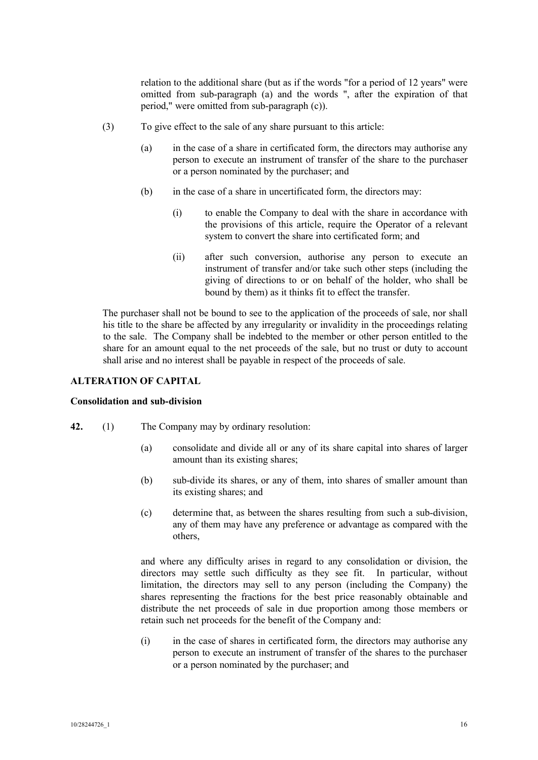relation to the additional share (but as if the words "for a period of 12 years" were omitted from sub-paragraph (a) and the words ", after the expiration of that period," were omitted from sub-paragraph (c)).

(3) To give effect to the sale of any share pursuant to this article:

(a) in the case of a share in certificated form, the directors may authorise any person to execute an instrument of transfer of the share to the purchaser or a person nominated by the purchaser; and

(b) in the case of a share in uncertificated form, the directors may:

(i) to enable the Company to deal with the share in accordance with the provisions of this article, require the Operator of a relevant system to convert the share into certificated form; and

(ii) after such conversion, authorise any person to execute an instrument of transfer and/or take such other steps (including the giving of directions to or on behalf of the holder, who shall be bound by them) as it thinks fit to effect the transfer.

The purchaser shall not be bound to see to the application of the proceeds of sale, nor shall his title to the share be affected by any irregularity or invalidity in the proceedings relating to the sale. The Company shall be indebted to the member or other person entitled to the share for an amount equal to the net proceeds of the sale, but no trust or duty to account shall arise and no interest shall be payable in respect of the proceeds of sale.

## ALTERATION OF CAPITAL

### Consolidation and sub-division

**42.** (1) The Company may by ordinary resolution:

(a) consolidate and divide all or any of its share capital into shares of larger amount than its existing shares;

(b) sub-divide its shares, or any of them, into shares of smaller amount than its existing shares; and

(c) determine that, as between the shares resulting from such a sub-division, any of them may have any preference or advantage as compared with the others,

and where any difficulty arises in regard to any consolidation or division, the directors may settle such difficulty as they see fit. In particular, without limitation, the directors may sell to any person (including the Company) the shares representing the fractions for the best price reasonably obtainable and distribute the net proceeds of sale in due proportion among those members or retain such net proceeds for the benefit of the Company and:

(i) in the case of shares in certificated form, the directors may authorise any person to execute an instrument of transfer of the shares to the purchaser or a person nominated by the purchaser; and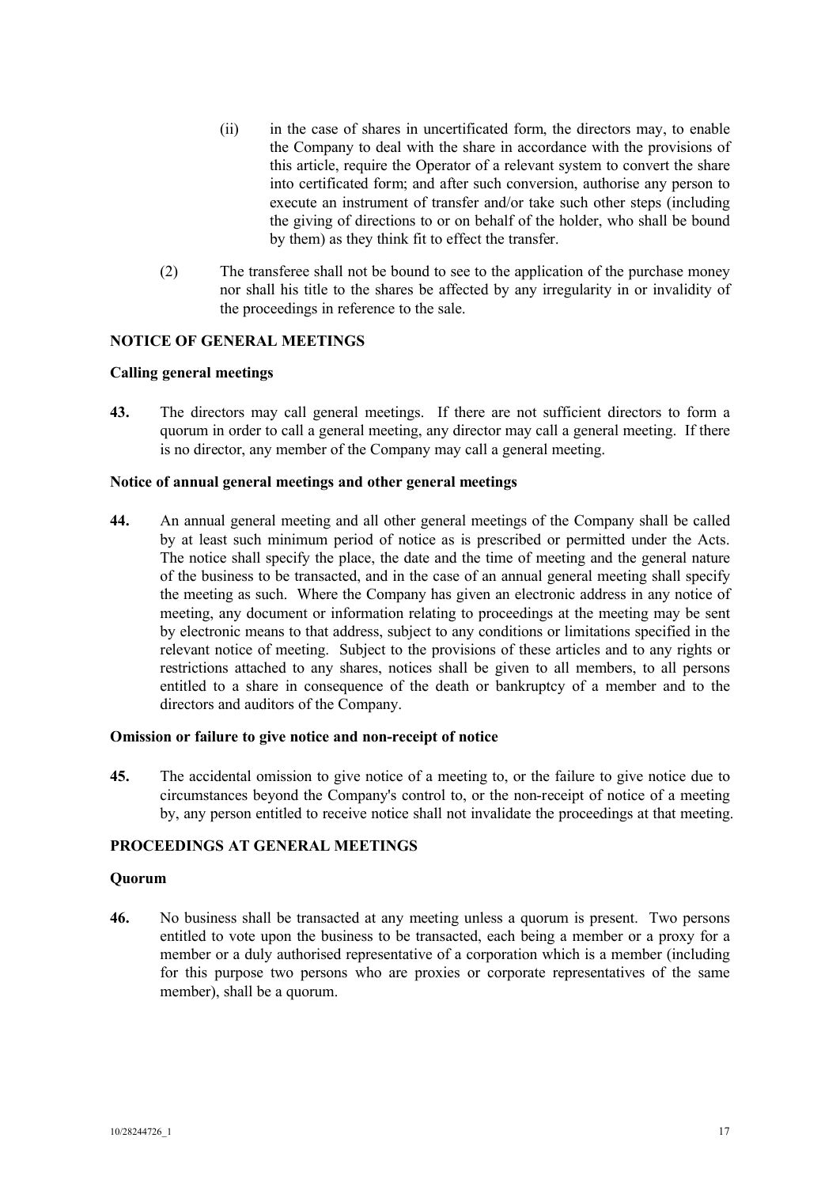(ii) in the case of shares in uncertificated form, the directors may, to enable the Company to deal with the share in accordance with the provisions of this article, require the Operator of a relevant system to convert the share into certificated form; and after such conversion, authorise any person to execute an instrument of transfer and/or take such other steps (including the giving of directions to or on behalf of the holder, who shall be bound by them) as they think fit to effect the transfer.

(2) The transferee shall not be bound to see to the application of the purchase money nor shall his title to the shares be affected by any irregularity in or invalidity of the proceedings in reference to the sale.

## NOTICE OF GENERAL MEETINGS

### Calling general meetings

**43.** The directors may call general meetings. If there are not sufficient directors to form a quorum in order to call a general meeting, any director may call a general meeting. If there is no director, any member of the Company may call a general meeting.

### Notice of annual general meetings and other general meetings

**44.** An annual general meeting and all other general meetings of the Company shall be called by at least such minimum period of notice as is prescribed or permitted under the Acts. The notice shall specify the place, the date and the time of meeting and the general nature of the business to be transacted, and in the case of an annual general meeting shall specify the meeting as such. Where the Company has given an electronic address in any notice of meeting, any document or information relating to proceedings at the meeting may be sent by electronic means to that address, subject to any conditions or limitations specified in the relevant notice of meeting. Subject to the provisions of these articles and to any rights or restrictions attached to any shares, notices shall be given to all members, to all persons entitled to a share in consequence of the death or bankruptcy of a member and to the directors and auditors of the Company.

### Omission or failure to give notice and non-receipt of notice

**45.** The accidental omission to give notice of a meeting to, or the failure to give notice due to circumstances beyond the Company's control to, or the non-receipt of notice of a meeting by, any person entitled to receive notice shall not invalidate the proceedings at that meeting.

## PROCEEDINGS AT GENERAL MEETINGS

### Quorum

**46.** No business shall be transacted at any meeting unless a quorum is present. Two persons entitled to vote upon the business to be transacted, each being a member or a proxy for a member or a duly authorised representative of a corporation which is a member (including for this purpose two persons who are proxies or corporate representatives of the same member), shall be a quorum.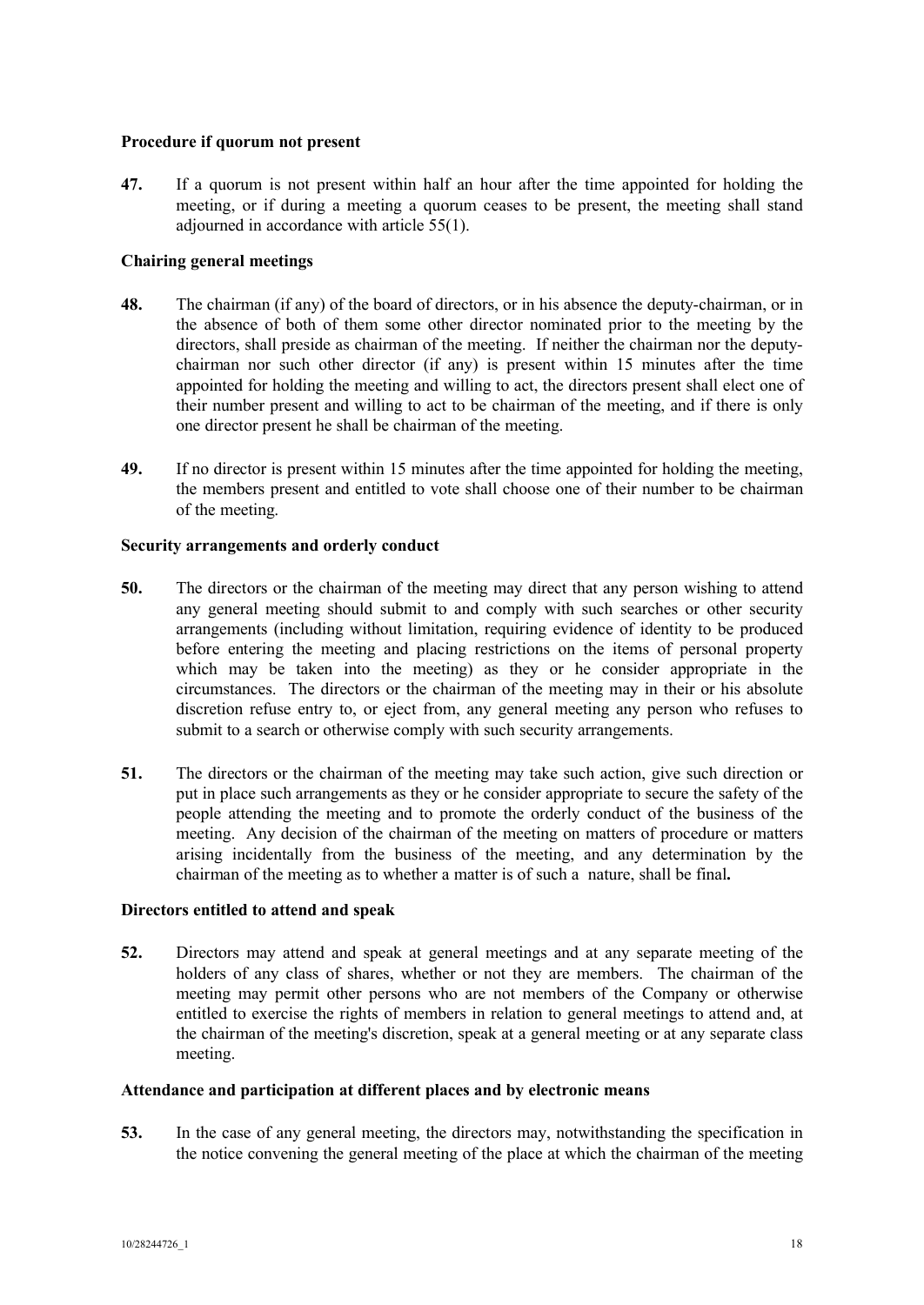**Procedure if quorum not present**

**47.** If a quorum is not present within half an hour after the time appointed for holding the meeting, or if during a meeting a quorum ceases to be present, the meeting shall stand adjourned in accordance with article 55(1).

**Chairing general meetings**

**48.** The chairman (if any) of the board of directors, or in his absence the deputy-chairman, or in the absence of both of them some other director nominated prior to the meeting by the directors, shall preside as chairman of the meeting. If neither the chairman nor the deputy-chairman nor such other director (if any) is present within 15 minutes after the time appointed for holding the meeting and willing to act, the directors present shall elect one of their number present and willing to act to be chairman of the meeting, and if there is only one director present he shall be chairman of the meeting.

**49.** If no director is present within 15 minutes after the time appointed for holding the meeting, the members present and entitled to vote shall choose one of their number to be chairman of the meeting.

**Security arrangements and orderly conduct**

**50.** The directors or the chairman of the meeting may direct that any person wishing to attend any general meeting should submit to and comply with such searches or other security arrangements (including without limitation, requiring evidence of identity to be produced before entering the meeting and placing restrictions on the items of personal property which may be taken into the meeting) as they or he consider appropriate in the circumstances. The directors or the chairman of the meeting may in their or his absolute discretion refuse entry to, or eject from, any general meeting any person who refuses to submit to a search or otherwise comply with such security arrangements.

**51.** The directors or the chairman of the meeting may take such action, give such direction or put in place such arrangements as they or he consider appropriate to secure the safety of the people attending the meeting and to promote the orderly conduct of the business of the meeting. Any decision of the chairman of the meeting on matters of procedure or matters arising incidentally from the business of the meeting, and any determination by the chairman of the meeting as to whether a matter is of such a nature, shall be final.

**Directors entitled to attend and speak**

**52.** Directors may attend and speak at general meetings and at any separate meeting of the holders of any class of shares, whether or not they are members. The chairman of the meeting may permit other persons who are not members of the Company or otherwise entitled to exercise the rights of members in relation to general meetings to attend and, at the chairman of the meeting's discretion, speak at a general meeting or at any separate class meeting.

**Attendance and participation at different places and by electronic means**

**53.** In the case of any general meeting, the directors may, notwithstanding the specification in the notice convening the general meeting of the place at which the chairman of the meeting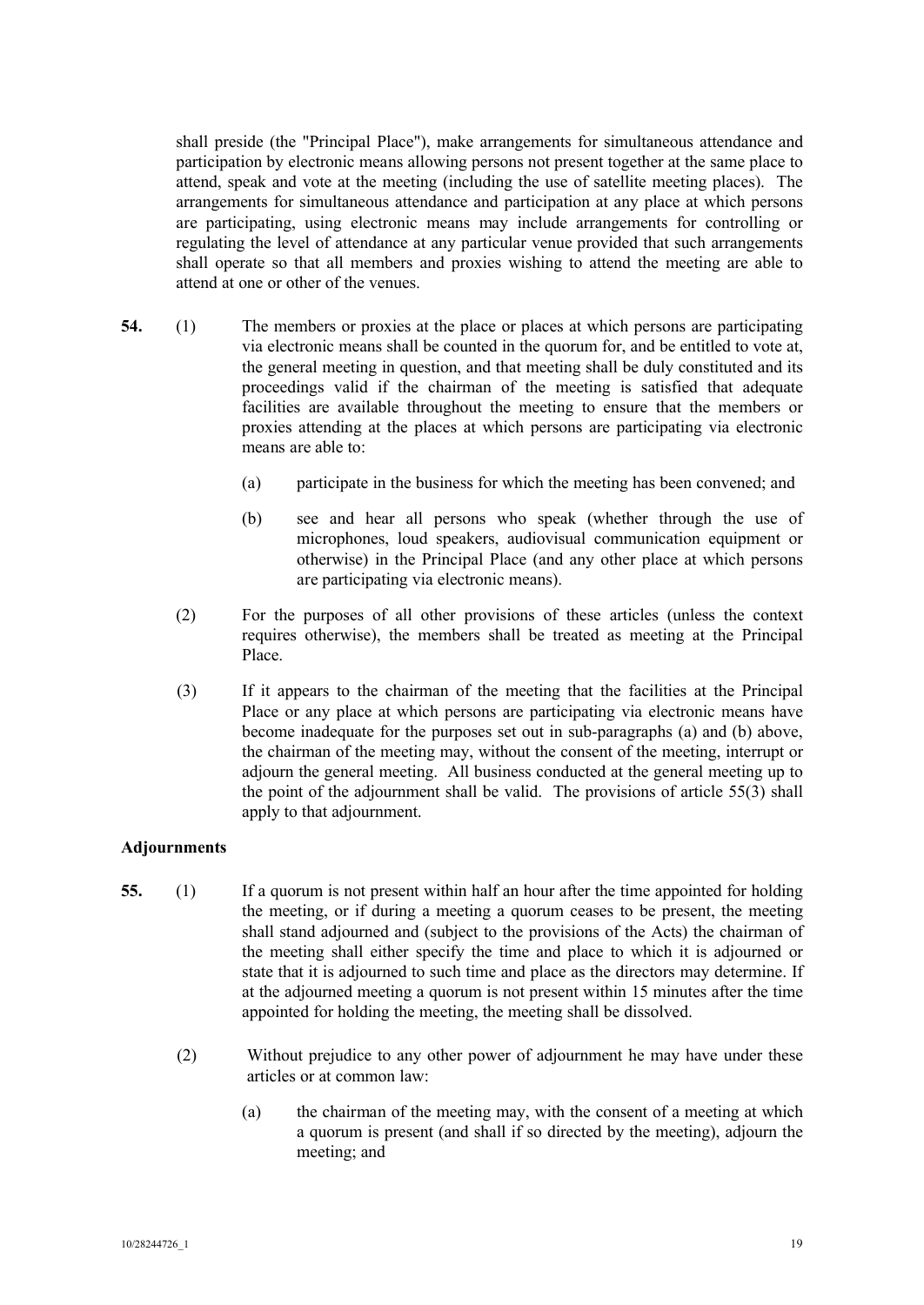shall preside (the "Principal Place"), make arrangements for simultaneous attendance and participation by electronic means allowing persons not present together at the same place to attend, speak and vote at the meeting (including the use of satellite meeting places). The arrangements for simultaneous attendance and participation at any place at which persons are participating, using electronic means may include arrangements for controlling or regulating the level of attendance at any particular venue provided that such arrangements shall operate so that all members and proxies wishing to attend the meeting are able to attend at one or other of the venues.

**54.** (1) The members or proxies at the place or places at which persons are participating via electronic means shall be counted in the quorum for, and be entitled to vote at, the general meeting in question, and that meeting shall be duly constituted and its proceedings valid if the chairman of the meeting is satisfied that adequate facilities are available throughout the meeting to ensure that the members or proxies attending at the places at which persons are participating via electronic means are able to:

(a) participate in the business for which the meeting has been convened; and

(b) see and hear all persons who speak (whether through the use of microphones, loud speakers, audiovisual communication equipment or otherwise) in the Principal Place (and any other place at which persons are participating via electronic means).

(2) For the purposes of all other provisions of these articles (unless the context requires otherwise), the members shall be treated as meeting at the Principal Place.

(3) If it appears to the chairman of the meeting that the facilities at the Principal Place or any place at which persons are participating via electronic means have become inadequate for the purposes set out in sub-paragraphs (a) and (b) above, the chairman of the meeting may, without the consent of the meeting, interrupt or adjourn the general meeting. All business conducted at the general meeting up to the point of the adjournment shall be valid. The provisions of article 55(3) shall apply to that adjournment.

**Adjournments**

**55.** (1) If a quorum is not present within half an hour after the time appointed for holding the meeting, or if during a meeting a quorum ceases to be present, the meeting shall stand adjourned and (subject to the provisions of the Acts) the chairman of the meeting shall either specify the time and place to which it is adjourned or state that it is adjourned to such time and place as the directors may determine. If at the adjourned meeting a quorum is not present within 15 minutes after the time appointed for holding the meeting, the meeting shall be dissolved.

(2) Without prejudice to any other power of adjournment he may have under these articles or at common law:

(a) the chairman of the meeting may, with the consent of a meeting at which a quorum is present (and shall if so directed by the meeting), adjourn the meeting; and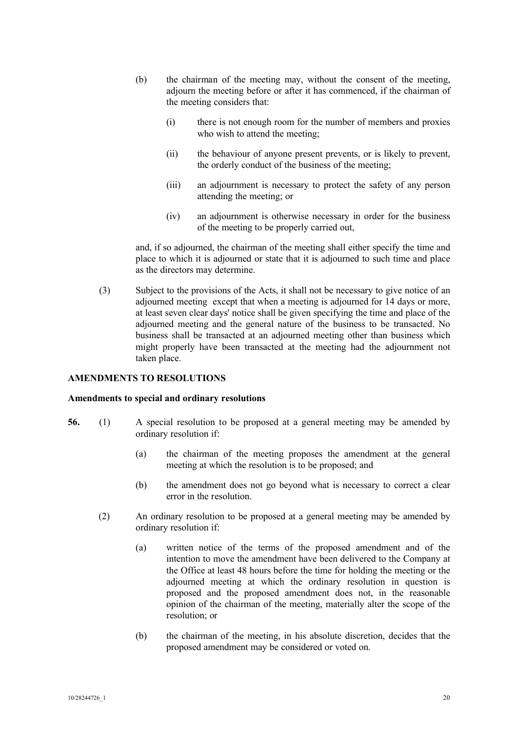(b) the chairman of the meeting may, without the consent of the meeting, adjourn the meeting before or after it has commenced, if the chairman of the meeting considers that:

(i) there is not enough room for the number of members and proxies who wish to attend the meeting;

(ii) the behaviour of anyone present prevents, or is likely to prevent, the orderly conduct of the business of the meeting;

(iii) an adjournment is necessary to protect the safety of any person attending the meeting; or

(iv) an adjournment is otherwise necessary in order for the business of the meeting to be properly carried out,

and, if so adjourned, the chairman of the meeting shall either specify the time and place to which it is adjourned or state that it is adjourned to such time and place as the directors may determine.

(3) Subject to the provisions of the Acts, it shall not be necessary to give notice of an adjourned meeting except that when a meeting is adjourned for 14 days or more, at least seven clear days' notice shall be given specifying the time and place of the adjourned meeting and the general nature of the business to be transacted. No business shall be transacted at an adjourned meeting other than business which might properly have been transacted at the meeting had the adjournment not taken place.

**AMENDMENTS TO RESOLUTIONS**

**Amendments to special and ordinary resolutions**

**56.** (1) A special resolution to be proposed at a general meeting may be amended by ordinary resolution if:

(a) the chairman of the meeting proposes the amendment at the general meeting at which the resolution is to be proposed; and

(b) the amendment does not go beyond what is necessary to correct a clear error in the resolution.

(2) An ordinary resolution to be proposed at a general meeting may be amended by ordinary resolution if:

(a) written notice of the terms of the proposed amendment and of the intention to move the amendment have been delivered to the Company at the Office at least 48 hours before the time for holding the meeting or the adjourned meeting at which the ordinary resolution in question is proposed and the proposed amendment does not, in the reasonable opinion of the chairman of the meeting, materially alter the scope of the resolution; or

(b) the chairman of the meeting, in his absolute discretion, decides that the proposed amendment may be considered or voted on.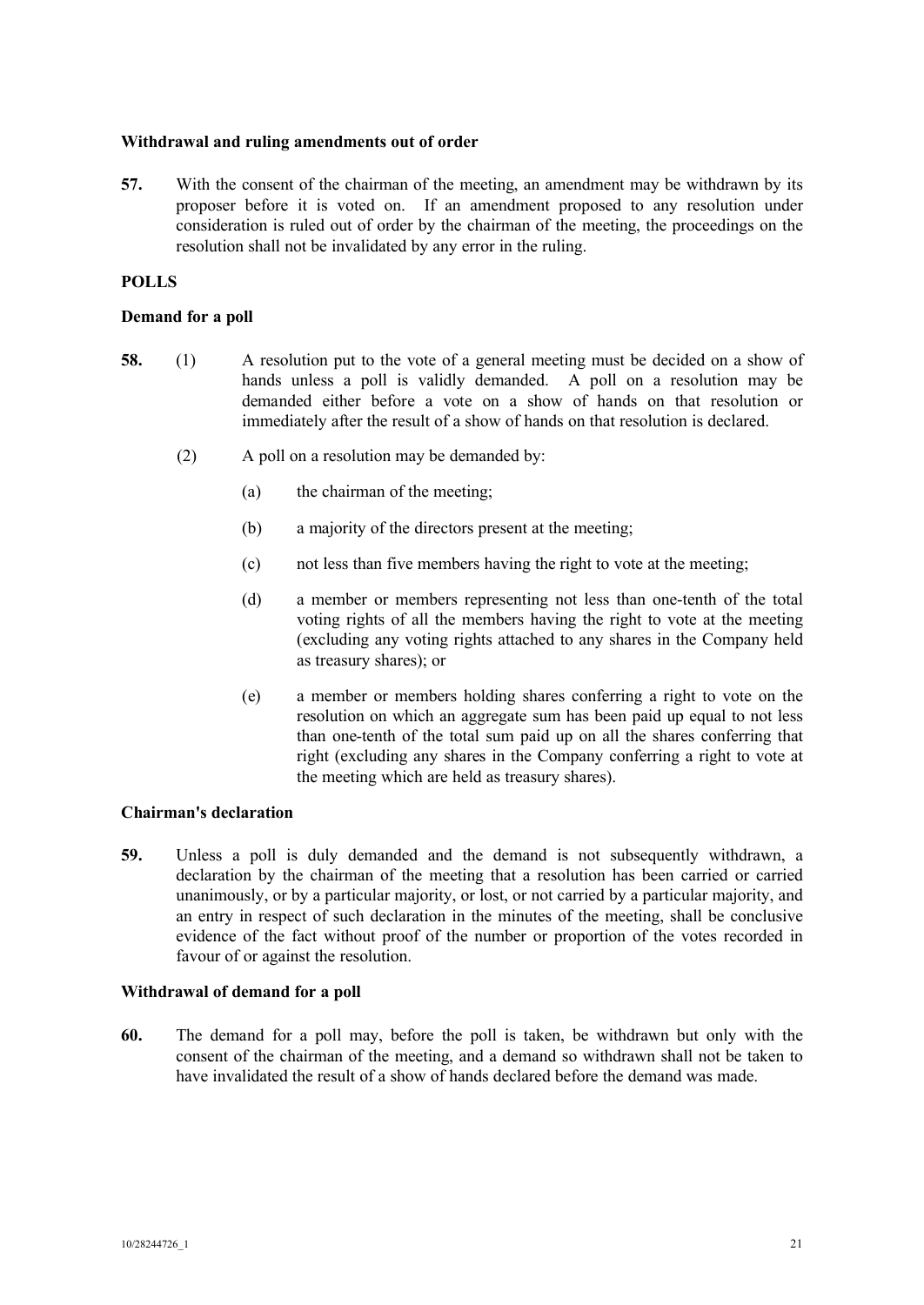**Withdrawal and ruling amendments out of order**

**57.** With the consent of the chairman of the meeting, an amendment may be withdrawn by its proposer before it is voted on. If an amendment proposed to any resolution under consideration is ruled out of order by the chairman of the meeting, the proceedings on the resolution shall not be invalidated by any error in the ruling.

**POLLS**

**Demand for a poll**

**58.** (1) A resolution put to the vote of a general meeting must be decided on a show of hands unless a poll is validly demanded. A poll on a resolution may be demanded either before a vote on a show of hands on that resolution or immediately after the result of a show of hands on that resolution is declared.

(2) A poll on a resolution may be demanded by:

(a) the chairman of the meeting;

(b) a majority of the directors present at the meeting;

(c) not less than five members having the right to vote at the meeting;

(d) a member or members representing not less than one-tenth of the total voting rights of all the members having the right to vote at the meeting (excluding any voting rights attached to any shares in the Company held as treasury shares); or

(e) a member or members holding shares conferring a right to vote on the resolution on which an aggregate sum has been paid up equal to not less than one-tenth of the total sum paid up on all the shares conferring that right (excluding any shares in the Company conferring a right to vote at the meeting which are held as treasury shares).

**Chairman's declaration**

**59.** Unless a poll is duly demanded and the demand is not subsequently withdrawn, a declaration by the chairman of the meeting that a resolution has been carried or carried unanimously, or by a particular majority, or lost, or not carried by a particular majority, and an entry in respect of such declaration in the minutes of the meeting, shall be conclusive evidence of the fact without proof of the number or proportion of the votes recorded in favour of or against the resolution.

**Withdrawal of demand for a poll**

**60.** The demand for a poll may, before the poll is taken, be withdrawn but only with the consent of the chairman of the meeting, and a demand so withdrawn shall not be taken to have invalidated the result of a show of hands declared before the demand was made.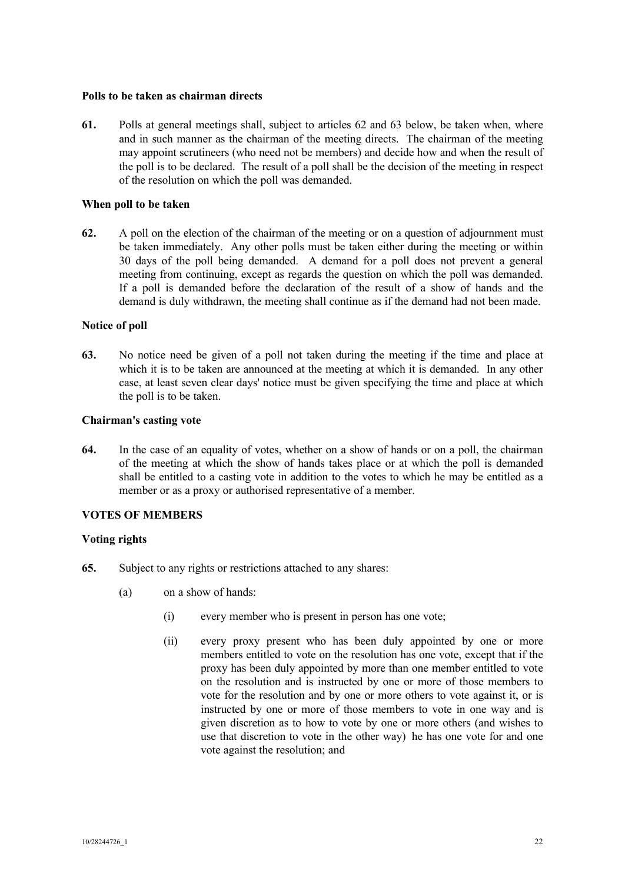**Polls to be taken as chairman directs**

**61.** Polls at general meetings shall, subject to articles 62 and 63 below, be taken when, where and in such manner as the chairman of the meeting directs. The chairman of the meeting may appoint scrutineers (who need not be members) and decide how and when the result of the poll is to be declared. The result of a poll shall be the decision of the meeting in respect of the resolution on which the poll was demanded.

**When poll to be taken**

**62.** A poll on the election of the chairman of the meeting or on a question of adjournment must be taken immediately. Any other polls must be taken either during the meeting or within 30 days of the poll being demanded. A demand for a poll does not prevent a general meeting from continuing, except as regards the question on which the poll was demanded. If a poll is demanded before the declaration of the result of a show of hands and the demand is duly withdrawn, the meeting shall continue as if the demand had not been made.

**Notice of poll**

**63.** No notice need be given of a poll not taken during the meeting if the time and place at which it is to be taken are announced at the meeting at which it is demanded. In any other case, at least seven clear days' notice must be given specifying the time and place at which the poll is to be taken.

**Chairman's casting vote**

**64.** In the case of an equality of votes, whether on a show of hands or on a poll, the chairman of the meeting at which the show of hands takes place or at which the poll is demanded shall be entitled to a casting vote in addition to the votes to which he may be entitled as a member or as a proxy or authorised representative of a member.

**VOTES OF MEMBERS**

**Voting rights**

**65.** Subject to any rights or restrictions attached to any shares:

(a) on a show of hands:

(i) every member who is present in person has one vote;

(ii) every proxy present who has been duly appointed by one or more members entitled to vote on the resolution has one vote, except that if the proxy has been duly appointed by more than one member entitled to vote on the resolution and is instructed by one or more of those members to vote for the resolution and by one or more others to vote against it, or is instructed by one or more of those members to vote in one way and is given discretion as to how to vote by one or more others (and wishes to use that discretion to vote in the other way) he has one vote for and one vote against the resolution; and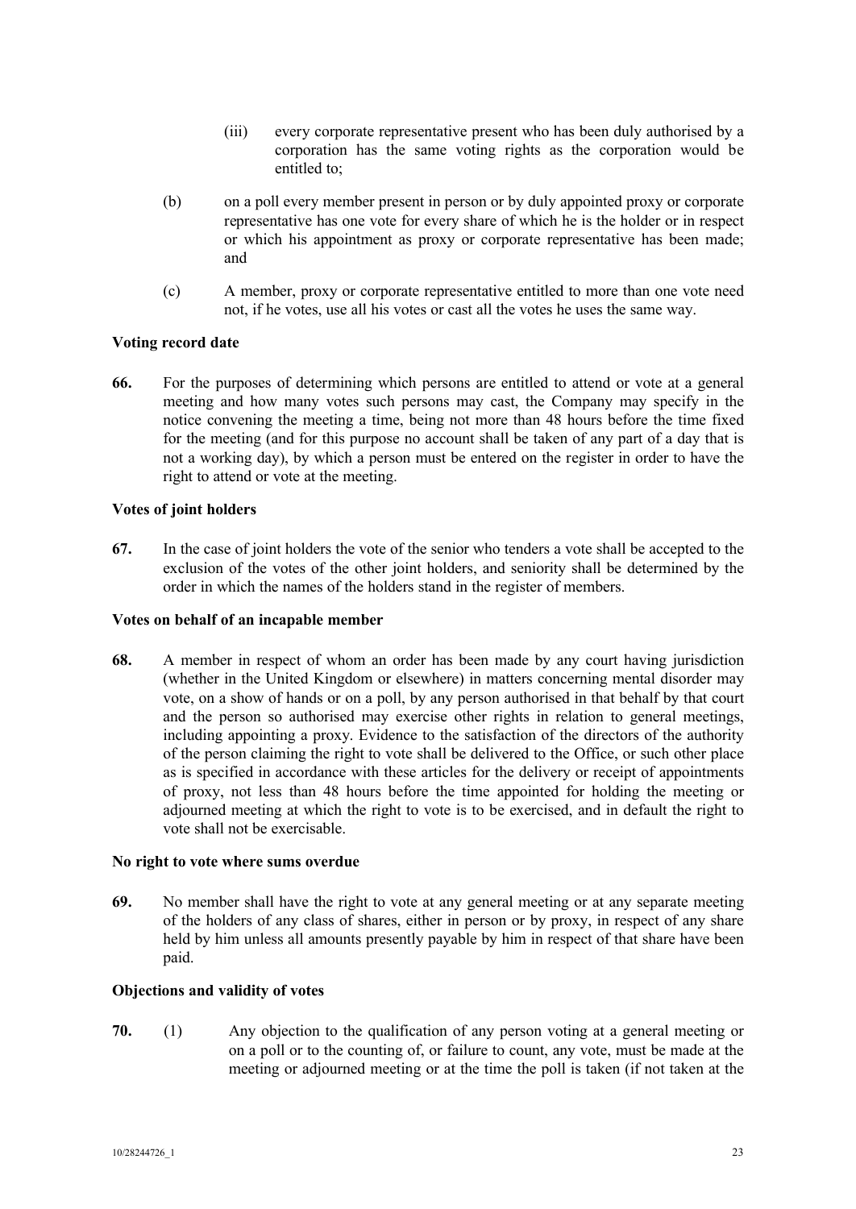(iii) every corporate representative present who has been duly authorised by a corporation has the same voting rights as the corporation would be entitled to;

(b) on a poll every member present in person or by duly appointed proxy or corporate representative has one vote for every share of which he is the holder or in respect or which his appointment as proxy or corporate representative has been made; and

(c) A member, proxy or corporate representative entitled to more than one vote need not, if he votes, use all his votes or cast all the votes he uses the same way.

**Voting record date**

**66.** For the purposes of determining which persons are entitled to attend or vote at a general meeting and how many votes such persons may cast, the Company may specify in the notice convening the meeting a time, being not more than 48 hours before the time fixed for the meeting (and for this purpose no account shall be taken of any part of a day that is not a working day), by which a person must be entered on the register in order to have the right to attend or vote at the meeting.

**Votes of joint holders**

**67.** In the case of joint holders the vote of the senior who tenders a vote shall be accepted to the exclusion of the votes of the other joint holders, and seniority shall be determined by the order in which the names of the holders stand in the register of members.

**Votes on behalf of an incapable member**

**68.** A member in respect of whom an order has been made by any court having jurisdiction (whether in the United Kingdom or elsewhere) in matters concerning mental disorder may vote, on a show of hands or on a poll, by any person authorised in that behalf by that court and the person so authorised may exercise other rights in relation to general meetings, including appointing a proxy. Evidence to the satisfaction of the directors of the authority of the person claiming the right to vote shall be delivered to the Office, or such other place as is specified in accordance with these articles for the delivery or receipt of appointments of proxy, not less than 48 hours before the time appointed for holding the meeting or adjourned meeting at which the right to vote is to be exercised, and in default the right to vote shall not be exercisable.

**No right to vote where sums overdue**

**69.** No member shall have the right to vote at any general meeting or at any separate meeting of the holders of any class of shares, either in person or by proxy, in respect of any share held by him unless all amounts presently payable by him in respect of that share have been paid.

**Objections and validity of votes**

**70.** (1) Any objection to the qualification of any person voting at a general meeting or on a poll or to the counting of, or failure to count, any vote, must be made at the meeting or adjourned meeting or at the time the poll is taken (if not taken at the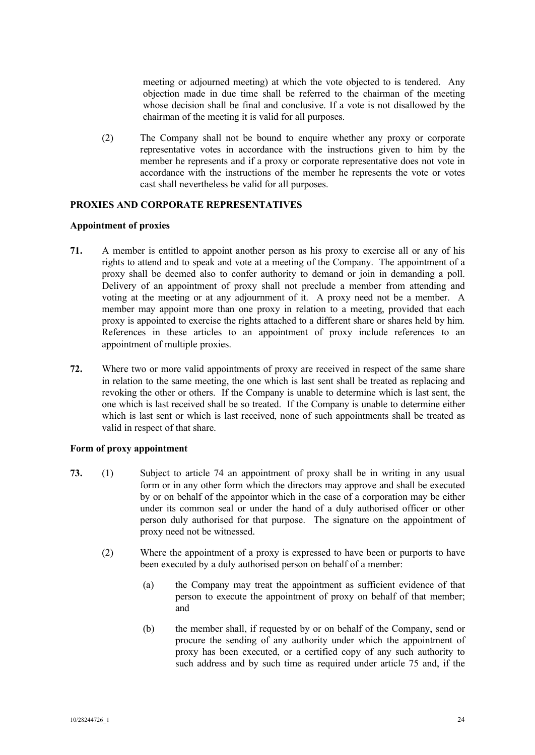meeting or adjourned meeting) at which the vote objected to is tendered. Any objection made in due time shall be referred to the chairman of the meeting whose decision shall be final and conclusive. If a vote is not disallowed by the chairman of the meeting it is valid for all purposes.

(2) The Company shall not be bound to enquire whether any proxy or corporate representative votes in accordance with the instructions given to him by the member he represents and if a proxy or corporate representative does not vote in accordance with the instructions of the member he represents the vote or votes cast shall nevertheless be valid for all purposes.

## PROXIES AND CORPORATE REPRESENTATIVES

### Appointment of proxies

**71.** A member is entitled to appoint another person as his proxy to exercise all or any of his rights to attend and to speak and vote at a meeting of the Company. The appointment of a proxy shall be deemed also to confer authority to demand or join in demanding a poll. Delivery of an appointment of proxy shall not preclude a member from attending and voting at the meeting or at any adjournment of it. A proxy need not be a member. A member may appoint more than one proxy in relation to a meeting, provided that each proxy is appointed to exercise the rights attached to a different share or shares held by him. References in these articles to an appointment of proxy include references to an appointment of multiple proxies.

**72.** Where two or more valid appointments of proxy are received in respect of the same share in relation to the same meeting, the one which is last sent shall be treated as replacing and revoking the other or others. If the Company is unable to determine which is last sent, the one which is last received shall be so treated. If the Company is unable to determine either which is last sent or which is last received, none of such appointments shall be treated as valid in respect of that share.

### Form of proxy appointment

**73.** (1) Subject to article 74 an appointment of proxy shall be in writing in any usual form or in any other form which the directors may approve and shall be executed by or on behalf of the appointor which in the case of a corporation may be either under its common seal or under the hand of a duly authorised officer or other person duly authorised for that purpose. The signature on the appointment of proxy need not be witnessed.

(2) Where the appointment of a proxy is expressed to have been or purports to have been executed by a duly authorised person on behalf of a member:

(a) the Company may treat the appointment as sufficient evidence of that person to execute the appointment of proxy on behalf of that member; and

(b) the member shall, if requested by or on behalf of the Company, send or procure the sending of any authority under which the appointment of proxy has been executed, or a certified copy of any such authority to such address and by such time as required under article 75 and, if the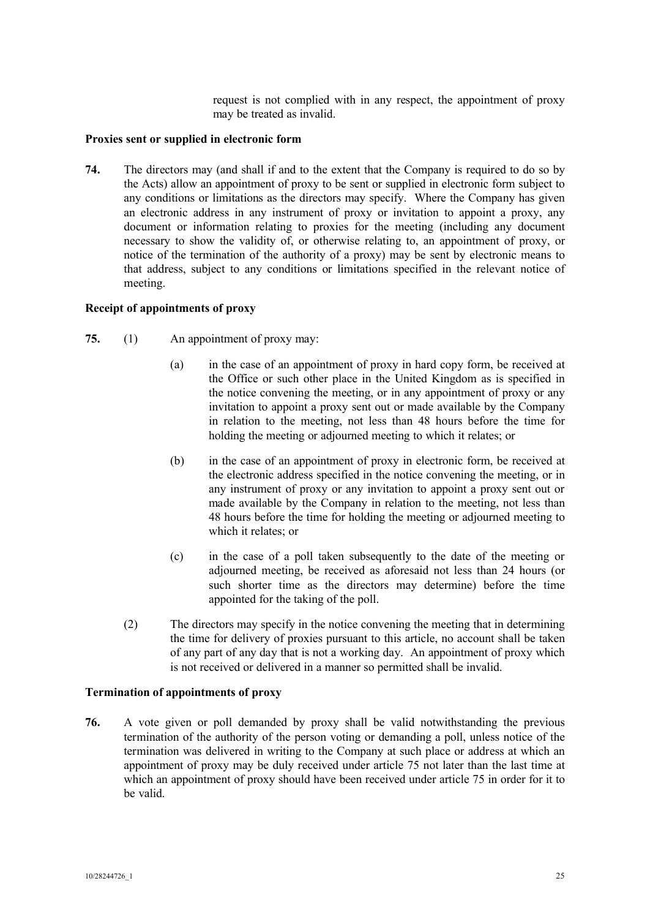request is not complied with in any respect, the appointment of proxy may be treated as invalid.

**Proxies sent or supplied in electronic form**

**74.** The directors may (and shall if and to the extent that the Company is required to do so by the Acts) allow an appointment of proxy to be sent or supplied in electronic form subject to any conditions or limitations as the directors may specify. Where the Company has given an electronic address in any instrument of proxy or invitation to appoint a proxy, any document or information relating to proxies for the meeting (including any document necessary to show the validity of, or otherwise relating to, an appointment of proxy, or notice of the termination of the authority of a proxy) may be sent by electronic means to that address, subject to any conditions or limitations specified in the relevant notice of meeting.

**Receipt of appointments of proxy**

**75.** (1) An appointment of proxy may:

(a) in the case of an appointment of proxy in hard copy form, be received at the Office or such other place in the United Kingdom as is specified in the notice convening the meeting, or in any appointment of proxy or any invitation to appoint a proxy sent out or made available by the Company in relation to the meeting, not less than 48 hours before the time for holding the meeting or adjourned meeting to which it relates; or

(b) in the case of an appointment of proxy in electronic form, be received at the electronic address specified in the notice convening the meeting, or in any instrument of proxy or any invitation to appoint a proxy sent out or made available by the Company in relation to the meeting, not less than 48 hours before the time for holding the meeting or adjourned meeting to which it relates; or

(c) in the case of a poll taken subsequently to the date of the meeting or adjourned meeting, be received as aforesaid not less than 24 hours (or such shorter time as the directors may determine) before the time appointed for the taking of the poll.

(2) The directors may specify in the notice convening the meeting that in determining the time for delivery of proxies pursuant to this article, no account shall be taken of any part of any day that is not a working day. An appointment of proxy which is not received or delivered in a manner so permitted shall be invalid.

**Termination of appointments of proxy**

**76.** A vote given or poll demanded by proxy shall be valid notwithstanding the previous termination of the authority of the person voting or demanding a poll, unless notice of the termination was delivered in writing to the Company at such place or address at which an appointment of proxy may be duly received under article 75 not later than the last time at which an appointment of proxy should have been received under article 75 in order for it to be valid.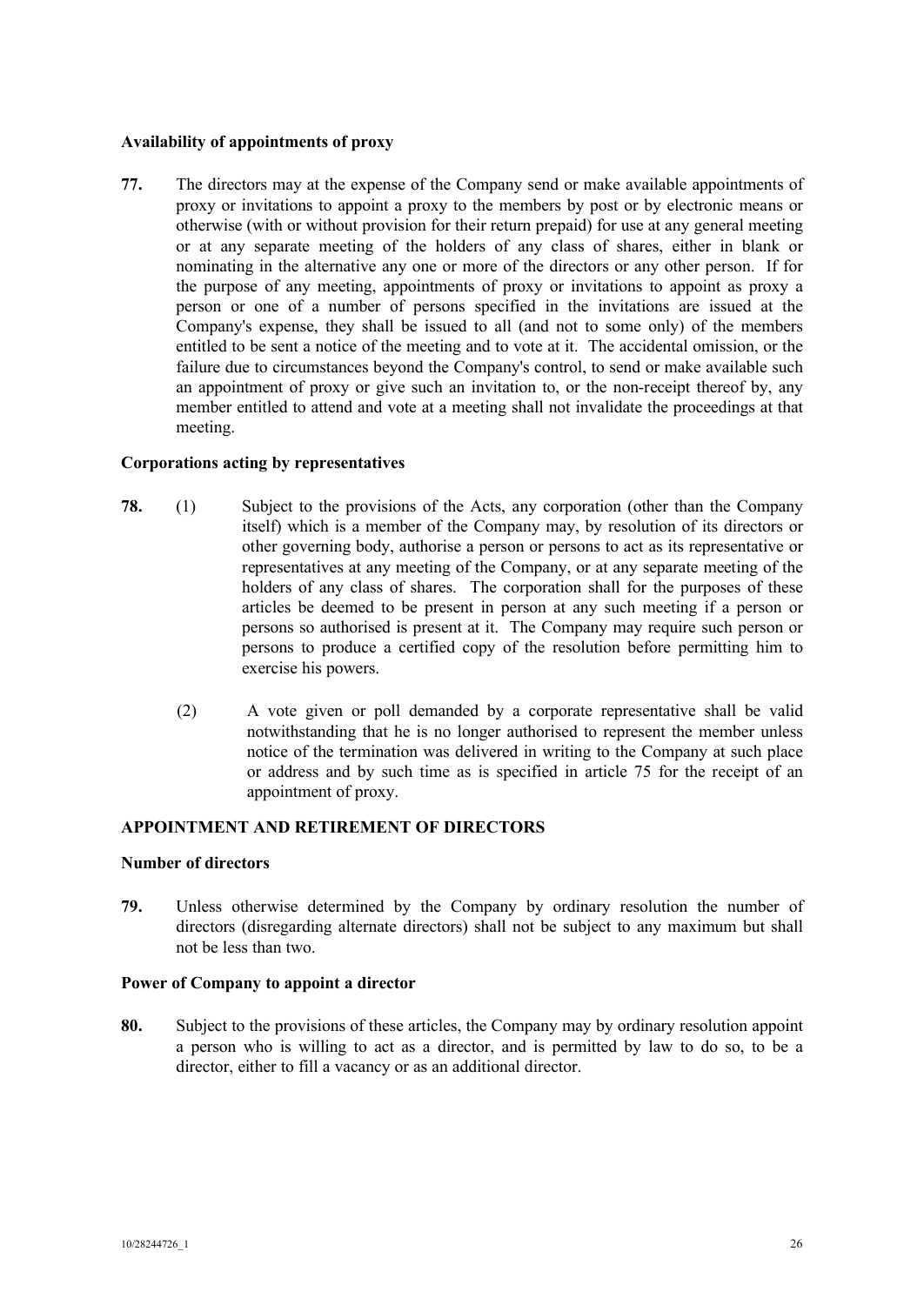**Availability of appointments of proxy**

**77.** The directors may at the expense of the Company send or make available appointments of proxy or invitations to appoint a proxy to the members by post or by electronic means or otherwise (with or without provision for their return prepaid) for use at any general meeting or at any separate meeting of the holders of any class of shares, either in blank or nominating in the alternative any one or more of the directors or any other person. If for the purpose of any meeting, appointments of proxy or invitations to appoint as proxy a person or one of a number of persons specified in the invitations are issued at the Company's expense, they shall be issued to all (and not to some only) of the members entitled to be sent a notice of the meeting and to vote at it. The accidental omission, or the failure due to circumstances beyond the Company's control, to send or make available such an appointment of proxy or give such an invitation to, or the non-receipt thereof by, any member entitled to attend and vote at a meeting shall not invalidate the proceedings at that meeting.

**Corporations acting by representatives**

**78.** (1) Subject to the provisions of the Acts, any corporation (other than the Company itself) which is a member of the Company may, by resolution of its directors or other governing body, authorise a person or persons to act as its representative or representatives at any meeting of the Company, or at any separate meeting of the holders of any class of shares. The corporation shall for the purposes of these articles be deemed to be present in person at any such meeting if a person or persons so authorised is present at it. The Company may require such person or persons to produce a certified copy of the resolution before permitting him to exercise his powers.

(2) A vote given or poll demanded by a corporate representative shall be valid notwithstanding that he is no longer authorised to represent the member unless notice of the termination was delivered in writing to the Company at such place or address and by such time as is specified in article 75 for the receipt of an appointment of proxy.

## APPOINTMENT AND RETIREMENT OF DIRECTORS

**Number of directors**

**79.** Unless otherwise determined by the Company by ordinary resolution the number of directors (disregarding alternate directors) shall not be subject to any maximum but shall not be less than two.

**Power of Company to appoint a director**

**80.** Subject to the provisions of these articles, the Company may by ordinary resolution appoint a person who is willing to act as a director, and is permitted by law to do so, to be a director, either to fill a vacancy or as an additional director.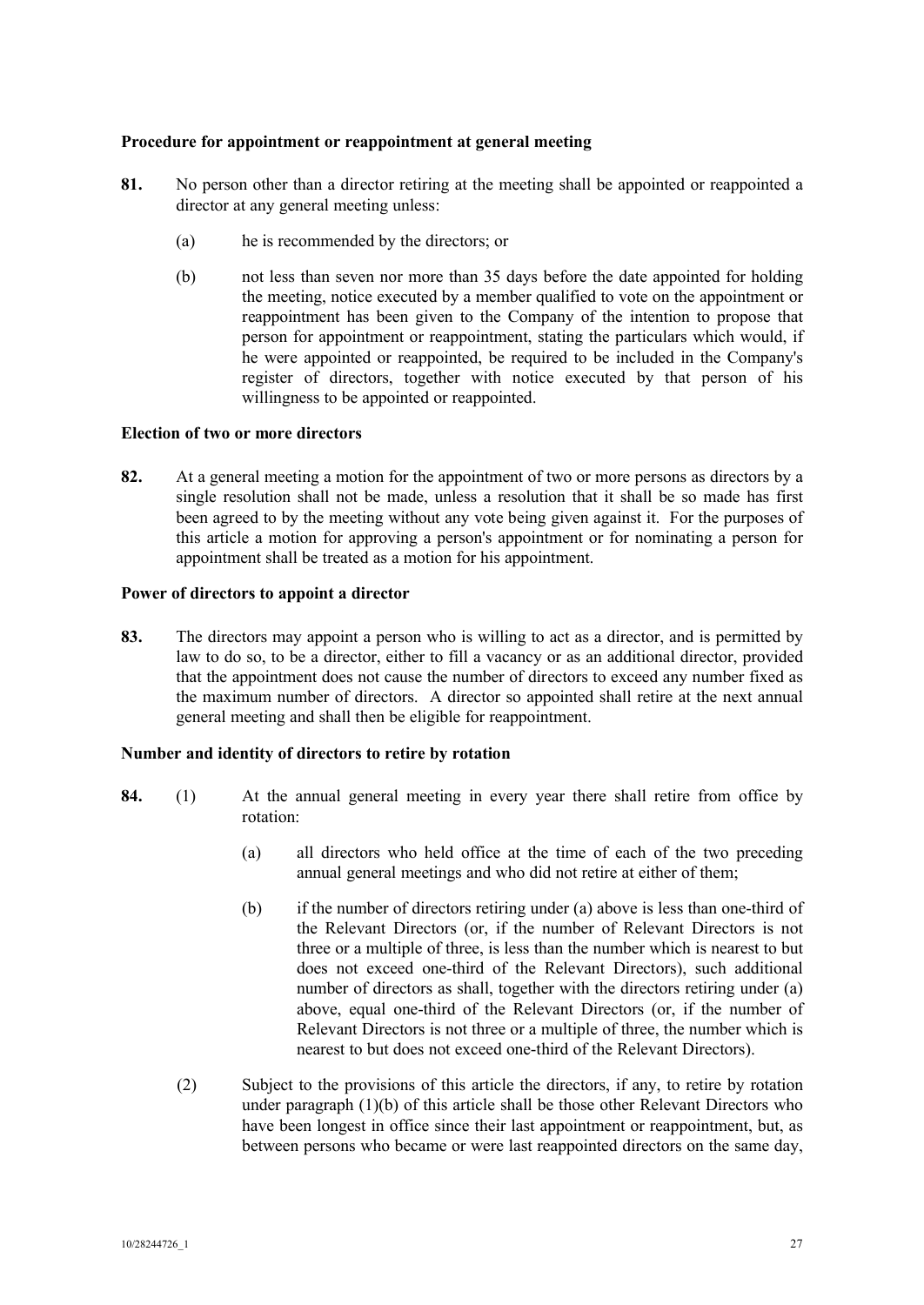**Procedure for appointment or reappointment at general meeting**

**81.** No person other than a director retiring at the meeting shall be appointed or reappointed a director at any general meeting unless:

(a) he is recommended by the directors; or

(b) not less than seven nor more than 35 days before the date appointed for holding the meeting, notice executed by a member qualified to vote on the appointment or reappointment has been given to the Company of the intention to propose that person for appointment or reappointment, stating the particulars which would, if he were appointed or reappointed, be required to be included in the Company's register of directors, together with notice executed by that person of his willingness to be appointed or reappointed.

**Election of two or more directors**

**82.** At a general meeting a motion for the appointment of two or more persons as directors by a single resolution shall not be made, unless a resolution that it shall be so made has first been agreed to by the meeting without any vote being given against it. For the purposes of this article a motion for approving a person's appointment or for nominating a person for appointment shall be treated as a motion for his appointment.

**Power of directors to appoint a director**

**83.** The directors may appoint a person who is willing to act as a director, and is permitted by law to do so, to be a director, either to fill a vacancy or as an additional director, provided that the appointment does not cause the number of directors to exceed any number fixed as the maximum number of directors. A director so appointed shall retire at the next annual general meeting and shall then be eligible for reappointment.

**Number and identity of directors to retire by rotation**

**84.** (1) At the annual general meeting in every year there shall retire from office by rotation:

(a) all directors who held office at the time of each of the two preceding annual general meetings and who did not retire at either of them;

(b) if the number of directors retiring under (a) above is less than one-third of the Relevant Directors (or, if the number of Relevant Directors is not three or a multiple of three, is less than the number which is nearest to but does not exceed one-third of the Relevant Directors), such additional number of directors as shall, together with the directors retiring under (a) above, equal one-third of the Relevant Directors (or, if the number of Relevant Directors is not three or a multiple of three, the number which is nearest to but does not exceed one-third of the Relevant Directors).

(2) Subject to the provisions of this article the directors, if any, to retire by rotation under paragraph (1)(b) of this article shall be those other Relevant Directors who have been longest in office since their last appointment or reappointment, but, as between persons who became or were last reappointed directors on the same day,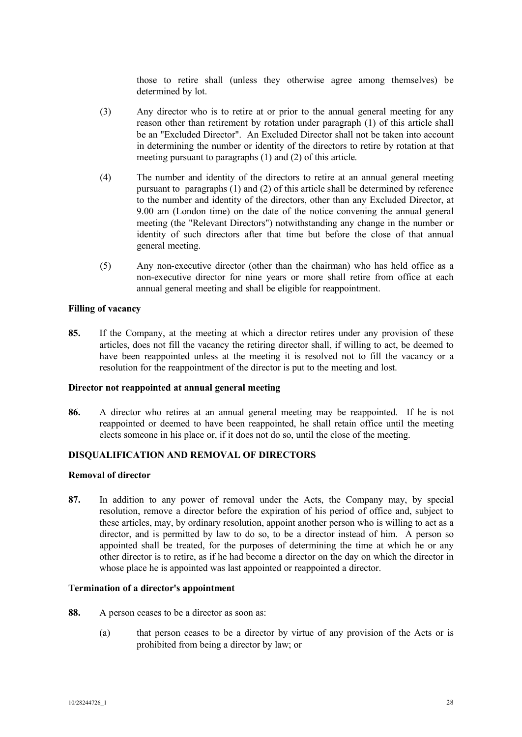those to retire shall (unless they otherwise agree among themselves) be determined by lot.

(3) Any director who is to retire at or prior to the annual general meeting for any reason other than retirement by rotation under paragraph (1) of this article shall be an "Excluded Director". An Excluded Director shall not be taken into account in determining the number or identity of the directors to retire by rotation at that meeting pursuant to paragraphs (1) and (2) of this article.

(4) The number and identity of the directors to retire at an annual general meeting pursuant to paragraphs (1) and (2) of this article shall be determined by reference to the number and identity of the directors, other than any Excluded Director, at 9.00 am (London time) on the date of the notice convening the annual general meeting (the "Relevant Directors") notwithstanding any change in the number or identity of such directors after that time but before the close of that annual general meeting.

(5) Any non-executive director (other than the chairman) who has held office as a non-executive director for nine years or more shall retire from office at each annual general meeting and shall be eligible for reappointment.

**Filling of vacancy**

**85.** If the Company, at the meeting at which a director retires under any provision of these articles, does not fill the vacancy the retiring director shall, if willing to act, be deemed to have been reappointed unless at the meeting it is resolved not to fill the vacancy or a resolution for the reappointment of the director is put to the meeting and lost.

**Director not reappointed at annual general meeting**

**86.** A director who retires at an annual general meeting may be reappointed. If he is not reappointed or deemed to have been reappointed, he shall retain office until the meeting elects someone in his place or, if it does not do so, until the close of the meeting.

## DISQUALIFICATION AND REMOVAL OF DIRECTORS

**Removal of director**

**87.** In addition to any power of removal under the Acts, the Company may, by special resolution, remove a director before the expiration of his period of office and, subject to these articles, may, by ordinary resolution, appoint another person who is willing to act as a director, and is permitted by law to do so, to be a director instead of him. A person so appointed shall be treated, for the purposes of determining the time at which he or any other director is to retire, as if he had become a director on the day on which the director in whose place he is appointed was last appointed or reappointed a director.

**Termination of a director's appointment**

**88.** A person ceases to be a director as soon as:

(a) that person ceases to be a director by virtue of any provision of the Acts or is prohibited from being a director by law; or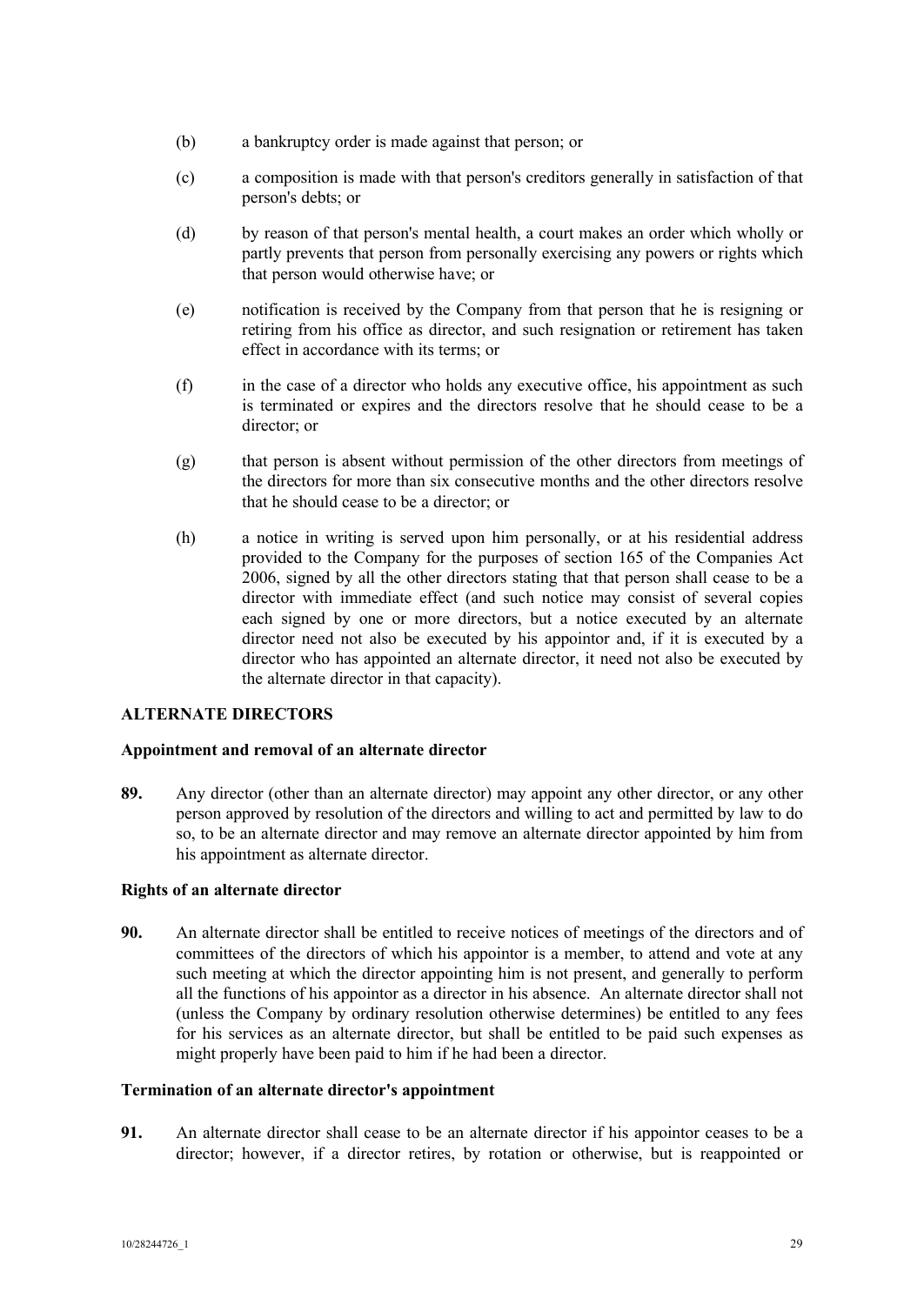(b) a bankruptcy order is made against that person; or

(c) a composition is made with that person's creditors generally in satisfaction of that person's debts; or

(d) by reason of that person's mental health, a court makes an order which wholly or partly prevents that person from personally exercising any powers or rights which that person would otherwise have; or

(e) notification is received by the Company from that person that he is resigning or retiring from his office as director, and such resignation or retirement has taken effect in accordance with its terms; or

(f) in the case of a director who holds any executive office, his appointment as such is terminated or expires and the directors resolve that he should cease to be a director; or

(g) that person is absent without permission of the other directors from meetings of the directors for more than six consecutive months and the other directors resolve that he should cease to be a director; or

(h) a notice in writing is served upon him personally, or at his residential address provided to the Company for the purposes of section 165 of the Companies Act 2006, signed by all the other directors stating that that person shall cease to be a director with immediate effect (and such notice may consist of several copies each signed by one or more directors, but a notice executed by an alternate director need not also be executed by his appointor and, if it is executed by a director who has appointed an alternate director, it need not also be executed by the alternate director in that capacity).

## ALTERNATE DIRECTORS

### Appointment and removal of an alternate director

**89.** Any director (other than an alternate director) may appoint any other director, or any other person approved by resolution of the directors and willing to act and permitted by law to do so, to be an alternate director and may remove an alternate director appointed by him from his appointment as alternate director.

### Rights of an alternate director

**90.** An alternate director shall be entitled to receive notices of meetings of the directors and of committees of the directors of which his appointor is a member, to attend and vote at any such meeting at which the director appointing him is not present, and generally to perform all the functions of his appointor as a director in his absence. An alternate director shall not (unless the Company by ordinary resolution otherwise determines) be entitled to any fees for his services as an alternate director, but shall be entitled to be paid such expenses as might properly have been paid to him if he had been a director.

### Termination of an alternate director's appointment

**91.** An alternate director shall cease to be an alternate director if his appointor ceases to be a director; however, if a director retires, by rotation or otherwise, but is reappointed or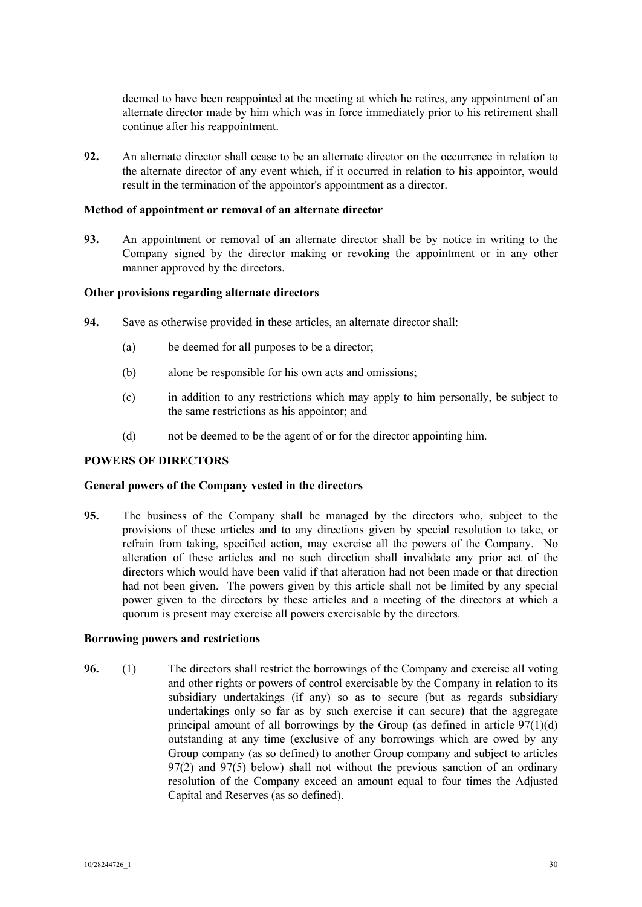deemed to have been reappointed at the meeting at which he retires, any appointment of an alternate director made by him which was in force immediately prior to his retirement shall continue after his reappointment.

**92.** An alternate director shall cease to be an alternate director on the occurrence in relation to the alternate director of any event which, if it occurred in relation to his appointor, would result in the termination of the appointor's appointment as a director.

**Method of appointment or removal of an alternate director**

**93.** An appointment or removal of an alternate director shall be by notice in writing to the Company signed by the director making or revoking the appointment or in any other manner approved by the directors.

**Other provisions regarding alternate directors**

**94.** Save as otherwise provided in these articles, an alternate director shall:

(a) be deemed for all purposes to be a director;

(b) alone be responsible for his own acts and omissions;

(c) in addition to any restrictions which may apply to him personally, be subject to the same restrictions as his appointor; and

(d) not be deemed to be the agent of or for the director appointing him.

**POWERS OF DIRECTORS**

**General powers of the Company vested in the directors**

**95.** The business of the Company shall be managed by the directors who, subject to the provisions of these articles and to any directions given by special resolution to take, or refrain from taking, specified action, may exercise all the powers of the Company. No alteration of these articles and no such direction shall invalidate any prior act of the directors which would have been valid if that alteration had not been made or that direction had not been given. The powers given by this article shall not be limited by any special power given to the directors by these articles and a meeting of the directors at which a quorum is present may exercise all powers exercisable by the directors.

**Borrowing powers and restrictions**

**96.** (1) The directors shall restrict the borrowings of the Company and exercise all voting and other rights or powers of control exercisable by the Company in relation to its subsidiary undertakings (if any) so as to secure (but as regards subsidiary undertakings only so far as by such exercise it can secure) that the aggregate principal amount of all borrowings by the Group (as defined in article 97(1)(d) outstanding at any time (exclusive of any borrowings which are owed by any Group company (as so defined) to another Group company and subject to articles 97(2) and 97(5) below) shall not without the previous sanction of an ordinary resolution of the Company exceed an amount equal to four times the Adjusted Capital and Reserves (as so defined).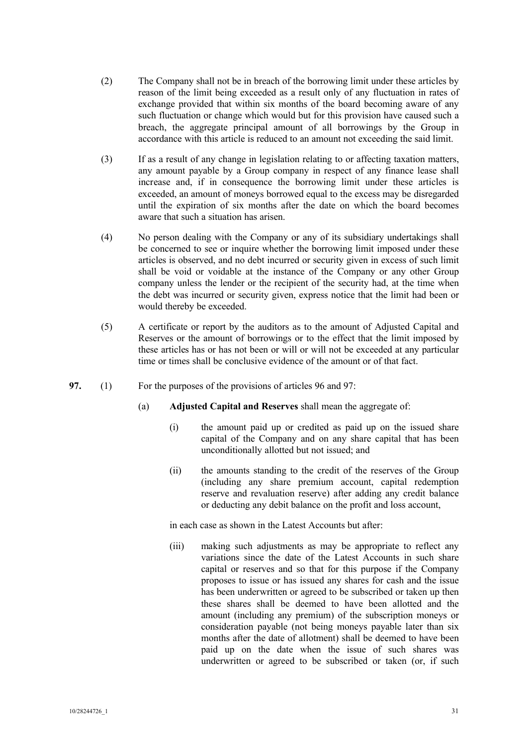(2) The Company shall not be in breach of the borrowing limit under these articles by reason of the limit being exceeded as a result only of any fluctuation in rates of exchange provided that within six months of the board becoming aware of any such fluctuation or change which would but for this provision have caused such a breach, the aggregate principal amount of all borrowings by the Group in accordance with this article is reduced to an amount not exceeding the said limit.

(3) If as a result of any change in legislation relating to or affecting taxation matters, any amount payable by a Group company in respect of any finance lease shall increase and, if in consequence the borrowing limit under these articles is exceeded, an amount of moneys borrowed equal to the excess may be disregarded until the expiration of six months after the date on which the board becomes aware that such a situation has arisen.

(4) No person dealing with the Company or any of its subsidiary undertakings shall be concerned to see or inquire whether the borrowing limit imposed under these articles is observed, and no debt incurred or security given in excess of such limit shall be void or voidable at the instance of the Company or any other Group company unless the lender or the recipient of the security had, at the time when the debt was incurred or security given, express notice that the limit had been or would thereby be exceeded.

(5) A certificate or report by the auditors as to the amount of Adjusted Capital and Reserves or the amount of borrowings or to the effect that the limit imposed by these articles has or has not been or will or will not be exceeded at any particular time or times shall be conclusive evidence of the amount or of that fact.

**97.** (1) For the purposes of the provisions of articles 96 and 97:

(a) **Adjusted Capital and Reserves** shall mean the aggregate of:

(i) the amount paid up or credited as paid up on the issued share capital of the Company and on any share capital that has been unconditionally allotted but not issued; and

(ii) the amounts standing to the credit of the reserves of the Group (including any share premium account, capital redemption reserve and revaluation reserve) after adding any credit balance or deducting any debit balance on the profit and loss account,

in each case as shown in the Latest Accounts but after:

(iii) making such adjustments as may be appropriate to reflect any variations since the date of the Latest Accounts in such share capital or reserves and so that for this purpose if the Company proposes to issue or has issued any shares for cash and the issue has been underwritten or agreed to be subscribed or taken up then these shares shall be deemed to have been allotted and the amount (including any premium) of the subscription moneys or consideration payable (not being moneys payable later than six months after the date of allotment) shall be deemed to have been paid up on the date when the issue of such shares was underwritten or agreed to be subscribed or taken (or, if such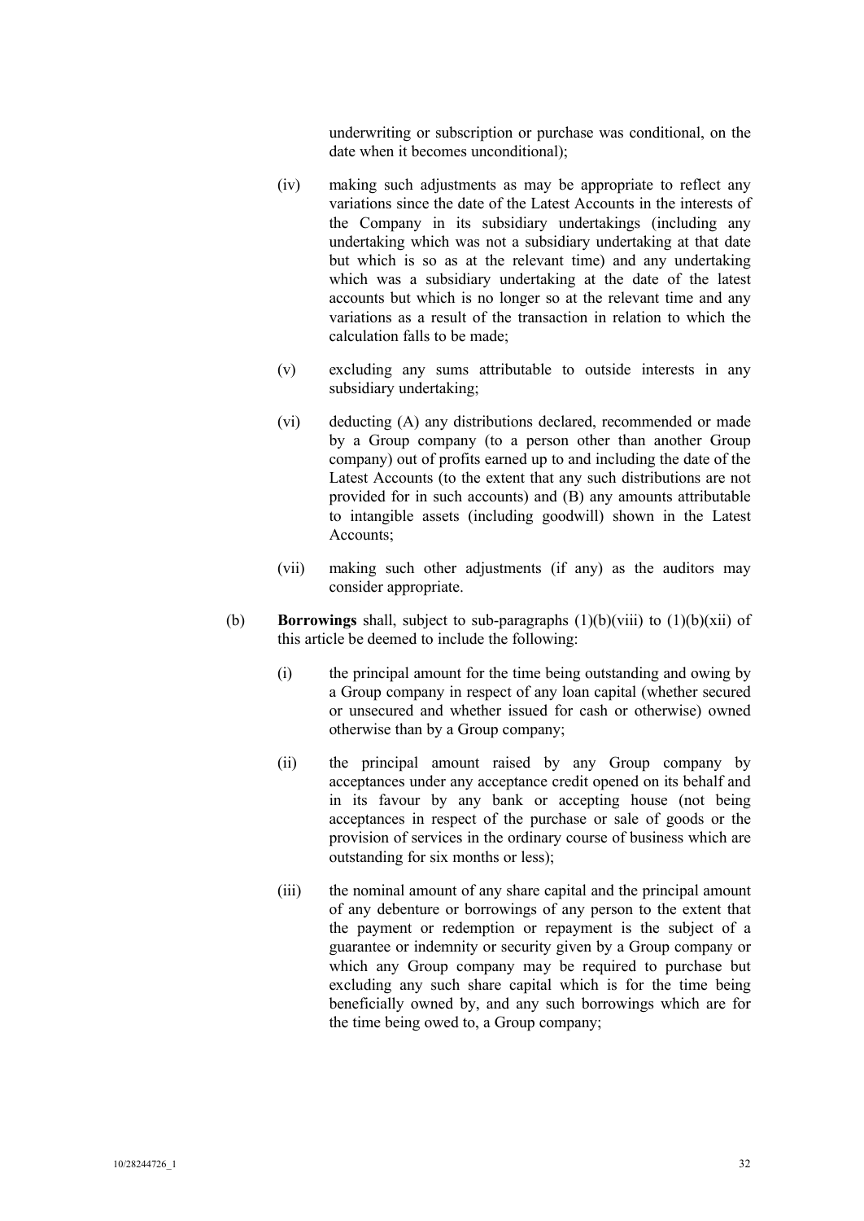underwriting or subscription or purchase was conditional, on the date when it becomes unconditional);

(iv) making such adjustments as may be appropriate to reflect any variations since the date of the Latest Accounts in the interests of the Company in its subsidiary undertakings (including any undertaking which was not a subsidiary undertaking at that date but which is so as at the relevant time) and any undertaking which was a subsidiary undertaking at the date of the latest accounts but which is no longer so at the relevant time and any variations as a result of the transaction in relation to which the calculation falls to be made;

(v) excluding any sums attributable to outside interests in any subsidiary undertaking;

(vi) deducting (A) any distributions declared, recommended or made by a Group company (to a person other than another Group company) out of profits earned up to and including the date of the Latest Accounts (to the extent that any such distributions are not provided for in such accounts) and (B) any amounts attributable to intangible assets (including goodwill) shown in the Latest Accounts;

(vii) making such other adjustments (if any) as the auditors may consider appropriate.

(b) **Borrowings** shall, subject to sub-paragraphs (1)(b)(viii) to (1)(b)(xii) of this article be deemed to include the following:

(i) the principal amount for the time being outstanding and owing by a Group company in respect of any loan capital (whether secured or unsecured and whether issued for cash or otherwise) owned otherwise than by a Group company;

(ii) the principal amount raised by any Group company by acceptances under any acceptance credit opened on its behalf and in its favour by any bank or accepting house (not being acceptances in respect of the purchase or sale of goods or the provision of services in the ordinary course of business which are outstanding for six months or less);

(iii) the nominal amount of any share capital and the principal amount of any debenture or borrowings of any person to the extent that the payment or redemption or repayment is the subject of a guarantee or indemnity or security given by a Group company or which any Group company may be required to purchase but excluding any such share capital which is for the time being beneficially owned by, and any such borrowings which are for the time being owed to, a Group company;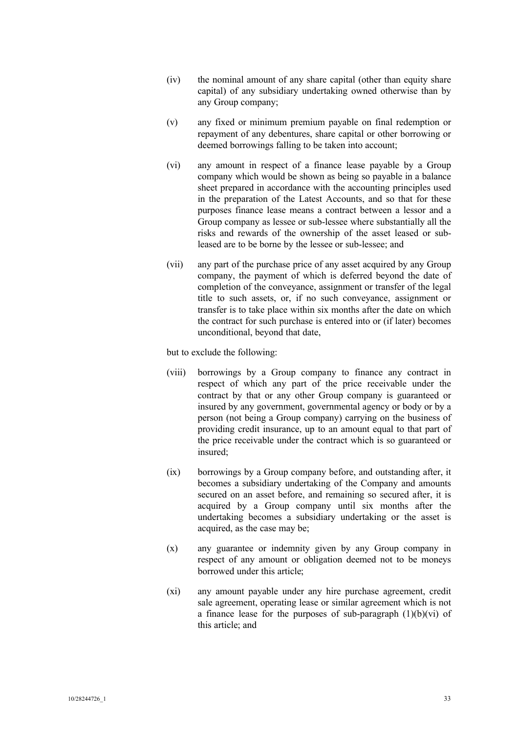(iv) the nominal amount of any share capital (other than equity share capital) of any subsidiary undertaking owned otherwise than by any Group company;

(v) any fixed or minimum premium payable on final redemption or repayment of any debentures, share capital or other borrowing or deemed borrowings falling to be taken into account;

(vi) any amount in respect of a finance lease payable by a Group company which would be shown as being so payable in a balance sheet prepared in accordance with the accounting principles used in the preparation of the Latest Accounts, and so that for these purposes finance lease means a contract between a lessor and a Group company as lessee or sub-lessee where substantially all the risks and rewards of the ownership of the asset leased or sub-leased are to be borne by the lessee or sub-lessee; and

(vii) any part of the purchase price of any asset acquired by any Group company, the payment of which is deferred beyond the date of completion of the conveyance, assignment or transfer of the legal title to such assets, or, if no such conveyance, assignment or transfer is to take place within six months after the date on which the contract for such purchase is entered into or (if later) becomes unconditional, beyond that date,

but to exclude the following:

(viii) borrowings by a Group company to finance any contract in respect of which any part of the price receivable under the contract by that or any other Group company is guaranteed or insured by any government, governmental agency or body or by a person (not being a Group company) carrying on the business of providing credit insurance, up to an amount equal to that part of the price receivable under the contract which is so guaranteed or insured;

(ix) borrowings by a Group company before, and outstanding after, it becomes a subsidiary undertaking of the Company and amounts secured on an asset before, and remaining so secured after, it is acquired by a Group company until six months after the undertaking becomes a subsidiary undertaking or the asset is acquired, as the case may be;

(x) any guarantee or indemnity given by any Group company in respect of any amount or obligation deemed not to be moneys borrowed under this article;

(xi) any amount payable under any hire purchase agreement, credit sale agreement, operating lease or similar agreement which is not a finance lease for the purposes of sub-paragraph (1)(b)(vi) of this article; and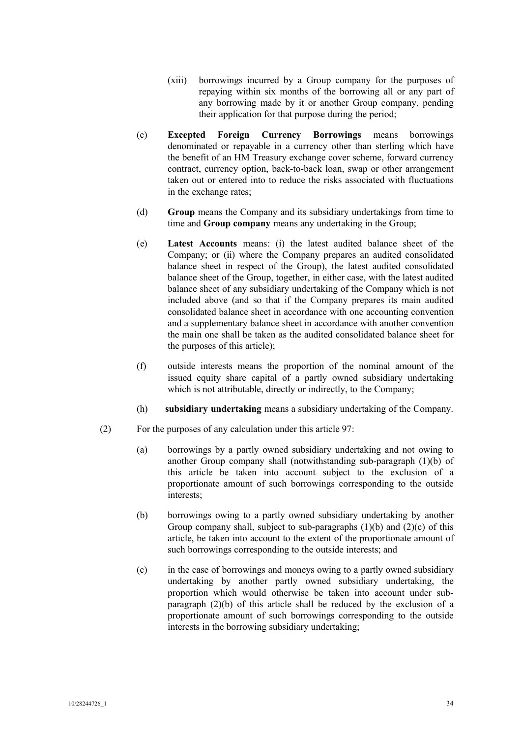(xiii) borrowings incurred by a Group company for the purposes of repaying within six months of the borrowing all or any part of any borrowing made by it or another Group company, pending their application for that purpose during the period;

(c) **Excepted Foreign Currency Borrowings** means borrowings denominated or repayable in a currency other than sterling which have the benefit of an HM Treasury exchange cover scheme, forward currency contract, currency option, back-to-back loan, swap or other arrangement taken out or entered into to reduce the risks associated with fluctuations in the exchange rates;

(d) **Group** means the Company and its subsidiary undertakings from time to time and **Group company** means any undertaking in the Group;

(e) **Latest Accounts** means: (i) the latest audited balance sheet of the Company; or (ii) where the Company prepares an audited consolidated balance sheet in respect of the Group), the latest audited consolidated balance sheet of the Group, together, in either case, with the latest audited balance sheet of any subsidiary undertaking of the Company which is not included above (and so that if the Company prepares its main audited consolidated balance sheet in accordance with one accounting convention and a supplementary balance sheet in accordance with another convention the main one shall be taken as the audited consolidated balance sheet for the purposes of this article);

(f) outside interests means the proportion of the nominal amount of the issued equity share capital of a partly owned subsidiary undertaking which is not attributable, directly or indirectly, to the Company;

(h) **subsidiary undertaking** means a subsidiary undertaking of the Company.

(2) For the purposes of any calculation under this article 97:

(a) borrowings by a partly owned subsidiary undertaking and not owing to another Group company shall (notwithstanding sub-paragraph (1)(b) of this article be taken into account subject to the exclusion of a proportionate amount of such borrowings corresponding to the outside interests;

(b) borrowings owing to a partly owned subsidiary undertaking by another Group company shall, subject to sub-paragraphs (1)(b) and (2)(c) of this article, be taken into account to the extent of the proportionate amount of such borrowings corresponding to the outside interests; and

(c) in the case of borrowings and moneys owing to a partly owned subsidiary undertaking by another partly owned subsidiary undertaking, the proportion which would otherwise be taken into account under sub-paragraph (2)(b) of this article shall be reduced by the exclusion of a proportionate amount of such borrowings corresponding to the outside interests in the borrowing subsidiary undertaking;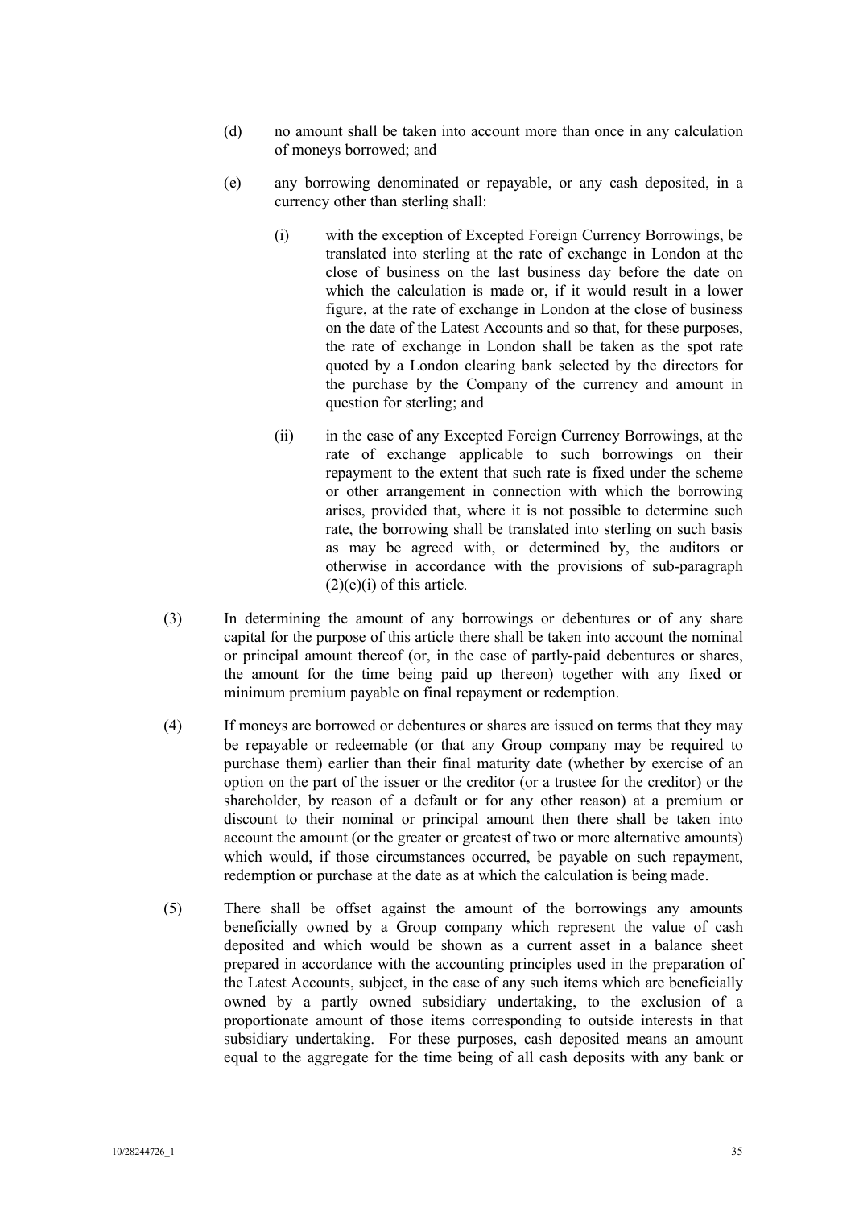(d) no amount shall be taken into account more than once in any calculation of moneys borrowed; and

(e) any borrowing denominated or repayable, or any cash deposited, in a currency other than sterling shall:

  (i) with the exception of Excepted Foreign Currency Borrowings, be translated into sterling at the rate of exchange in London at the close of business on the last business day before the date on which the calculation is made or, if it would result in a lower figure, at the rate of exchange in London at the close of business on the date of the Latest Accounts and so that, for these purposes, the rate of exchange in London shall be taken as the spot rate quoted by a London clearing bank selected by the directors for the purchase by the Company of the currency and amount in question for sterling; and

  (ii) in the case of any Excepted Foreign Currency Borrowings, at the rate of exchange applicable to such borrowings on their repayment to the extent that such rate is fixed under the scheme or other arrangement in connection with which the borrowing arises, provided that, where it is not possible to determine such rate, the borrowing shall be translated into sterling on such basis as may be agreed with, or determined by, the auditors or otherwise in accordance with the provisions of sub-paragraph (2)(e)(i) of this article.

(3) In determining the amount of any borrowings or debentures or of any share capital for the purpose of this article there shall be taken into account the nominal or principal amount thereof (or, in the case of partly-paid debentures or shares, the amount for the time being paid up thereon) together with any fixed or minimum premium payable on final repayment or redemption.

(4) If moneys are borrowed or debentures or shares are issued on terms that they may be repayable or redeemable (or that any Group company may be required to purchase them) earlier than their final maturity date (whether by exercise of an option on the part of the issuer or the creditor (or a trustee for the creditor) or the shareholder, by reason of a default or for any other reason) at a premium or discount to their nominal or principal amount then there shall be taken into account the amount (or the greater or greatest of two or more alternative amounts) which would, if those circumstances occurred, be payable on such repayment, redemption or purchase at the date as at which the calculation is being made.

(5) There shall be offset against the amount of the borrowings any amounts beneficially owned by a Group company which represent the value of cash deposited and which would be shown as a current asset in a balance sheet prepared in accordance with the accounting principles used in the preparation of the Latest Accounts, subject, in the case of any such items which are beneficially owned by a partly owned subsidiary undertaking, to the exclusion of a proportionate amount of those items corresponding to outside interests in that subsidiary undertaking. For these purposes, cash deposited means an amount equal to the aggregate for the time being of all cash deposits with any bank or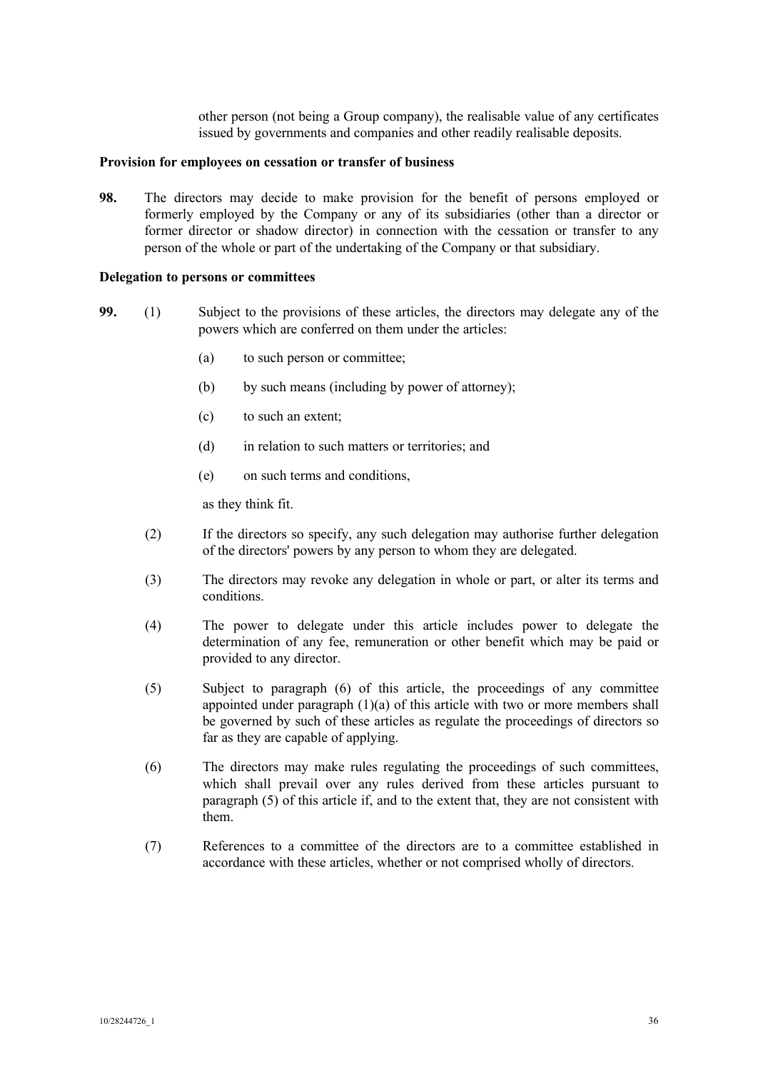other person (not being a Group company), the realisable value of any certificates issued by governments and companies and other readily realisable deposits.

**Provision for employees on cessation or transfer of business**

**98.** The directors may decide to make provision for the benefit of persons employed or formerly employed by the Company or any of its subsidiaries (other than a director or former director or shadow director) in connection with the cessation or transfer to any person of the whole or part of the undertaking of the Company or that subsidiary.

**Delegation to persons or committees**

**99.** (1) Subject to the provisions of these articles, the directors may delegate any of the powers which are conferred on them under the articles:

(a) to such person or committee;

(b) by such means (including by power of attorney);

(c) to such an extent;

(d) in relation to such matters or territories; and

(e) on such terms and conditions,

as they think fit.

(2) If the directors so specify, any such delegation may authorise further delegation of the directors' powers by any person to whom they are delegated.

(3) The directors may revoke any delegation in whole or part, or alter its terms and conditions.

(4) The power to delegate under this article includes power to delegate the determination of any fee, remuneration or other benefit which may be paid or provided to any director.

(5) Subject to paragraph (6) of this article, the proceedings of any committee appointed under paragraph (1)(a) of this article with two or more members shall be governed by such of these articles as regulate the proceedings of directors so far as they are capable of applying.

(6) The directors may make rules regulating the proceedings of such committees, which shall prevail over any rules derived from these articles pursuant to paragraph (5) of this article if, and to the extent that, they are not consistent with them.

(7) References to a committee of the directors are to a committee established in accordance with these articles, whether or not comprised wholly of directors.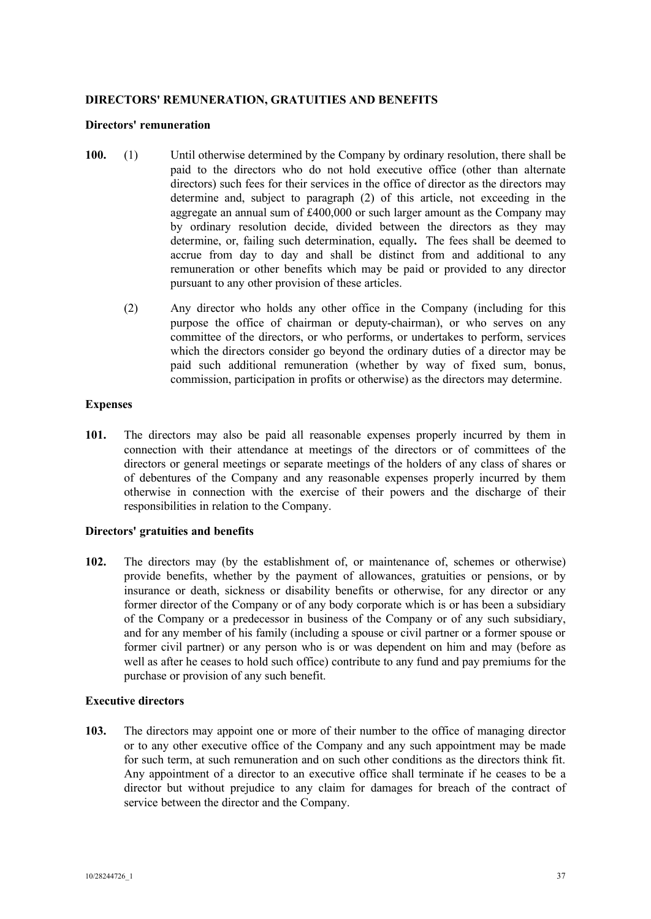## DIRECTORS' REMUNERATION, GRATUITIES AND BENEFITS

### Directors' remuneration

**100.** (1) Until otherwise determined by the Company by ordinary resolution, there shall be paid to the directors who do not hold executive office (other than alternate directors) such fees for their services in the office of director as the directors may determine and, subject to paragraph (2) of this article, not exceeding in the aggregate an annual sum of £400,000 or such larger amount as the Company may by ordinary resolution decide, divided between the directors as they may determine, or, failing such determination, equally**.** The fees shall be deemed to accrue from day to day and shall be distinct from and additional to any remuneration or other benefits which may be paid or provided to any director pursuant to any other provision of these articles.

(2) Any director who holds any other office in the Company (including for this purpose the office of chairman or deputy-chairman), or who serves on any committee of the directors, or who performs, or undertakes to perform, services which the directors consider go beyond the ordinary duties of a director may be paid such additional remuneration (whether by way of fixed sum, bonus, commission, participation in profits or otherwise) as the directors may determine.

### Expenses

**101.** The directors may also be paid all reasonable expenses properly incurred by them in connection with their attendance at meetings of the directors or of committees of the directors or general meetings or separate meetings of the holders of any class of shares or of debentures of the Company and any reasonable expenses properly incurred by them otherwise in connection with the exercise of their powers and the discharge of their responsibilities in relation to the Company.

### Directors' gratuities and benefits

**102.** The directors may (by the establishment of, or maintenance of, schemes or otherwise) provide benefits, whether by the payment of allowances, gratuities or pensions, or by insurance or death, sickness or disability benefits or otherwise, for any director or any former director of the Company or of any body corporate which is or has been a subsidiary of the Company or a predecessor in business of the Company or of any such subsidiary, and for any member of his family (including a spouse or civil partner or a former spouse or former civil partner) or any person who is or was dependent on him and may (before as well as after he ceases to hold such office) contribute to any fund and pay premiums for the purchase or provision of any such benefit.

### Executive directors

**103.** The directors may appoint one or more of their number to the office of managing director or to any other executive office of the Company and any such appointment may be made for such term, at such remuneration and on such other conditions as the directors think fit. Any appointment of a director to an executive office shall terminate if he ceases to be a director but without prejudice to any claim for damages for breach of the contract of service between the director and the Company.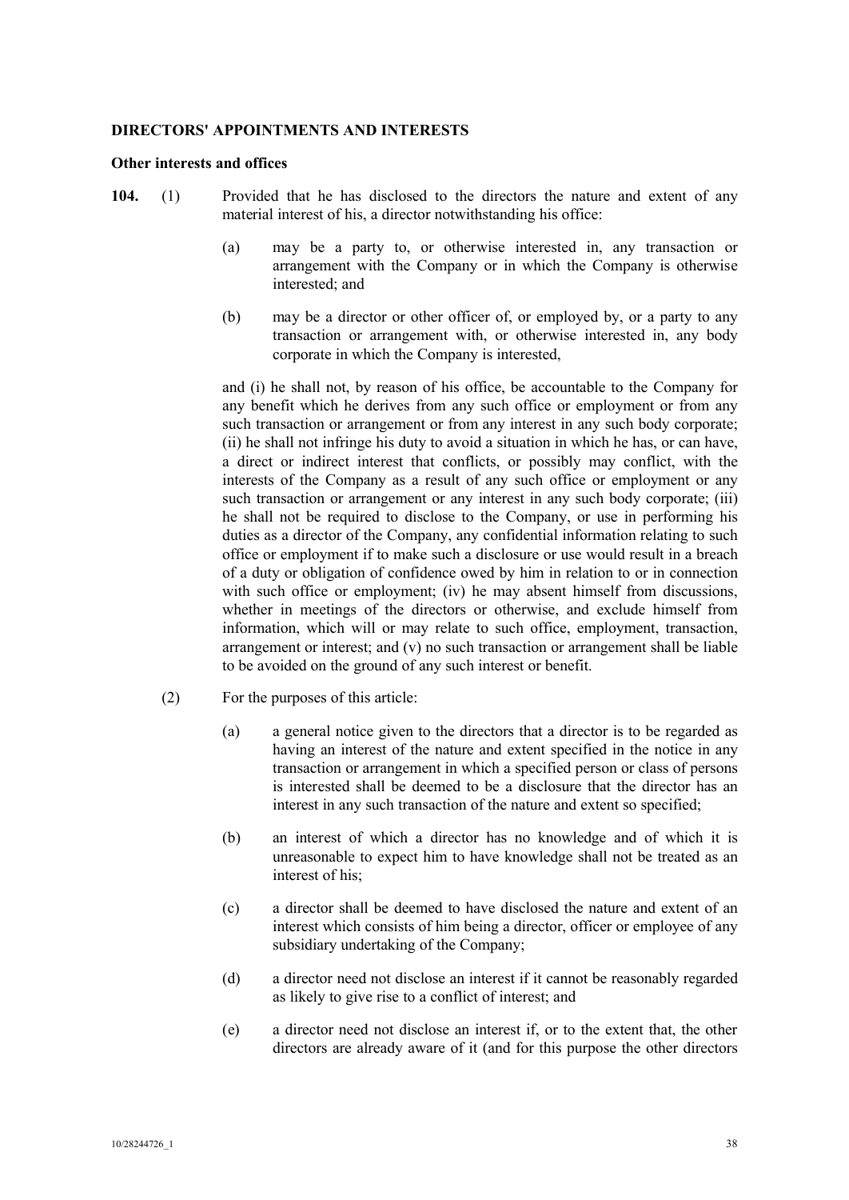**DIRECTORS' APPOINTMENTS AND INTERESTS**

**Other interests and offices**

**104.** (1) Provided that he has disclosed to the directors the nature and extent of any material interest of his, a director notwithstanding his office:

(a) may be a party to, or otherwise interested in, any transaction or arrangement with the Company or in which the Company is otherwise interested; and

(b) may be a director or other officer of, or employed by, or a party to any transaction or arrangement with, or otherwise interested in, any body corporate in which the Company is interested,

and (i) he shall not, by reason of his office, be accountable to the Company for any benefit which he derives from any such office or employment or from any such transaction or arrangement or from any interest in any such body corporate; (ii) he shall not infringe his duty to avoid a situation in which he has, or can have, a direct or indirect interest that conflicts, or possibly may conflict, with the interests of the Company as a result of any such office or employment or any such transaction or arrangement or any interest in any such body corporate; (iii) he shall not be required to disclose to the Company, or use in performing his duties as a director of the Company, any confidential information relating to such office or employment if to make such a disclosure or use would result in a breach of a duty or obligation of confidence owed by him in relation to or in connection with such office or employment; (iv) he may absent himself from discussions, whether in meetings of the directors or otherwise, and exclude himself from information, which will or may relate to such office, employment, transaction, arrangement or interest; and (v) no such transaction or arrangement shall be liable to be avoided on the ground of any such interest or benefit.

(2) For the purposes of this article:

(a) a general notice given to the directors that a director is to be regarded as having an interest of the nature and extent specified in the notice in any transaction or arrangement in which a specified person or class of persons is interested shall be deemed to be a disclosure that the director has an interest in any such transaction of the nature and extent so specified;

(b) an interest of which a director has no knowledge and of which it is unreasonable to expect him to have knowledge shall not be treated as an interest of his;

(c) a director shall be deemed to have disclosed the nature and extent of an interest which consists of him being a director, officer or employee of any subsidiary undertaking of the Company;

(d) a director need not disclose an interest if it cannot be reasonably regarded as likely to give rise to a conflict of interest; and

(e) a director need not disclose an interest if, or to the extent that, the other directors are already aware of it (and for this purpose the other directors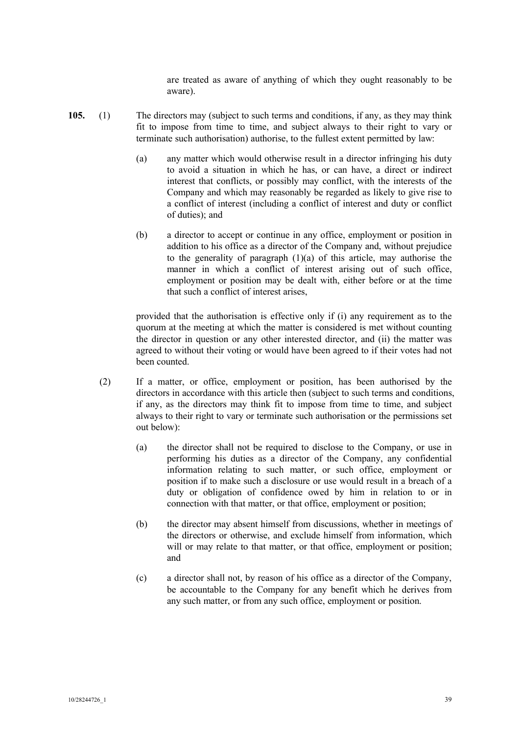are treated as aware of anything of which they ought reasonably to be aware).

**105.** (1) The directors may (subject to such terms and conditions, if any, as they may think fit to impose from time to time, and subject always to their right to vary or terminate such authorisation) authorise, to the fullest extent permitted by law:

(a) any matter which would otherwise result in a director infringing his duty to avoid a situation in which he has, or can have, a direct or indirect interest that conflicts, or possibly may conflict, with the interests of the Company and which may reasonably be regarded as likely to give rise to a conflict of interest (including a conflict of interest and duty or conflict of duties); and

(b) a director to accept or continue in any office, employment or position in addition to his office as a director of the Company and, without prejudice to the generality of paragraph (1)(a) of this article, may authorise the manner in which a conflict of interest arising out of such office, employment or position may be dealt with, either before or at the time that such a conflict of interest arises,

provided that the authorisation is effective only if (i) any requirement as to the quorum at the meeting at which the matter is considered is met without counting the director in question or any other interested director, and (ii) the matter was agreed to without their voting or would have been agreed to if their votes had not been counted.

(2) If a matter, or office, employment or position, has been authorised by the directors in accordance with this article then (subject to such terms and conditions, if any, as the directors may think fit to impose from time to time, and subject always to their right to vary or terminate such authorisation or the permissions set out below):

(a) the director shall not be required to disclose to the Company, or use in performing his duties as a director of the Company, any confidential information relating to such matter, or such office, employment or position if to make such a disclosure or use would result in a breach of a duty or obligation of confidence owed by him in relation to or in connection with that matter, or that office, employment or position;

(b) the director may absent himself from discussions, whether in meetings of the directors or otherwise, and exclude himself from information, which will or may relate to that matter, or that office, employment or position; and

(c) a director shall not, by reason of his office as a director of the Company, be accountable to the Company for any benefit which he derives from any such matter, or from any such office, employment or position.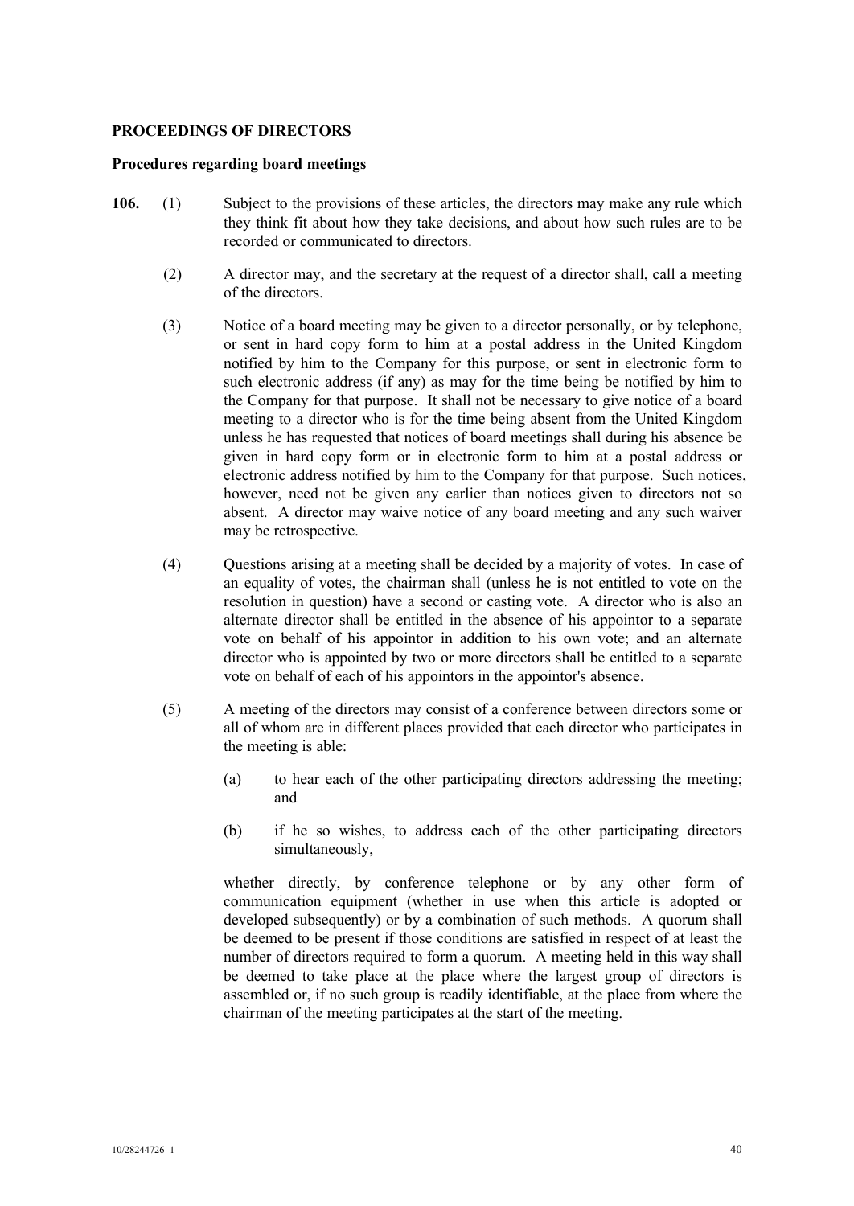**PROCEEDINGS OF DIRECTORS**

**Procedures regarding board meetings**

**106.** (1) Subject to the provisions of these articles, the directors may make any rule which they think fit about how they take decisions, and about how such rules are to be recorded or communicated to directors.

(2) A director may, and the secretary at the request of a director shall, call a meeting of the directors.

(3) Notice of a board meeting may be given to a director personally, or by telephone, or sent in hard copy form to him at a postal address in the United Kingdom notified by him to the Company for this purpose, or sent in electronic form to such electronic address (if any) as may for the time being be notified by him to the Company for that purpose. It shall not be necessary to give notice of a board meeting to a director who is for the time being absent from the United Kingdom unless he has requested that notices of board meetings shall during his absence be given in hard copy form or in electronic form to him at a postal address or electronic address notified by him to the Company for that purpose. Such notices, however, need not be given any earlier than notices given to directors not so absent. A director may waive notice of any board meeting and any such waiver may be retrospective.

(4) Questions arising at a meeting shall be decided by a majority of votes. In case of an equality of votes, the chairman shall (unless he is not entitled to vote on the resolution in question) have a second or casting vote. A director who is also an alternate director shall be entitled in the absence of his appointor to a separate vote on behalf of his appointor in addition to his own vote; and an alternate director who is appointed by two or more directors shall be entitled to a separate vote on behalf of each of his appointors in the appointor's absence.

(5) A meeting of the directors may consist of a conference between directors some or all of whom are in different places provided that each director who participates in the meeting is able:

(a) to hear each of the other participating directors addressing the meeting; and

(b) if he so wishes, to address each of the other participating directors simultaneously,

whether directly, by conference telephone or by any other form of communication equipment (whether in use when this article is adopted or developed subsequently) or by a combination of such methods. A quorum shall be deemed to be present if those conditions are satisfied in respect of at least the number of directors required to form a quorum. A meeting held in this way shall be deemed to take place at the place where the largest group of directors is assembled or, if no such group is readily identifiable, at the place from where the chairman of the meeting participates at the start of the meeting.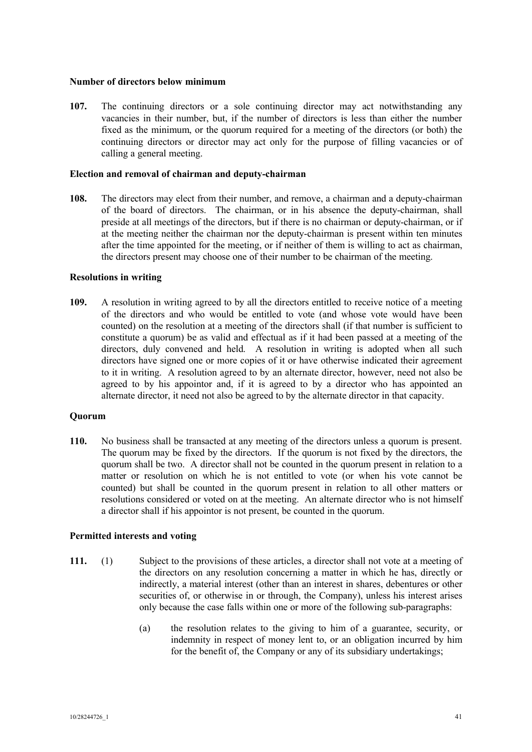**Number of directors below minimum**

**107.** The continuing directors or a sole continuing director may act notwithstanding any vacancies in their number, but, if the number of directors is less than either the number fixed as the minimum, or the quorum required for a meeting of the directors (or both) the continuing directors or director may act only for the purpose of filling vacancies or of calling a general meeting.

**Election and removal of chairman and deputy-chairman**

**108.** The directors may elect from their number, and remove, a chairman and a deputy-chairman of the board of directors. The chairman, or in his absence the deputy-chairman, shall preside at all meetings of the directors, but if there is no chairman or deputy-chairman, or if at the meeting neither the chairman nor the deputy-chairman is present within ten minutes after the time appointed for the meeting, or if neither of them is willing to act as chairman, the directors present may choose one of their number to be chairman of the meeting.

**Resolutions in writing**

**109.** A resolution in writing agreed to by all the directors entitled to receive notice of a meeting of the directors and who would be entitled to vote (and whose vote would have been counted) on the resolution at a meeting of the directors shall (if that number is sufficient to constitute a quorum) be as valid and effectual as if it had been passed at a meeting of the directors, duly convened and held. A resolution in writing is adopted when all such directors have signed one or more copies of it or have otherwise indicated their agreement to it in writing. A resolution agreed to by an alternate director, however, need not also be agreed to by his appointor and, if it is agreed to by a director who has appointed an alternate director, it need not also be agreed to by the alternate director in that capacity.

**Quorum**

**110.** No business shall be transacted at any meeting of the directors unless a quorum is present. The quorum may be fixed by the directors. If the quorum is not fixed by the directors, the quorum shall be two. A director shall not be counted in the quorum present in relation to a matter or resolution on which he is not entitled to vote (or when his vote cannot be counted) but shall be counted in the quorum present in relation to all other matters or resolutions considered or voted on at the meeting. An alternate director who is not himself a director shall if his appointor is not present, be counted in the quorum.

**Permitted interests and voting**

**111.** (1) Subject to the provisions of these articles, a director shall not vote at a meeting of the directors on any resolution concerning a matter in which he has, directly or indirectly, a material interest (other than an interest in shares, debentures or other securities of, or otherwise in or through, the Company), unless his interest arises only because the case falls within one or more of the following sub-paragraphs:

(a) the resolution relates to the giving to him of a guarantee, security, or indemnity in respect of money lent to, or an obligation incurred by him for the benefit of, the Company or any of its subsidiary undertakings;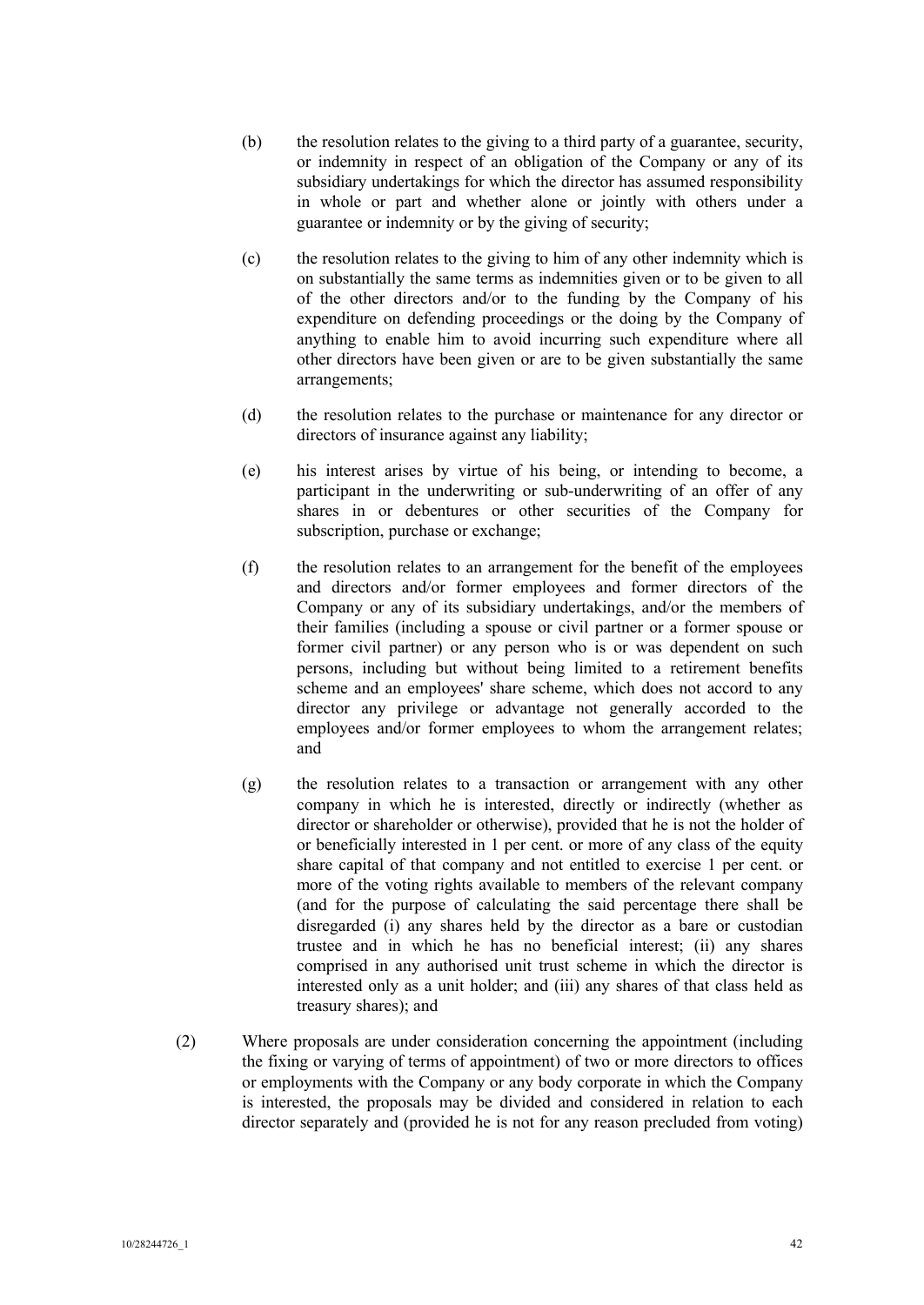(b) the resolution relates to the giving to a third party of a guarantee, security, or indemnity in respect of an obligation of the Company or any of its subsidiary undertakings for which the director has assumed responsibility in whole or part and whether alone or jointly with others under a guarantee or indemnity or by the giving of security;

(c) the resolution relates to the giving to him of any other indemnity which is on substantially the same terms as indemnities given or to be given to all of the other directors and/or to the funding by the Company of his expenditure on defending proceedings or the doing by the Company of anything to enable him to avoid incurring such expenditure where all other directors have been given or are to be given substantially the same arrangements;

(d) the resolution relates to the purchase or maintenance for any director or directors of insurance against any liability;

(e) his interest arises by virtue of his being, or intending to become, a participant in the underwriting or sub-underwriting of an offer of any shares in or debentures or other securities of the Company for subscription, purchase or exchange;

(f) the resolution relates to an arrangement for the benefit of the employees and directors and/or former employees and former directors of the Company or any of its subsidiary undertakings, and/or the members of their families (including a spouse or civil partner or a former spouse or former civil partner) or any person who is or was dependent on such persons, including but without being limited to a retirement benefits scheme and an employees' share scheme, which does not accord to any director any privilege or advantage not generally accorded to the employees and/or former employees to whom the arrangement relates; and

(g) the resolution relates to a transaction or arrangement with any other company in which he is interested, directly or indirectly (whether as director or shareholder or otherwise), provided that he is not the holder of or beneficially interested in 1 per cent. or more of any class of the equity share capital of that company and not entitled to exercise 1 per cent. or more of the voting rights available to members of the relevant company (and for the purpose of calculating the said percentage there shall be disregarded (i) any shares held by the director as a bare or custodian trustee and in which he has no beneficial interest; (ii) any shares comprised in any authorised unit trust scheme in which the director is interested only as a unit holder; and (iii) any shares of that class held as treasury shares); and

(2) Where proposals are under consideration concerning the appointment (including the fixing or varying of terms of appointment) of two or more directors to offices or employments with the Company or any body corporate in which the Company is interested, the proposals may be divided and considered in relation to each director separately and (provided he is not for any reason precluded from voting)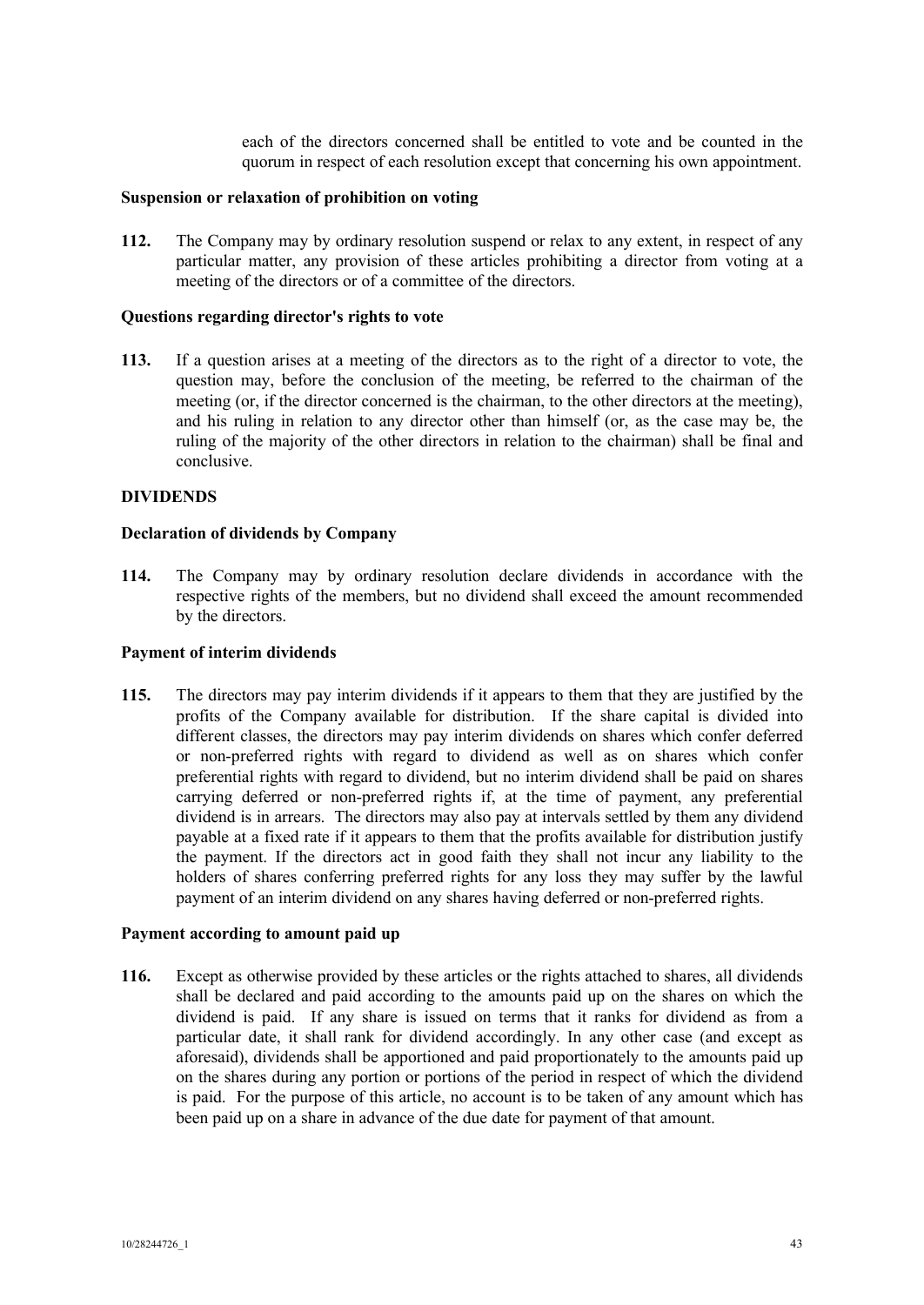each of the directors concerned shall be entitled to vote and be counted in the quorum in respect of each resolution except that concerning his own appointment.

**Suspension or relaxation of prohibition on voting**

**112.** The Company may by ordinary resolution suspend or relax to any extent, in respect of any particular matter, any provision of these articles prohibiting a director from voting at a meeting of the directors or of a committee of the directors.

**Questions regarding director's rights to vote**

**113.** If a question arises at a meeting of the directors as to the right of a director to vote, the question may, before the conclusion of the meeting, be referred to the chairman of the meeting (or, if the director concerned is the chairman, to the other directors at the meeting), and his ruling in relation to any director other than himself (or, as the case may be, the ruling of the majority of the other directors in relation to the chairman) shall be final and conclusive.

**DIVIDENDS**

**Declaration of dividends by Company**

**114.** The Company may by ordinary resolution declare dividends in accordance with the respective rights of the members, but no dividend shall exceed the amount recommended by the directors.

**Payment of interim dividends**

**115.** The directors may pay interim dividends if it appears to them that they are justified by the profits of the Company available for distribution. If the share capital is divided into different classes, the directors may pay interim dividends on shares which confer deferred or non-preferred rights with regard to dividend as well as on shares which confer preferential rights with regard to dividend, but no interim dividend shall be paid on shares carrying deferred or non-preferred rights if, at the time of payment, any preferential dividend is in arrears. The directors may also pay at intervals settled by them any dividend payable at a fixed rate if it appears to them that the profits available for distribution justify the payment. If the directors act in good faith they shall not incur any liability to the holders of shares conferring preferred rights for any loss they may suffer by the lawful payment of an interim dividend on any shares having deferred or non-preferred rights.

**Payment according to amount paid up**

**116.** Except as otherwise provided by these articles or the rights attached to shares, all dividends shall be declared and paid according to the amounts paid up on the shares on which the dividend is paid. If any share is issued on terms that it ranks for dividend as from a particular date, it shall rank for dividend accordingly. In any other case (and except as aforesaid), dividends shall be apportioned and paid proportionately to the amounts paid up on the shares during any portion or portions of the period in respect of which the dividend is paid. For the purpose of this article, no account is to be taken of any amount which has been paid up on a share in advance of the due date for payment of that amount.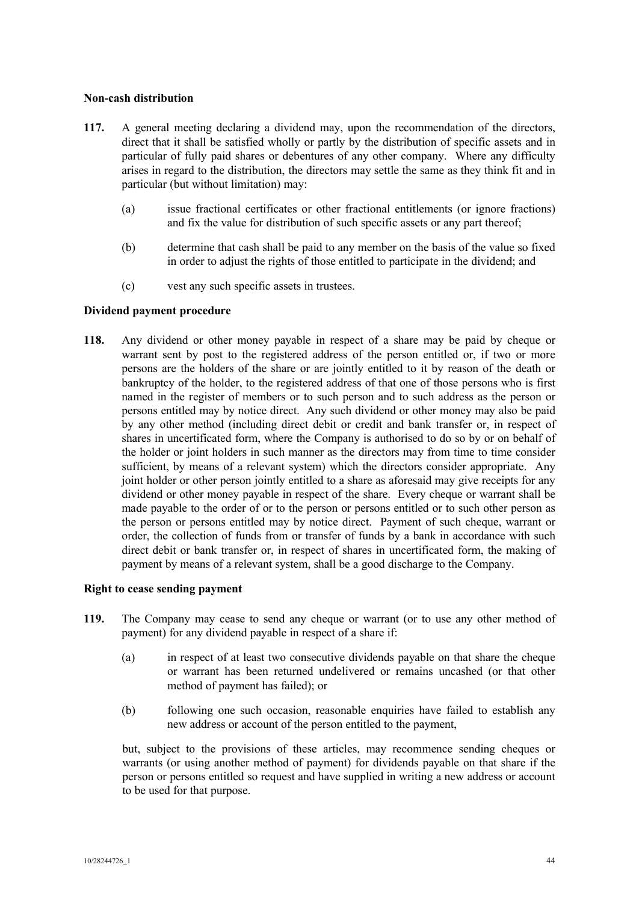**Non-cash distribution**

**117.** A general meeting declaring a dividend may, upon the recommendation of the directors, direct that it shall be satisfied wholly or partly by the distribution of specific assets and in particular of fully paid shares or debentures of any other company. Where any difficulty arises in regard to the distribution, the directors may settle the same as they think fit and in particular (but without limitation) may:

(a) issue fractional certificates or other fractional entitlements (or ignore fractions) and fix the value for distribution of such specific assets or any part thereof;

(b) determine that cash shall be paid to any member on the basis of the value so fixed in order to adjust the rights of those entitled to participate in the dividend; and

(c) vest any such specific assets in trustees.

**Dividend payment procedure**

**118.** Any dividend or other money payable in respect of a share may be paid by cheque or warrant sent by post to the registered address of the person entitled or, if two or more persons are the holders of the share or are jointly entitled to it by reason of the death or bankruptcy of the holder, to the registered address of that one of those persons who is first named in the register of members or to such person and to such address as the person or persons entitled may by notice direct. Any such dividend or other money may also be paid by any other method (including direct debit or credit and bank transfer or, in respect of shares in uncertificated form, where the Company is authorised to do so by or on behalf of the holder or joint holders in such manner as the directors may from time to time consider sufficient, by means of a relevant system) which the directors consider appropriate. Any joint holder or other person jointly entitled to a share as aforesaid may give receipts for any dividend or other money payable in respect of the share. Every cheque or warrant shall be made payable to the order of or to the person or persons entitled or to such other person as the person or persons entitled may by notice direct. Payment of such cheque, warrant or order, the collection of funds from or transfer of funds by a bank in accordance with such direct debit or bank transfer or, in respect of shares in uncertificated form, the making of payment by means of a relevant system, shall be a good discharge to the Company.

**Right to cease sending payment**

**119.** The Company may cease to send any cheque or warrant (or to use any other method of payment) for any dividend payable in respect of a share if:

(a) in respect of at least two consecutive dividends payable on that share the cheque or warrant has been returned undelivered or remains uncashed (or that other method of payment has failed); or

(b) following one such occasion, reasonable enquiries have failed to establish any new address or account of the person entitled to the payment,

but, subject to the provisions of these articles, may recommence sending cheques or warrants (or using another method of payment) for dividends payable on that share if the person or persons entitled so request and have supplied in writing a new address or account to be used for that purpose.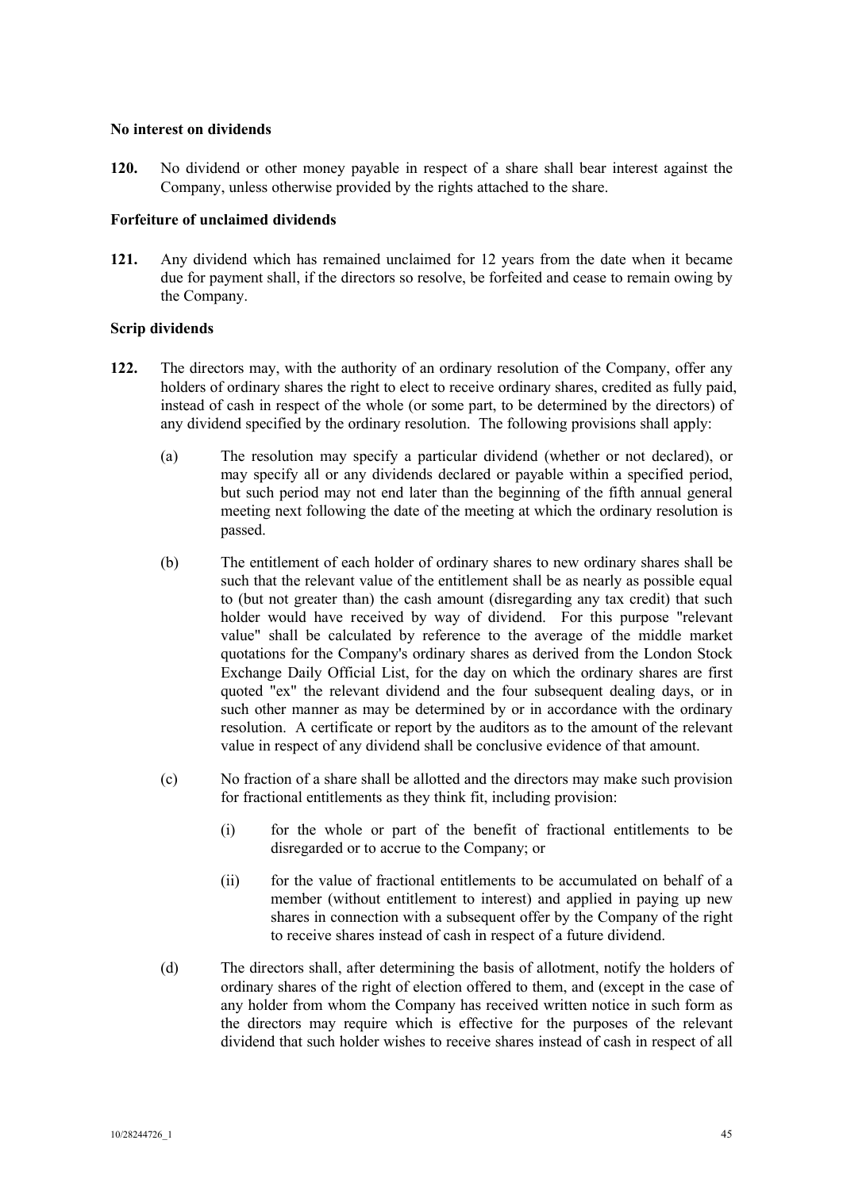**No interest on dividends**

**120.** No dividend or other money payable in respect of a share shall bear interest against the Company, unless otherwise provided by the rights attached to the share.

**Forfeiture of unclaimed dividends**

**121.** Any dividend which has remained unclaimed for 12 years from the date when it became due for payment shall, if the directors so resolve, be forfeited and cease to remain owing by the Company.

**Scrip dividends**

**122.** The directors may, with the authority of an ordinary resolution of the Company, offer any holders of ordinary shares the right to elect to receive ordinary shares, credited as fully paid, instead of cash in respect of the whole (or some part, to be determined by the directors) of any dividend specified by the ordinary resolution. The following provisions shall apply:

(a) The resolution may specify a particular dividend (whether or not declared), or may specify all or any dividends declared or payable within a specified period, but such period may not end later than the beginning of the fifth annual general meeting next following the date of the meeting at which the ordinary resolution is passed.

(b) The entitlement of each holder of ordinary shares to new ordinary shares shall be such that the relevant value of the entitlement shall be as nearly as possible equal to (but not greater than) the cash amount (disregarding any tax credit) that such holder would have received by way of dividend. For this purpose "relevant value" shall be calculated by reference to the average of the middle market quotations for the Company's ordinary shares as derived from the London Stock Exchange Daily Official List, for the day on which the ordinary shares are first quoted "ex" the relevant dividend and the four subsequent dealing days, or in such other manner as may be determined by or in accordance with the ordinary resolution. A certificate or report by the auditors as to the amount of the relevant value in respect of any dividend shall be conclusive evidence of that amount.

(c) No fraction of a share shall be allotted and the directors may make such provision for fractional entitlements as they think fit, including provision:

(i) for the whole or part of the benefit of fractional entitlements to be disregarded or to accrue to the Company; or

(ii) for the value of fractional entitlements to be accumulated on behalf of a member (without entitlement to interest) and applied in paying up new shares in connection with a subsequent offer by the Company of the right to receive shares instead of cash in respect of a future dividend.

(d) The directors shall, after determining the basis of allotment, notify the holders of ordinary shares of the right of election offered to them, and (except in the case of any holder from whom the Company has received written notice in such form as the directors may require which is effective for the purposes of the relevant dividend that such holder wishes to receive shares instead of cash in respect of all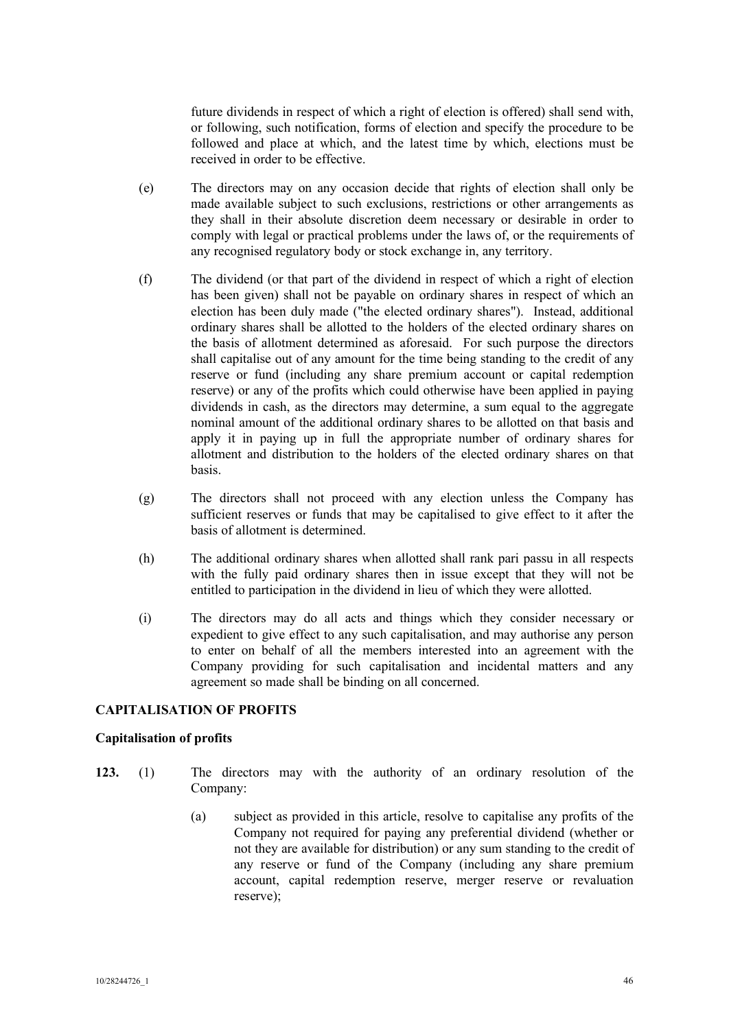future dividends in respect of which a right of election is offered) shall send with, or following, such notification, forms of election and specify the procedure to be followed and place at which, and the latest time by which, elections must be received in order to be effective.

(e) The directors may on any occasion decide that rights of election shall only be made available subject to such exclusions, restrictions or other arrangements as they shall in their absolute discretion deem necessary or desirable in order to comply with legal or practical problems under the laws of, or the requirements of any recognised regulatory body or stock exchange in, any territory.

(f) The dividend (or that part of the dividend in respect of which a right of election has been given) shall not be payable on ordinary shares in respect of which an election has been duly made ("the elected ordinary shares"). Instead, additional ordinary shares shall be allotted to the holders of the elected ordinary shares on the basis of allotment determined as aforesaid. For such purpose the directors shall capitalise out of any amount for the time being standing to the credit of any reserve or fund (including any share premium account or capital redemption reserve) or any of the profits which could otherwise have been applied in paying dividends in cash, as the directors may determine, a sum equal to the aggregate nominal amount of the additional ordinary shares to be allotted on that basis and apply it in paying up in full the appropriate number of ordinary shares for allotment and distribution to the holders of the elected ordinary shares on that basis.

(g) The directors shall not proceed with any election unless the Company has sufficient reserves or funds that may be capitalised to give effect to it after the basis of allotment is determined.

(h) The additional ordinary shares when allotted shall rank pari passu in all respects with the fully paid ordinary shares then in issue except that they will not be entitled to participation in the dividend in lieu of which they were allotted.

(i) The directors may do all acts and things which they consider necessary or expedient to give effect to any such capitalisation, and may authorise any person to enter on behalf of all the members interested into an agreement with the Company providing for such capitalisation and incidental matters and any agreement so made shall be binding on all concerned.

## CAPITALISATION OF PROFITS

### Capitalisation of profits

**123.** (1) The directors may with the authority of an ordinary resolution of the Company:

(a) subject as provided in this article, resolve to capitalise any profits of the Company not required for paying any preferential dividend (whether or not they are available for distribution) or any sum standing to the credit of any reserve or fund of the Company (including any share premium account, capital redemption reserve, merger reserve or revaluation reserve);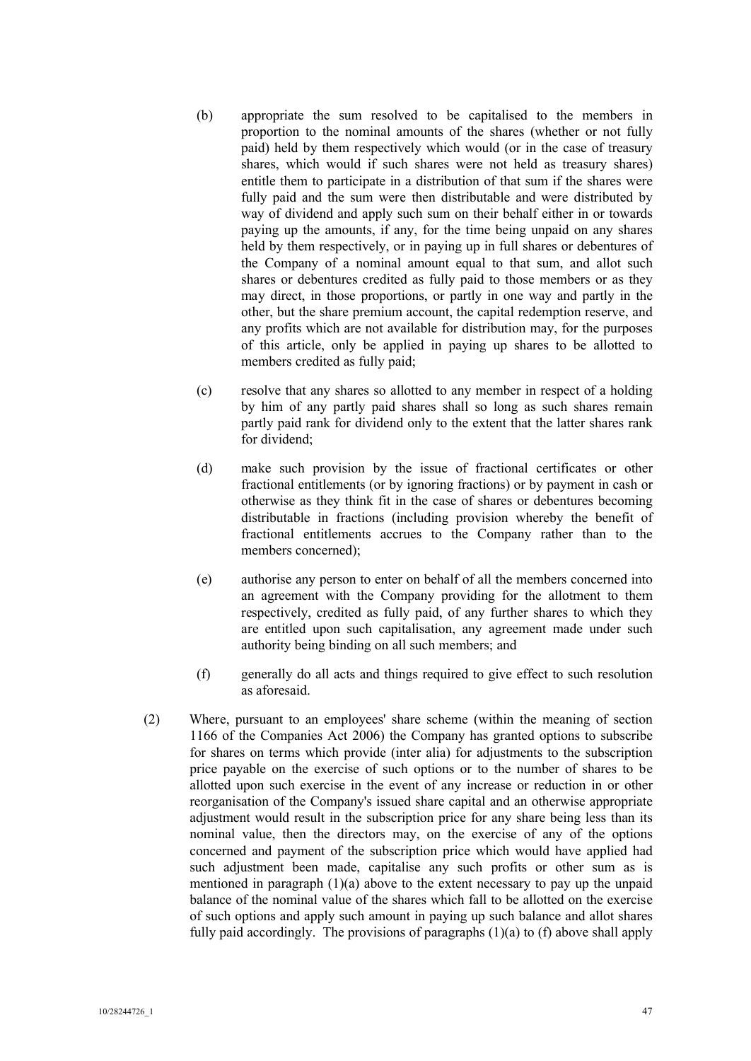(b) appropriate the sum resolved to be capitalised to the members in proportion to the nominal amounts of the shares (whether or not fully paid) held by them respectively which would (or in the case of treasury shares, which would if such shares were not held as treasury shares) entitle them to participate in a distribution of that sum if the shares were fully paid and the sum were then distributable and were distributed by way of dividend and apply such sum on their behalf either in or towards paying up the amounts, if any, for the time being unpaid on any shares held by them respectively, or in paying up in full shares or debentures of the Company of a nominal amount equal to that sum, and allot such shares or debentures credited as fully paid to those members or as they may direct, in those proportions, or partly in one way and partly in the other, but the share premium account, the capital redemption reserve, and any profits which are not available for distribution may, for the purposes of this article, only be applied in paying up shares to be allotted to members credited as fully paid;

(c) resolve that any shares so allotted to any member in respect of a holding by him of any partly paid shares shall so long as such shares remain partly paid rank for dividend only to the extent that the latter shares rank for dividend;

(d) make such provision by the issue of fractional certificates or other fractional entitlements (or by ignoring fractions) or by payment in cash or otherwise as they think fit in the case of shares or debentures becoming distributable in fractions (including provision whereby the benefit of fractional entitlements accrues to the Company rather than to the members concerned);

(e) authorise any person to enter on behalf of all the members concerned into an agreement with the Company providing for the allotment to them respectively, credited as fully paid, of any further shares to which they are entitled upon such capitalisation, any agreement made under such authority being binding on all such members; and

(f) generally do all acts and things required to give effect to such resolution as aforesaid.

(2) Where, pursuant to an employees' share scheme (within the meaning of section 1166 of the Companies Act 2006) the Company has granted options to subscribe for shares on terms which provide (inter alia) for adjustments to the subscription price payable on the exercise of such options or to the number of shares to be allotted upon such exercise in the event of any increase or reduction in or other reorganisation of the Company's issued share capital and an otherwise appropriate adjustment would result in the subscription price for any share being less than its nominal value, then the directors may, on the exercise of any of the options concerned and payment of the subscription price which would have applied had such adjustment been made, capitalise any such profits or other sum as is mentioned in paragraph (1)(a) above to the extent necessary to pay up the unpaid balance of the nominal value of the shares which fall to be allotted on the exercise of such options and apply such amount in paying up such balance and allot shares fully paid accordingly. The provisions of paragraphs (1)(a) to (f) above shall apply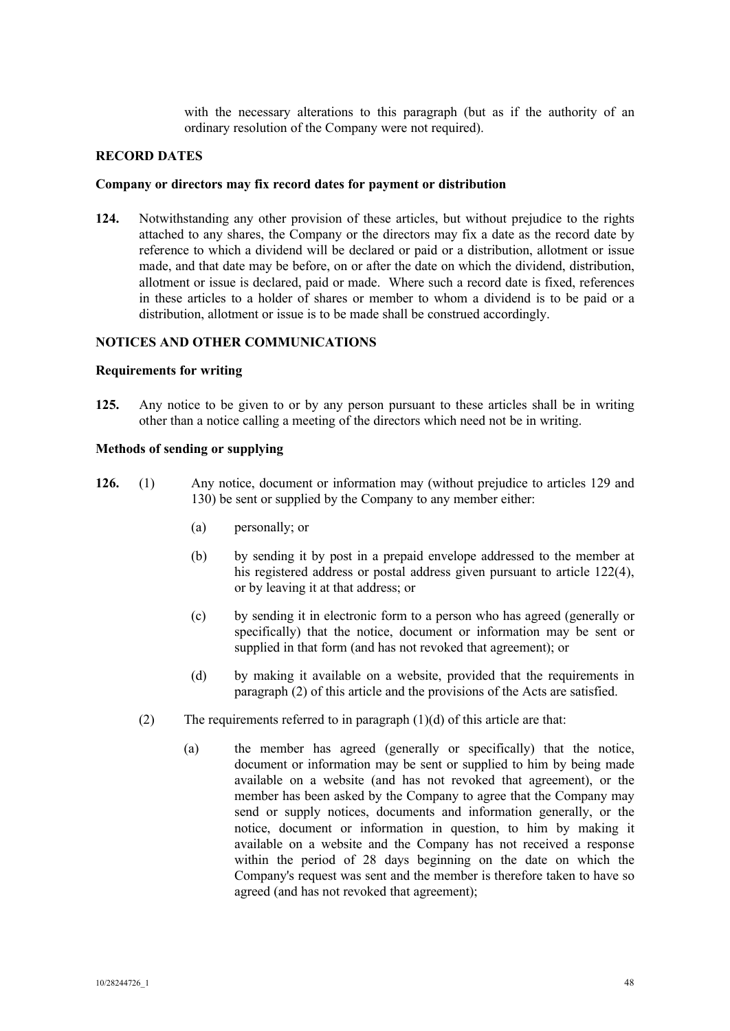with the necessary alterations to this paragraph (but as if the authority of an ordinary resolution of the Company were not required).

## RECORD DATES

### Company or directors may fix record dates for payment or distribution

**124.** Notwithstanding any other provision of these articles, but without prejudice to the rights attached to any shares, the Company or the directors may fix a date as the record date by reference to which a dividend will be declared or paid or a distribution, allotment or issue made, and that date may be before, on or after the date on which the dividend, distribution, allotment or issue is declared, paid or made. Where such a record date is fixed, references in these articles to a holder of shares or member to whom a dividend is to be paid or a distribution, allotment or issue is to be made shall be construed accordingly.

## NOTICES AND OTHER COMMUNICATIONS

### Requirements for writing

**125.** Any notice to be given to or by any person pursuant to these articles shall be in writing other than a notice calling a meeting of the directors which need not be in writing.

### Methods of sending or supplying

**126.** (1) Any notice, document or information may (without prejudice to articles 129 and 130) be sent or supplied by the Company to any member either:

(a) personally; or

(b) by sending it by post in a prepaid envelope addressed to the member at his registered address or postal address given pursuant to article 122(4), or by leaving it at that address; or

(c) by sending it in electronic form to a person who has agreed (generally or specifically) that the notice, document or information may be sent or supplied in that form (and has not revoked that agreement); or

(d) by making it available on a website, provided that the requirements in paragraph (2) of this article and the provisions of the Acts are satisfied.

(2) The requirements referred to in paragraph (1)(d) of this article are that:

(a) the member has agreed (generally or specifically) that the notice, document or information may be sent or supplied to him by being made available on a website (and has not revoked that agreement), or the member has been asked by the Company to agree that the Company may send or supply notices, documents and information generally, or the notice, document or information in question, to him by making it available on a website and the Company has not received a response within the period of 28 days beginning on the date on which the Company's request was sent and the member is therefore taken to have so agreed (and has not revoked that agreement);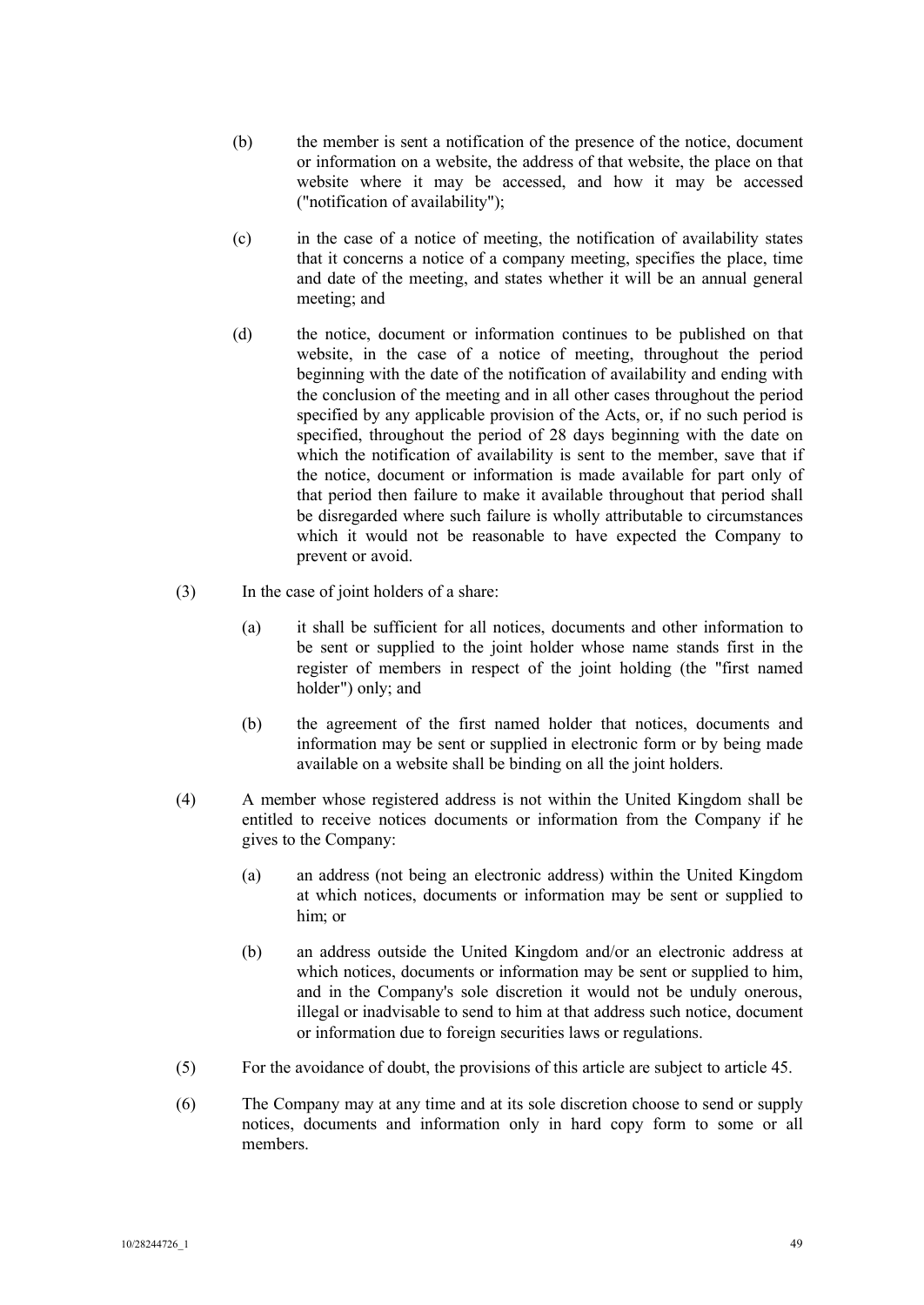(b) the member is sent a notification of the presence of the notice, document or information on a website, the address of that website, the place on that website where it may be accessed, and how it may be accessed ("notification of availability");

(c) in the case of a notice of meeting, the notification of availability states that it concerns a notice of a company meeting, specifies the place, time and date of the meeting, and states whether it will be an annual general meeting; and

(d) the notice, document or information continues to be published on that website, in the case of a notice of meeting, throughout the period beginning with the date of the notification of availability and ending with the conclusion of the meeting and in all other cases throughout the period specified by any applicable provision of the Acts, or, if no such period is specified, throughout the period of 28 days beginning with the date on which the notification of availability is sent to the member, save that if the notice, document or information is made available for part only of that period then failure to make it available throughout that period shall be disregarded where such failure is wholly attributable to circumstances which it would not be reasonable to have expected the Company to prevent or avoid.

(3) In the case of joint holders of a share:

(a) it shall be sufficient for all notices, documents and other information to be sent or supplied to the joint holder whose name stands first in the register of members in respect of the joint holding (the "first named holder") only; and

(b) the agreement of the first named holder that notices, documents and information may be sent or supplied in electronic form or by being made available on a website shall be binding on all the joint holders.

(4) A member whose registered address is not within the United Kingdom shall be entitled to receive notices documents or information from the Company if he gives to the Company:

(a) an address (not being an electronic address) within the United Kingdom at which notices, documents or information may be sent or supplied to him; or

(b) an address outside the United Kingdom and/or an electronic address at which notices, documents or information may be sent or supplied to him, and in the Company's sole discretion it would not be unduly onerous, illegal or inadvisable to send to him at that address such notice, document or information due to foreign securities laws or regulations.

(5) For the avoidance of doubt, the provisions of this article are subject to article 45.

(6) The Company may at any time and at its sole discretion choose to send or supply notices, documents and information only in hard copy form to some or all members.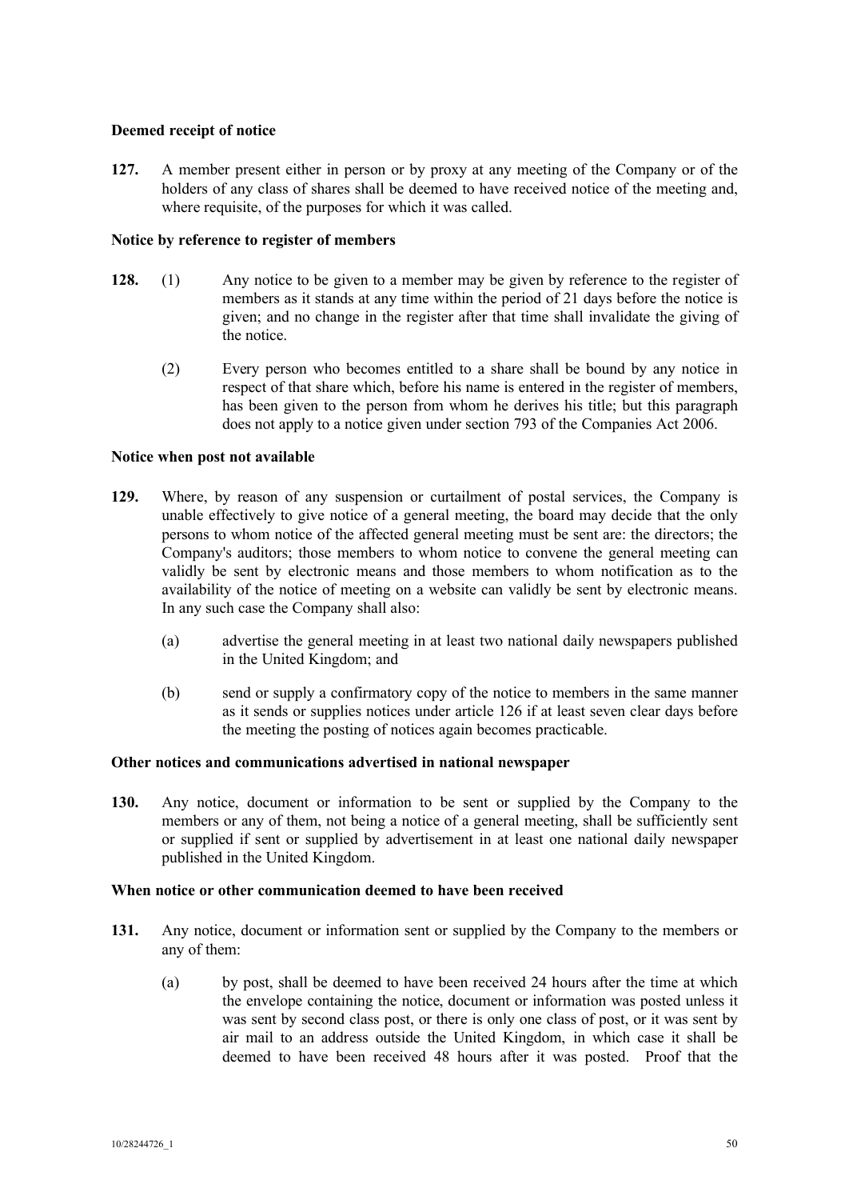**Deemed receipt of notice**

**127.** A member present either in person or by proxy at any meeting of the Company or of the holders of any class of shares shall be deemed to have received notice of the meeting and, where requisite, of the purposes for which it was called.

**Notice by reference to register of members**

**128.** (1) Any notice to be given to a member may be given by reference to the register of members as it stands at any time within the period of 21 days before the notice is given; and no change in the register after that time shall invalidate the giving of the notice.

(2) Every person who becomes entitled to a share shall be bound by any notice in respect of that share which, before his name is entered in the register of members, has been given to the person from whom he derives his title; but this paragraph does not apply to a notice given under section 793 of the Companies Act 2006.

**Notice when post not available**

**129.** Where, by reason of any suspension or curtailment of postal services, the Company is unable effectively to give notice of a general meeting, the board may decide that the only persons to whom notice of the affected general meeting must be sent are: the directors; the Company's auditors; those members to whom notice to convene the general meeting can validly be sent by electronic means and those members to whom notification as to the availability of the notice of meeting on a website can validly be sent by electronic means. In any such case the Company shall also:

(a) advertise the general meeting in at least two national daily newspapers published in the United Kingdom; and

(b) send or supply a confirmatory copy of the notice to members in the same manner as it sends or supplies notices under article 126 if at least seven clear days before the meeting the posting of notices again becomes practicable.

**Other notices and communications advertised in national newspaper**

**130.** Any notice, document or information to be sent or supplied by the Company to the members or any of them, not being a notice of a general meeting, shall be sufficiently sent or supplied if sent or supplied by advertisement in at least one national daily newspaper published in the United Kingdom.

**When notice or other communication deemed to have been received**

**131.** Any notice, document or information sent or supplied by the Company to the members or any of them:

(a) by post, shall be deemed to have been received 24 hours after the time at which the envelope containing the notice, document or information was posted unless it was sent by second class post, or there is only one class of post, or it was sent by air mail to an address outside the United Kingdom, in which case it shall be deemed to have been received 48 hours after it was posted. Proof that the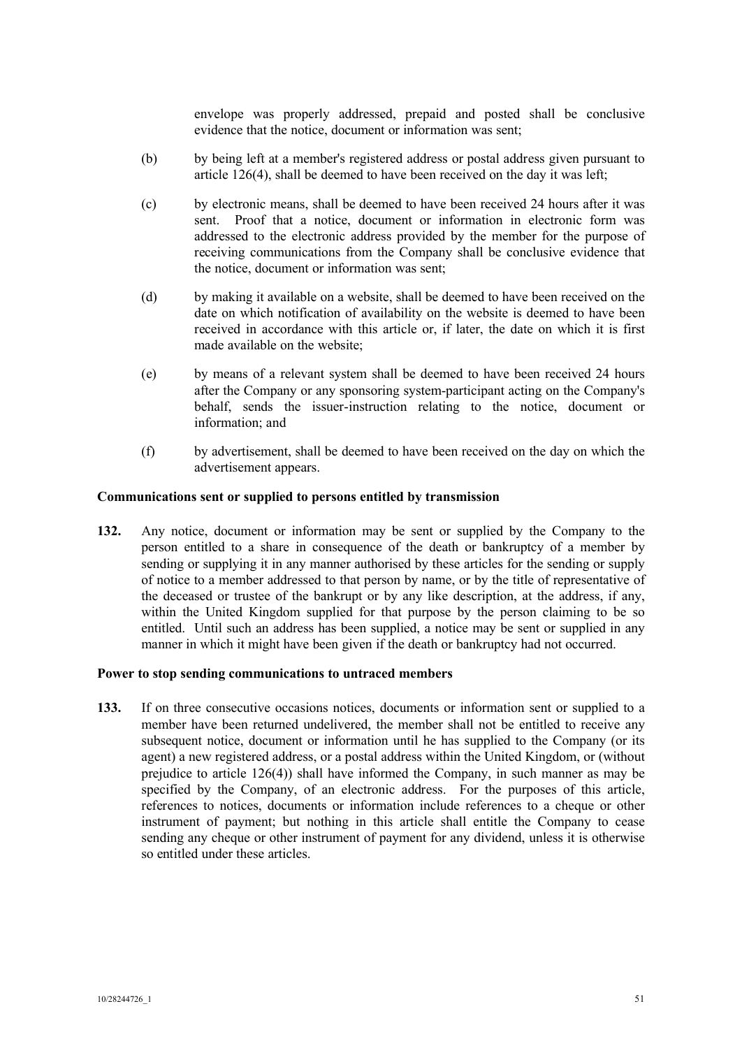envelope was properly addressed, prepaid and posted shall be conclusive evidence that the notice, document or information was sent;

(b) by being left at a member's registered address or postal address given pursuant to article 126(4), shall be deemed to have been received on the day it was left;

(c) by electronic means, shall be deemed to have been received 24 hours after it was sent. Proof that a notice, document or information in electronic form was addressed to the electronic address provided by the member for the purpose of receiving communications from the Company shall be conclusive evidence that the notice, document or information was sent;

(d) by making it available on a website, shall be deemed to have been received on the date on which notification of availability on the website is deemed to have been received in accordance with this article or, if later, the date on which it is first made available on the website;

(e) by means of a relevant system shall be deemed to have been received 24 hours after the Company or any sponsoring system-participant acting on the Company's behalf, sends the issuer-instruction relating to the notice, document or information; and

(f) by advertisement, shall be deemed to have been received on the day on which the advertisement appears.

**Communications sent or supplied to persons entitled by transmission**

**132.** Any notice, document or information may be sent or supplied by the Company to the person entitled to a share in consequence of the death or bankruptcy of a member by sending or supplying it in any manner authorised by these articles for the sending or supply of notice to a member addressed to that person by name, or by the title of representative of the deceased or trustee of the bankrupt or by any like description, at the address, if any, within the United Kingdom supplied for that purpose by the person claiming to be so entitled. Until such an address has been supplied, a notice may be sent or supplied in any manner in which it might have been given if the death or bankruptcy had not occurred.

**Power to stop sending communications to untraced members**

**133.** If on three consecutive occasions notices, documents or information sent or supplied to a member have been returned undelivered, the member shall not be entitled to receive any subsequent notice, document or information until he has supplied to the Company (or its agent) a new registered address, or a postal address within the United Kingdom, or (without prejudice to article 126(4)) shall have informed the Company, in such manner as may be specified by the Company, of an electronic address. For the purposes of this article, references to notices, documents or information include references to a cheque or other instrument of payment; but nothing in this article shall entitle the Company to cease sending any cheque or other instrument of payment for any dividend, unless it is otherwise so entitled under these articles.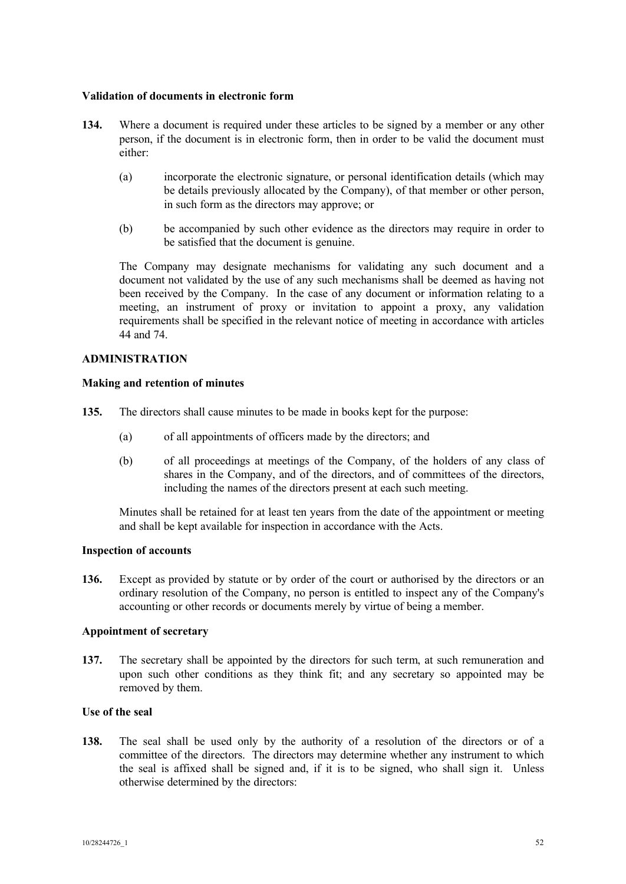**Validation of documents in electronic form**

**134.** Where a document is required under these articles to be signed by a member or any other person, if the document is in electronic form, then in order to be valid the document must either:

(a) incorporate the electronic signature, or personal identification details (which may be details previously allocated by the Company), of that member or other person, in such form as the directors may approve; or

(b) be accompanied by such other evidence as the directors may require in order to be satisfied that the document is genuine.

The Company may designate mechanisms for validating any such document and a document not validated by the use of any such mechanisms shall be deemed as having not been received by the Company. In the case of any document or information relating to a meeting, an instrument of proxy or invitation to appoint a proxy, any validation requirements shall be specified in the relevant notice of meeting in accordance with articles 44 and 74.

**ADMINISTRATION**

**Making and retention of minutes**

**135.** The directors shall cause minutes to be made in books kept for the purpose:

(a) of all appointments of officers made by the directors; and

(b) of all proceedings at meetings of the Company, of the holders of any class of shares in the Company, and of the directors, and of committees of the directors, including the names of the directors present at each such meeting.

Minutes shall be retained for at least ten years from the date of the appointment or meeting and shall be kept available for inspection in accordance with the Acts.

**Inspection of accounts**

**136.** Except as provided by statute or by order of the court or authorised by the directors or an ordinary resolution of the Company, no person is entitled to inspect any of the Company's accounting or other records or documents merely by virtue of being a member.

**Appointment of secretary**

**137.** The secretary shall be appointed by the directors for such term, at such remuneration and upon such other conditions as they think fit; and any secretary so appointed may be removed by them.

**Use of the seal**

**138.** The seal shall be used only by the authority of a resolution of the directors or of a committee of the directors. The directors may determine whether any instrument to which the seal is affixed shall be signed and, if it is to be signed, who shall sign it. Unless otherwise determined by the directors: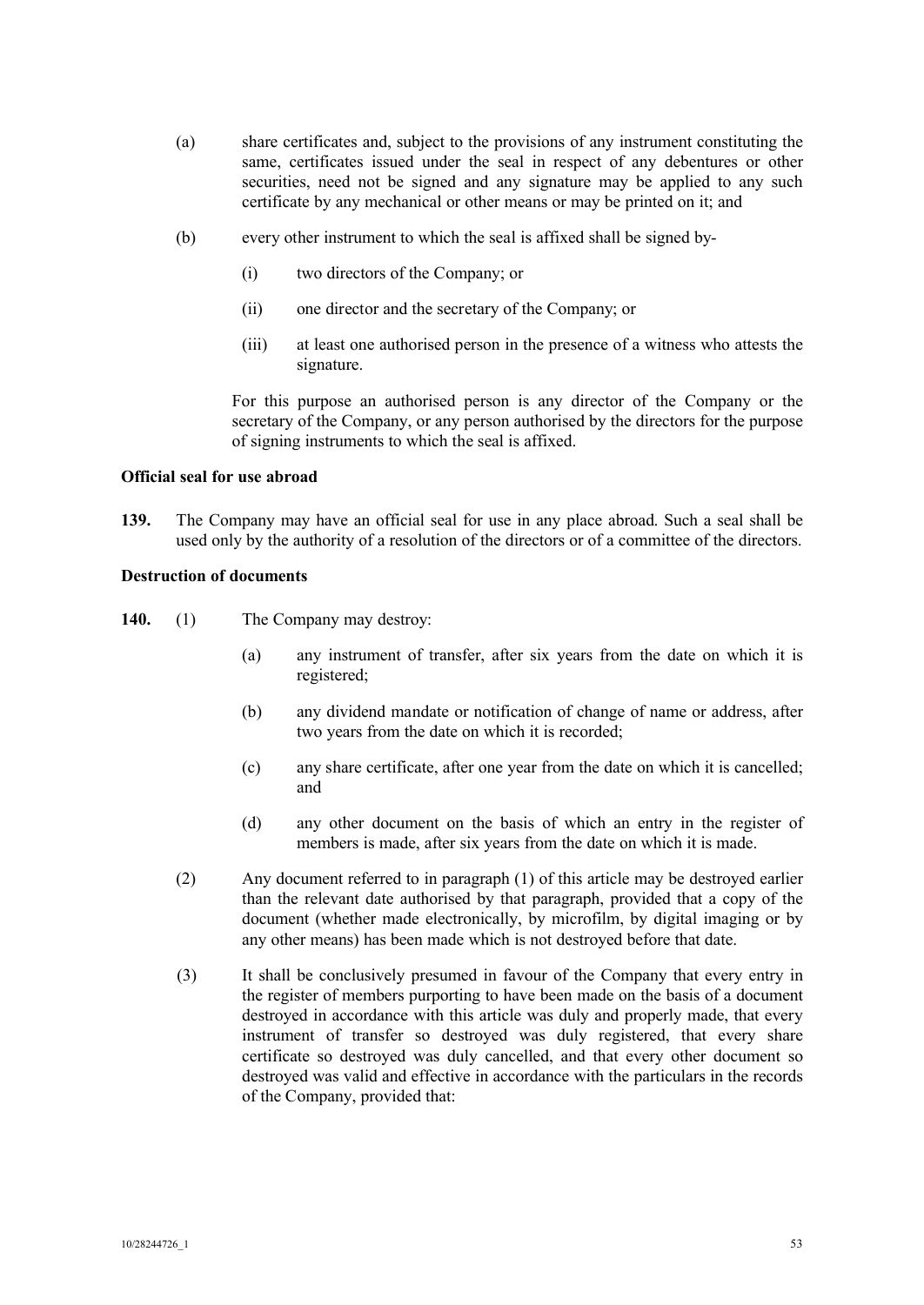(a) share certificates and, subject to the provisions of any instrument constituting the same, certificates issued under the seal in respect of any debentures or other securities, need not be signed and any signature may be applied to any such certificate by any mechanical or other means or may be printed on it; and

(b) every other instrument to which the seal is affixed shall be signed by-

   (i) two directors of the Company; or

   (ii) one director and the secretary of the Company; or

   (iii) at least one authorised person in the presence of a witness who attests the signature.

For this purpose an authorised person is any director of the Company or the secretary of the Company, or any person authorised by the directors for the purpose of signing instruments to which the seal is affixed.

**Official seal for use abroad**

**139.** The Company may have an official seal for use in any place abroad. Such a seal shall be used only by the authority of a resolution of the directors or of a committee of the directors.

**Destruction of documents**

**140.** (1) The Company may destroy:

(a) any instrument of transfer, after six years from the date on which it is registered;

(b) any dividend mandate or notification of change of name or address, after two years from the date on which it is recorded;

(c) any share certificate, after one year from the date on which it is cancelled; and

(d) any other document on the basis of which an entry in the register of members is made, after six years from the date on which it is made.

(2) Any document referred to in paragraph (1) of this article may be destroyed earlier than the relevant date authorised by that paragraph, provided that a copy of the document (whether made electronically, by microfilm, by digital imaging or by any other means) has been made which is not destroyed before that date.

(3) It shall be conclusively presumed in favour of the Company that every entry in the register of members purporting to have been made on the basis of a document destroyed in accordance with this article was duly and properly made, that every instrument of transfer so destroyed was duly registered, that every share certificate so destroyed was duly cancelled, and that every other document so destroyed was valid and effective in accordance with the particulars in the records of the Company, provided that: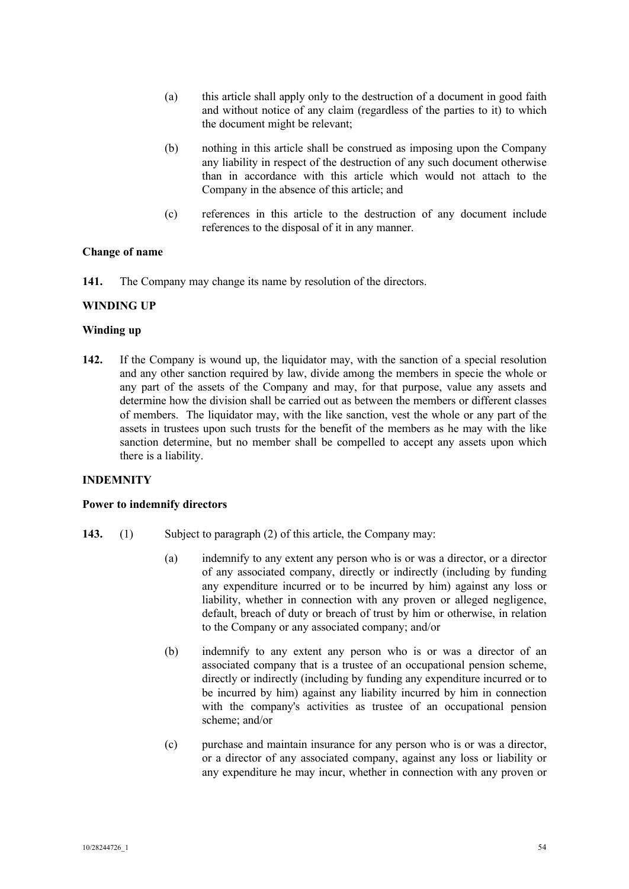(a) this article shall apply only to the destruction of a document in good faith and without notice of any claim (regardless of the parties to it) to which the document might be relevant;

(b) nothing in this article shall be construed as imposing upon the Company any liability in respect of the destruction of any such document otherwise than in accordance with this article which would not attach to the Company in the absence of this article; and

(c) references in this article to the destruction of any document include references to the disposal of it in any manner.

**Change of name**

**141.** The Company may change its name by resolution of the directors.

**WINDING UP**

**Winding up**

**142.** If the Company is wound up, the liquidator may, with the sanction of a special resolution and any other sanction required by law, divide among the members in specie the whole or any part of the assets of the Company and may, for that purpose, value any assets and determine how the division shall be carried out as between the members or different classes of members. The liquidator may, with the like sanction, vest the whole or any part of the assets in trustees upon such trusts for the benefit of the members as he may with the like sanction determine, but no member shall be compelled to accept any assets upon which there is a liability.

**INDEMNITY**

**Power to indemnify directors**

**143.** (1) Subject to paragraph (2) of this article, the Company may:

(a) indemnify to any extent any person who is or was a director, or a director of any associated company, directly or indirectly (including by funding any expenditure incurred or to be incurred by him) against any loss or liability, whether in connection with any proven or alleged negligence, default, breach of duty or breach of trust by him or otherwise, in relation to the Company or any associated company; and/or

(b) indemnify to any extent any person who is or was a director of an associated company that is a trustee of an occupational pension scheme, directly or indirectly (including by funding any expenditure incurred or to be incurred by him) against any liability incurred by him in connection with the company's activities as trustee of an occupational pension scheme; and/or

(c) purchase and maintain insurance for any person who is or was a director, or a director of any associated company, against any loss or liability or any expenditure he may incur, whether in connection with any proven or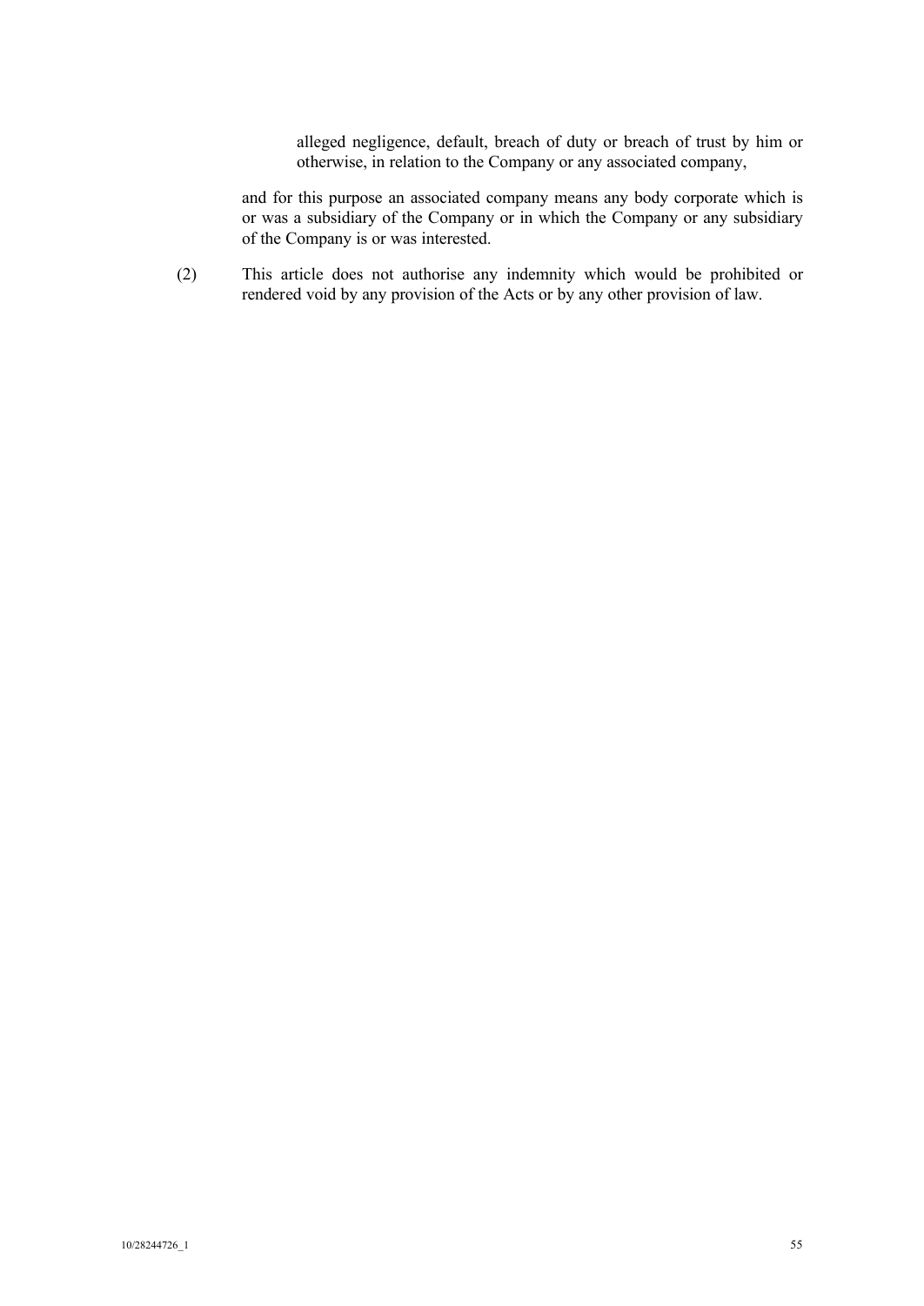alleged negligence, default, breach of duty or breach of trust by him or otherwise, in relation to the Company or any associated company,

and for this purpose an associated company means any body corporate which is or was a subsidiary of the Company or in which the Company or any subsidiary of the Company is or was interested.

(2) This article does not authorise any indemnity which would be prohibited or rendered void by any provision of the Acts or by any other provision of law.